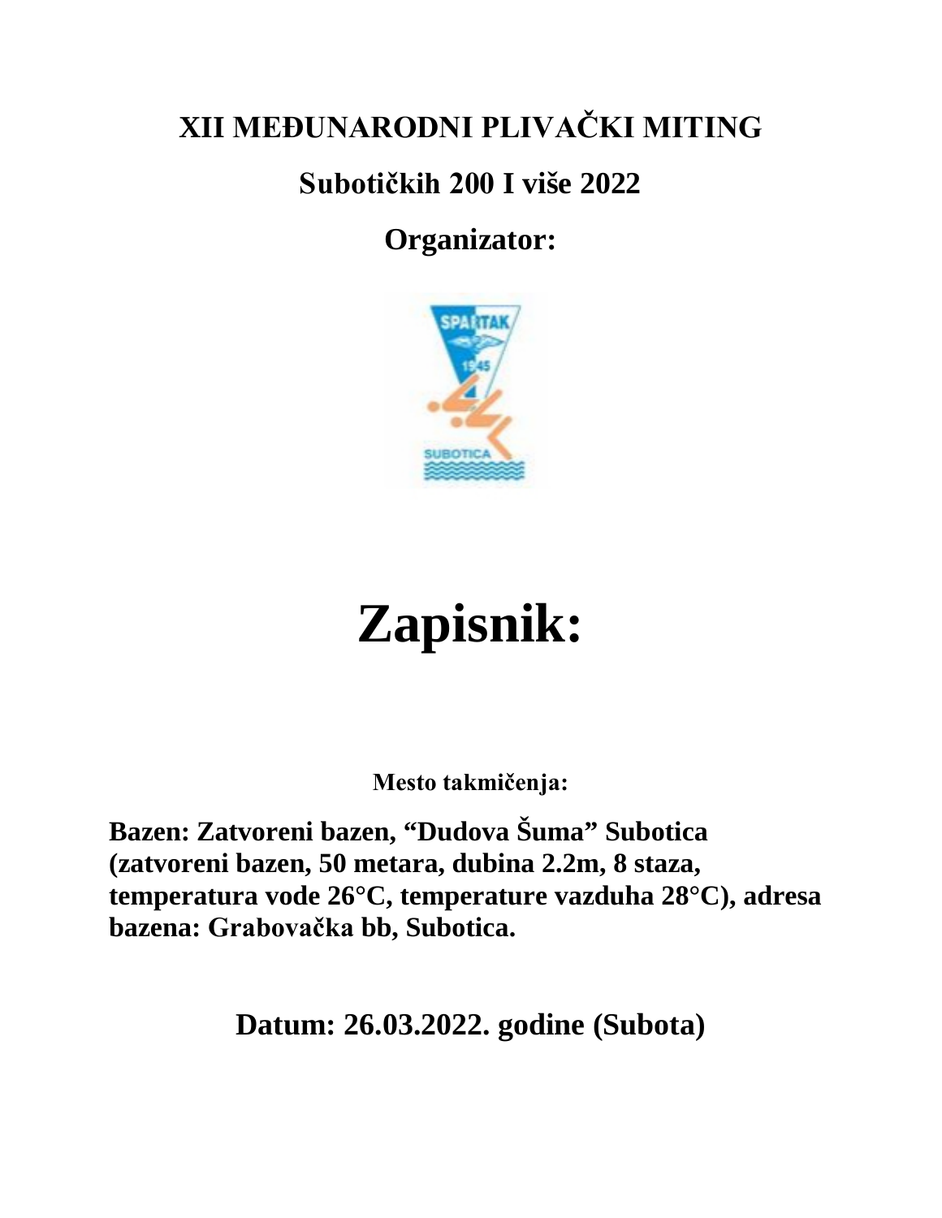# XII MEĐUNARODNI PLIVAČKI MITING

## Subotičkih 200 I više 2022

## Organizator:

# Zapisnik:

**Mesto takmičenja:**

**Bazen: Zatvoreni bazen, "Dudova Šuma" Subotica (zatvoreni bazen, 50 metara, dubina 2.2m, 8 staza, temperatura vode 26°C, temperature vazduha 28°C), adresa bazena: Grabovačka bb, Subotica.**

## Datum: 26.03.2022. godine (Subota)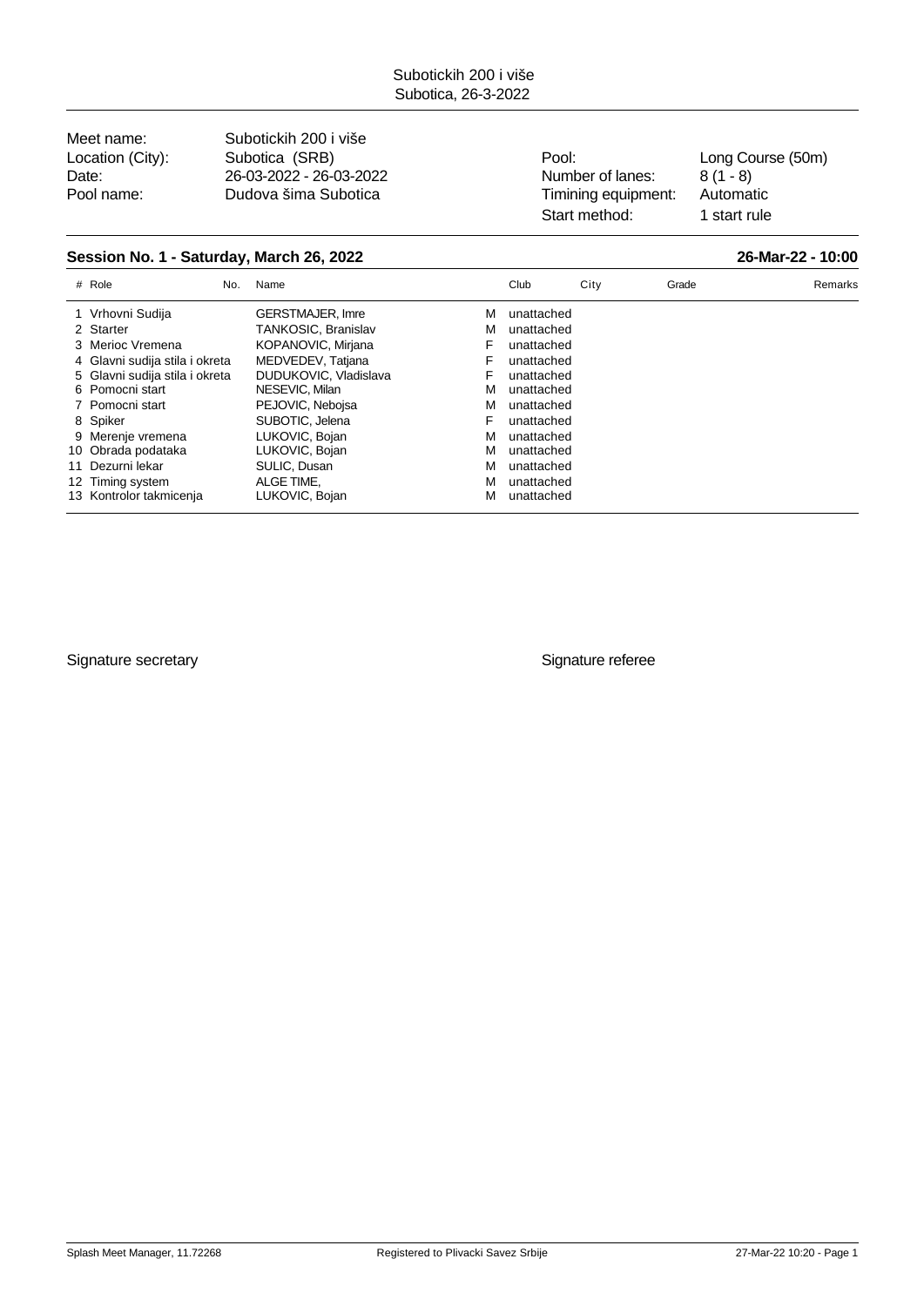Subotickih 200 i više
Subotica, 26-3-2022

| | | | |
|---|---|---|---|
| Meet name: | Subotickih 200 i više | | |
| Location (City): | Subotica (SRB) | Pool: | Long Course (50m) |
| Date: | 26-03-2022 - 26-03-2022 | Number of lanes: | 8 (1 - 8) |
| Pool name: | Dudova šima Subotica | Timining equipment: | Automatic |
| | | Start method: | 1 start rule |

## Session No. 1 - Saturday, March 26, 2022

**26-Mar-22 - 10:00**

| # | Role | No. | Name | | Club | City | Grade | Remarks |
|---|---|---|---|---|---|---|---|---|
| 1 | Vrhovni Sudija | | GERSTMAJER, Imre | M | unattached | | | |
| 2 | Starter | | TANKOSIC, Branislav | M | unattached | | | |
| 3 | Merioc Vremena | | KOPANOVIC, Mirjana | F | unattached | | | |
| 4 | Glavni sudija stila i okreta | | MEDVEDEV, Tatjana | F | unattached | | | |
| 5 | Glavni sudija stila i okreta | | DUDUKOVIC, Vladislava | F | unattached | | | |
| 6 | Pomocni start | | NESEVIC, Milan | M | unattached | | | |
| 7 | Pomocni start | | PEJOVIC, Nebojsa | M | unattached | | | |
| 8 | Spiker | | SUBOTIC, Jelena | F | unattached | | | |
| 9 | Merenje vremena | | LUKOVIC, Bojan | M | unattached | | | |
| 10 | Obrada podataka | | LUKOVIC, Bojan | M | unattached | | | |
| 11 | Dezurni lekar | | SULIC, Dusan | M | unattached | | | |
| 12 | Timing system | | ALGE TIME, | M | unattached | | | |
| 13 | Kontrolor takmicenja | | LUKOVIC, Bojan | M | unattached | | | |

Signature secretary

Signature referee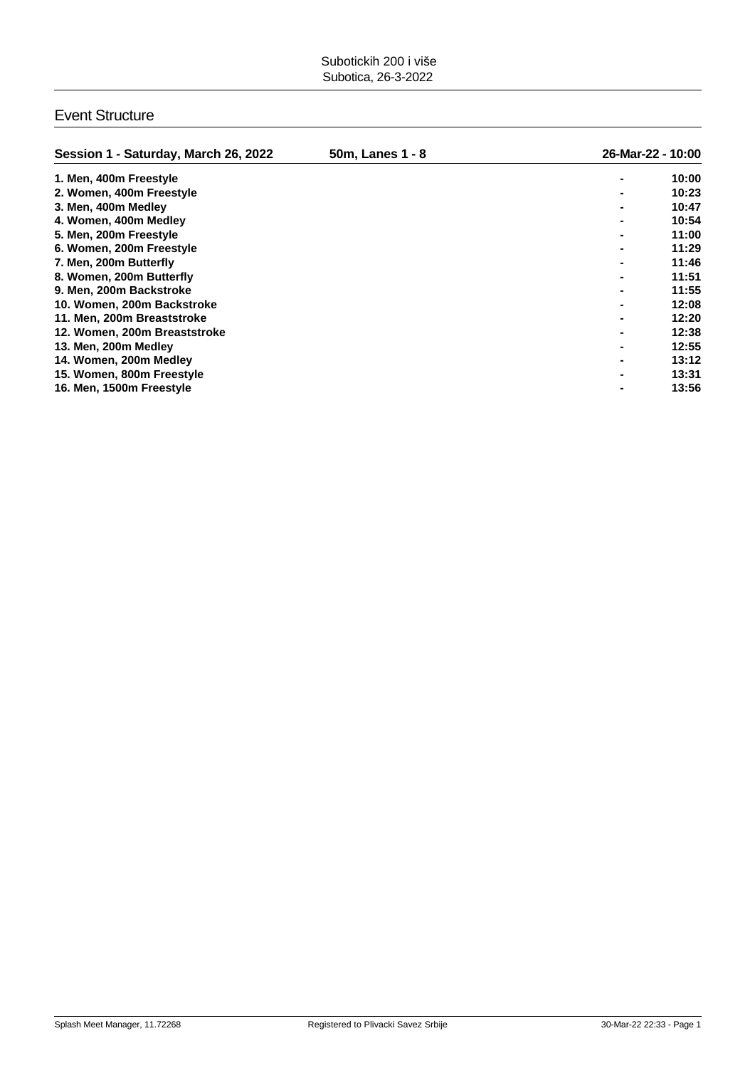Subotickih 200 i više
Subotica, 26-3-2022

## Event Structure

| Session 1 - Saturday, March 26, 2022 | 50m, Lanes 1 - 8 | 26-Mar-22 - 10:00 |
|---|---|---|
| 1. Men, 400m Freestyle | - | 10:00 |
| 2. Women, 400m Freestyle | - | 10:23 |
| 3. Men, 400m Medley | - | 10:47 |
| 4. Women, 400m Medley | - | 10:54 |
| 5. Men, 200m Freestyle | - | 11:00 |
| 6. Women, 200m Freestyle | - | 11:29 |
| 7. Men, 200m Butterfly | - | 11:46 |
| 8. Women, 200m Butterfly | - | 11:51 |
| 9. Men, 200m Backstroke | - | 11:55 |
| 10. Women, 200m Backstroke | - | 12:08 |
| 11. Men, 200m Breaststroke | - | 12:20 |
| 12. Women, 200m Breaststroke | - | 12:38 |
| 13. Men, 200m Medley | - | 12:55 |
| 14. Women, 200m Medley | - | 13:12 |
| 15. Women, 800m Freestyle | - | 13:31 |
| 16. Men, 1500m Freestyle | - | 13:56 |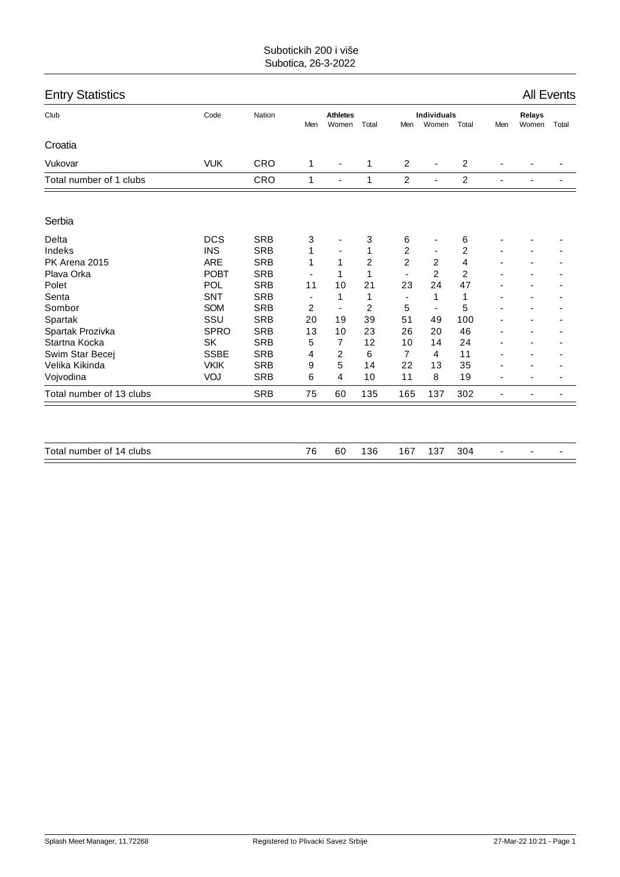Subotickih 200 i više
Subotica, 26-3-2022

## Entry Statistics

All Events

| Club | Code | Nation | Athletes | | | Individuals | | | Relays | | |
|---|---|---|---|---|---|---|---|---|---|---|---|
| | | | Men | Women | Total | Men | Women | Total | Men | Women | Total |
| **Croatia** | | | | | | | | | | | |
| Vukovar | VUK | CRO | 1 | - | 1 | 2 | - | 2 | - | - | - |
| Total number of 1 clubs | | CRO | 1 | - | 1 | 2 | - | 2 | - | - | - |
| **Serbia** | | | | | | | | | | | |
| Delta | DCS | SRB | 3 | - | 3 | 6 | - | 6 | - | - | - |
| Indeks | INS | SRB | 1 | - | 1 | 2 | - | 2 | - | - | - |
| PK Arena 2015 | ARE | SRB | 1 | 1 | 2 | 2 | 2 | 4 | - | - | - |
| Plava Orka | POBT | SRB | - | 1 | 1 | - | 2 | 2 | - | - | - |
| Polet | POL | SRB | 11 | 10 | 21 | 23 | 24 | 47 | - | - | - |
| Senta | SNT | SRB | - | 1 | 1 | - | 1 | 1 | - | - | - |
| Sombor | SOM | SRB | 2 | - | 2 | 5 | - | 5 | - | - | - |
| Spartak | SSU | SRB | 20 | 19 | 39 | 51 | 49 | 100 | - | - | - |
| Spartak Prozivka | SPRO | SRB | 13 | 10 | 23 | 26 | 20 | 46 | - | - | - |
| Startna Kocka | SK | SRB | 5 | 7 | 12 | 10 | 14 | 24 | - | - | - |
| Swim Star Becej | SSBE | SRB | 4 | 2 | 6 | 7 | 4 | 11 | - | - | - |
| Velika Kikinda | VKIK | SRB | 9 | 5 | 14 | 22 | 13 | 35 | - | - | - |
| Vojvodina | VOJ | SRB | 6 | 4 | 10 | 11 | 8 | 19 | - | - | - |
| Total number of 13 clubs | | SRB | 75 | 60 | 135 | 165 | 137 | 302 | - | - | - |
| Total number of 14 clubs | | | 76 | 60 | 136 | 167 | 137 | 304 | - | - | - |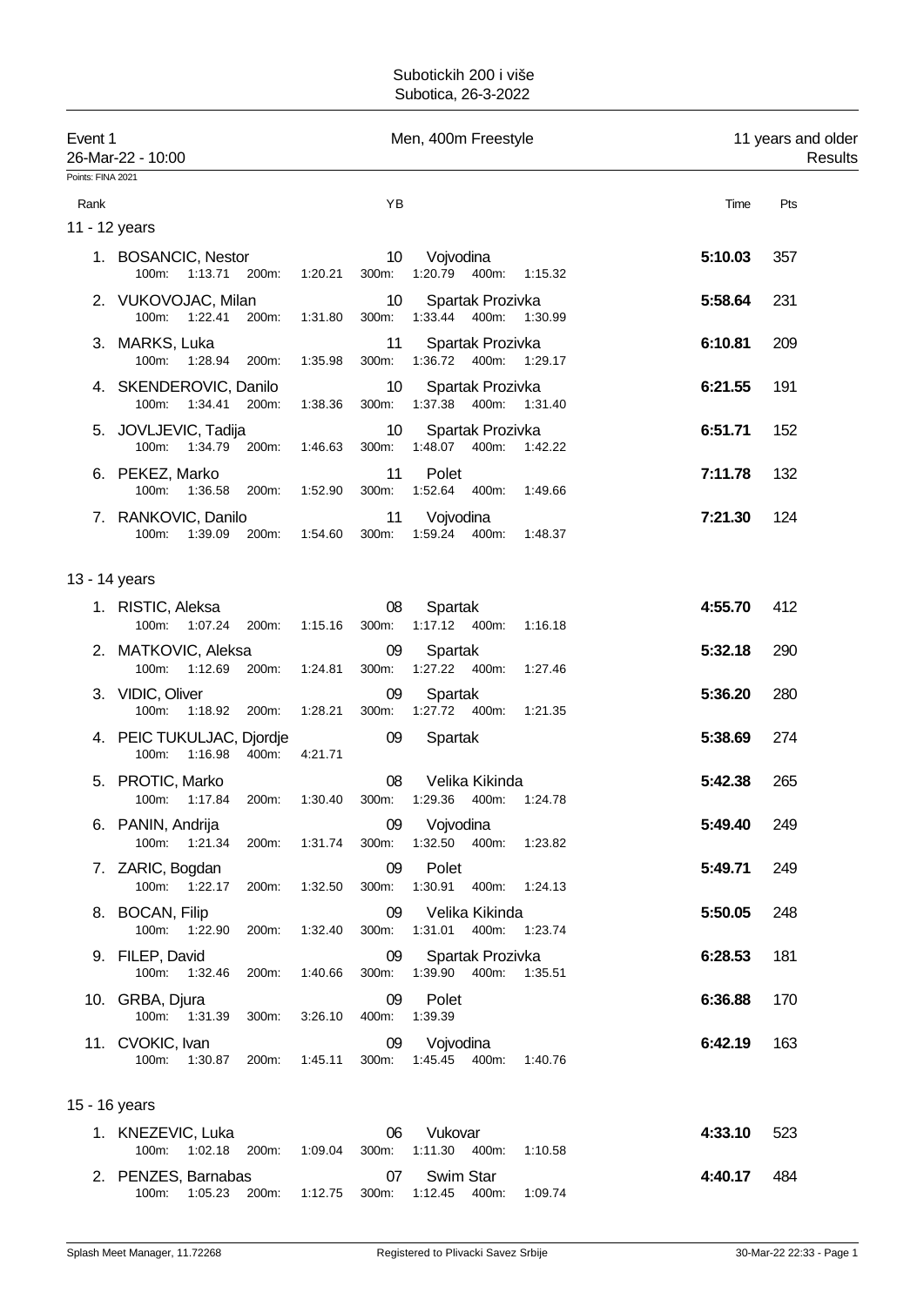Subotickih 200 i više
Subotica, 26-3-2022

Event 1 — Men, 400m Freestyle — 11 years and older
26-Mar-22 - 10:00 — Results

Points: FINA 2021

| Rank | | YB | | Time | Pts |
|---|---|---|---|---|---|

**11 - 12 years**

| Rank | Name | YB | Club | Time | Pts |
|---|---|---|---|---|---|
| 1. | BOSANCIC, Nestor | 10 | Vojvodina | 5:10.03 | 357 |
| | 100m: 1:13.71 200m: 1:20.21 300m: 1:20.79 400m: 1:15.32 | | | | |
| 2. | VUKOVOJAC, Milan | 10 | Spartak Prozivka | 5:58.64 | 231 |
| | 100m: 1:22.41 200m: 1:31.80 300m: 1:33.44 400m: 1:30.99 | | | | |
| 3. | MARKS, Luka | 11 | Spartak Prozivka | 6:10.81 | 209 |
| | 100m: 1:28.94 200m: 1:35.98 300m: 1:36.72 400m: 1:29.17 | | | | |
| 4. | SKENDEROVIC, Danilo | 10 | Spartak Prozivka | 6:21.55 | 191 |
| | 100m: 1:34.41 200m: 1:38.36 300m: 1:37.38 400m: 1:31.40 | | | | |
| 5. | JOVLJEVIC, Tadija | 10 | Spartak Prozivka | 6:51.71 | 152 |
| | 100m: 1:34.79 200m: 1:46.63 300m: 1:48.07 400m: 1:42.22 | | | | |
| 6. | PEKEZ, Marko | 11 | Polet | 7:11.78 | 132 |
| | 100m: 1:36.58 200m: 1:52.90 300m: 1:52.64 400m: 1:49.66 | | | | |
| 7. | RANKOVIC, Danilo | 11 | Vojvodina | 7:21.30 | 124 |
| | 100m: 1:39.09 200m: 1:54.60 300m: 1:59.24 400m: 1:48.37 | | | | |

**13 - 14 years**

| Rank | Name | YB | Club | Time | Pts |
|---|---|---|---|---|---|
| 1. | RISTIC, Aleksa | 08 | Spartak | 4:55.70 | 412 |
| | 100m: 1:07.24 200m: 1:15.16 300m: 1:17.12 400m: 1:16.18 | | | | |
| 2. | MATKOVIC, Aleksa | 09 | Spartak | 5:32.18 | 290 |
| | 100m: 1:12.69 200m: 1:24.81 300m: 1:27.22 400m: 1:27.46 | | | | |
| 3. | VIDIC, Oliver | 09 | Spartak | 5:36.20 | 280 |
| | 100m: 1:18.92 200m: 1:28.21 300m: 1:27.72 400m: 1:21.35 | | | | |
| 4. | PEIC TUKULJAC, Djordje | 09 | Spartak | 5:38.69 | 274 |
| | 100m: 1:16.98 400m: 4:21.71 | | | | |
| 5. | PROTIC, Marko | 08 | Velika Kikinda | 5:42.38 | 265 |
| | 100m: 1:17.84 200m: 1:30.40 300m: 1:29.36 400m: 1:24.78 | | | | |
| 6. | PANIN, Andrija | 09 | Vojvodina | 5:49.40 | 249 |
| | 100m: 1:21.34 200m: 1:31.74 300m: 1:32.50 400m: 1:23.82 | | | | |
| 7. | ZARIC, Bogdan | 09 | Polet | 5:49.71 | 249 |
| | 100m: 1:22.17 200m: 1:32.50 300m: 1:30.91 400m: 1:24.13 | | | | |
| 8. | BOCAN, Filip | 09 | Velika Kikinda | 5:50.05 | 248 |
| | 100m: 1:22.90 200m: 1:32.40 300m: 1:31.01 400m: 1:23.74 | | | | |
| 9. | FILEP, David | 09 | Spartak Prozivka | 6:28.53 | 181 |
| | 100m: 1:32.46 200m: 1:40.66 300m: 1:39.90 400m: 1:35.51 | | | | |
| 10. | GRBA, Djura | 09 | Polet | 6:36.88 | 170 |
| | 100m: 1:31.39 300m: 3:26.10 400m: 1:39.39 | | | | |
| 11. | CVOKIC, Ivan | 09 | Vojvodina | 6:42.19 | 163 |
| | 100m: 1:30.87 200m: 1:45.11 300m: 1:45.45 400m: 1:40.76 | | | | |

**15 - 16 years**

| Rank | Name | YB | Club | Time | Pts |
|---|---|---|---|---|---|
| 1. | KNEZEVIC, Luka | 06 | Vukovar | 4:33.10 | 523 |
| | 100m: 1:02.18 200m: 1:09.04 300m: 1:11.30 400m: 1:10.58 | | | | |
| 2. | PENZES, Barnabas | 07 | Swim Star | 4:40.17 | 484 |
| | 100m: 1:05.23 200m: 1:12.75 300m: 1:12.45 400m: 1:09.74 | | | | |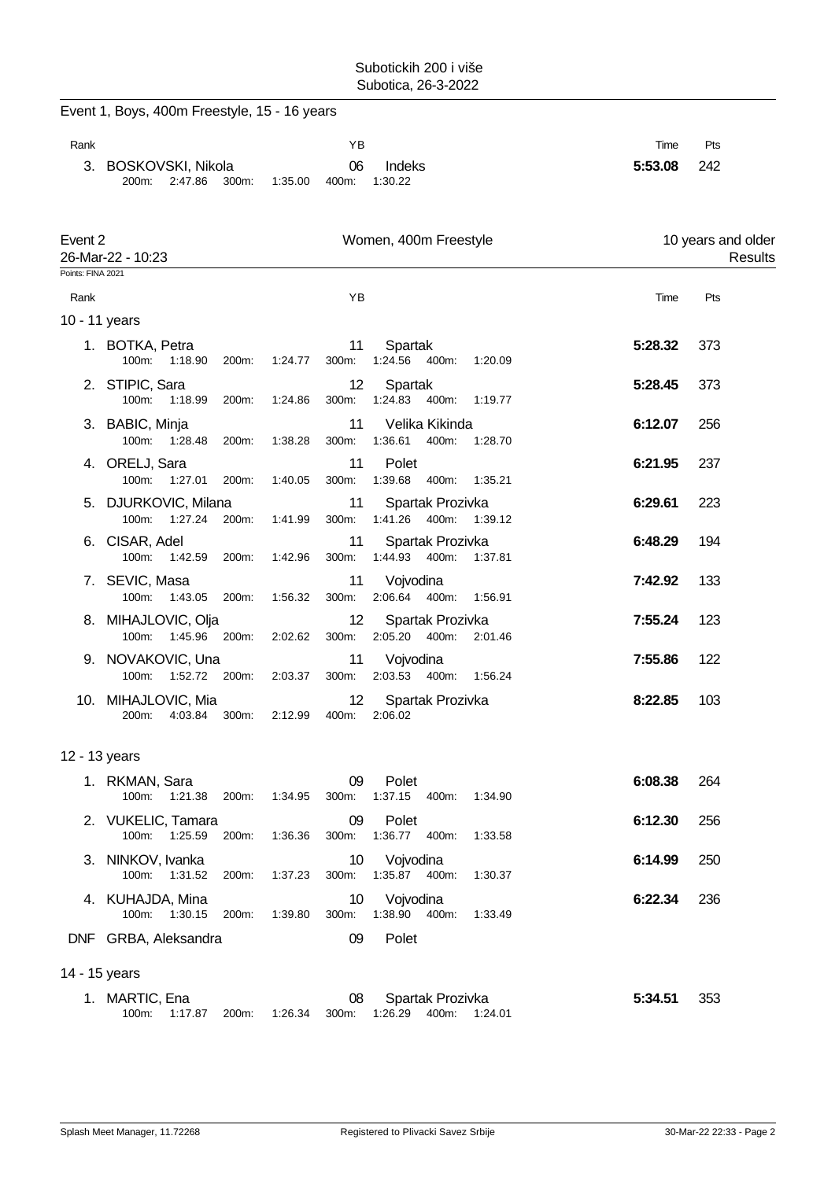Subotickih 200 i više
Subotica, 26-3-2022

## Event 1, Boys, 400m Freestyle, 15 - 16 years

| Rank | Name | YB | Club | Time | Pts |
|---|---|---|---|---|---|
| 3. | BOSKOVSKI, Nikola | 06 | Indeks | 5:53.08 | 242 |
| | 200m: 2:47.86 300m: 1:35.00 400m: 1:30.22 | | | | |

## Event 2 Women, 400m Freestyle 10 years and older

26-Mar-22 - 10:23 Results

Points: FINA 2021

| Rank | Name | YB | Club | Time | Pts |
|---|---|---|---|---|---|
| **10 - 11 years** | | | | | |
| 1. | BOTKA, Petra | 11 | Spartak | 5:28.32 | 373 |
| | 100m: 1:18.90 200m: 1:24.77 300m: 1:24.56 400m: 1:20.09 | | | | |
| 2. | STIPIC, Sara | 12 | Spartak | 5:28.45 | 373 |
| | 100m: 1:18.99 200m: 1:24.86 300m: 1:24.83 400m: 1:19.77 | | | | |
| 3. | BABIC, Minja | 11 | Velika Kikinda | 6:12.07 | 256 |
| | 100m: 1:28.48 200m: 1:38.28 300m: 1:36.61 400m: 1:28.70 | | | | |
| 4. | ORELJ, Sara | 11 | Polet | 6:21.95 | 237 |
| | 100m: 1:27.01 200m: 1:40.05 300m: 1:39.68 400m: 1:35.21 | | | | |
| 5. | DJURKOVIC, Milana | 11 | Spartak Prozivka | 6:29.61 | 223 |
| | 100m: 1:27.24 200m: 1:41.99 300m: 1:41.26 400m: 1:39.12 | | | | |
| 6. | CISAR, Adel | 11 | Spartak Prozivka | 6:48.29 | 194 |
| | 100m: 1:42.59 200m: 1:42.96 300m: 1:44.93 400m: 1:37.81 | | | | |
| 7. | SEVIC, Masa | 11 | Vojvodina | 7:42.92 | 133 |
| | 100m: 1:43.05 200m: 1:56.32 300m: 2:06.64 400m: 1:56.91 | | | | |
| 8. | MIHAJLOVIC, Olja | 12 | Spartak Prozivka | 7:55.24 | 123 |
| | 100m: 1:45.96 200m: 2:02.62 300m: 2:05.20 400m: 2:01.46 | | | | |
| 9. | NOVAKOVIC, Una | 11 | Vojvodina | 7:55.86 | 122 |
| | 100m: 1:52.72 200m: 2:03.37 300m: 2:03.53 400m: 1:56.24 | | | | |
| 10. | MIHAJLOVIC, Mia | 12 | Spartak Prozivka | 8:22.85 | 103 |
| | 200m: 4:03.84 300m: 2:12.99 400m: 2:06.02 | | | | |
| **12 - 13 years** | | | | | |
| 1. | RKMAN, Sara | 09 | Polet | 6:08.38 | 264 |
| | 100m: 1:21.38 200m: 1:34.95 300m: 1:37.15 400m: 1:34.90 | | | | |
| 2. | VUKELIC, Tamara | 09 | Polet | 6:12.30 | 256 |
| | 100m: 1:25.59 200m: 1:36.36 300m: 1:36.77 400m: 1:33.58 | | | | |
| 3. | NINKOV, Ivanka | 10 | Vojvodina | 6:14.99 | 250 |
| | 100m: 1:31.52 200m: 1:37.23 300m: 1:35.87 400m: 1:30.37 | | | | |
| 4. | KUHAJDA, Mina | 10 | Vojvodina | 6:22.34 | 236 |
| | 100m: 1:30.15 200m: 1:39.80 300m: 1:38.90 400m: 1:33.49 | | | | |
| DNF | GRBA, Aleksandra | 09 | Polet | | |
| **14 - 15 years** | | | | | |
| 1. | MARTIC, Ena | 08 | Spartak Prozivka | 5:34.51 | 353 |
| | 100m: 1:17.87 200m: 1:26.34 300m: 1:26.29 400m: 1:24.01 | | | | |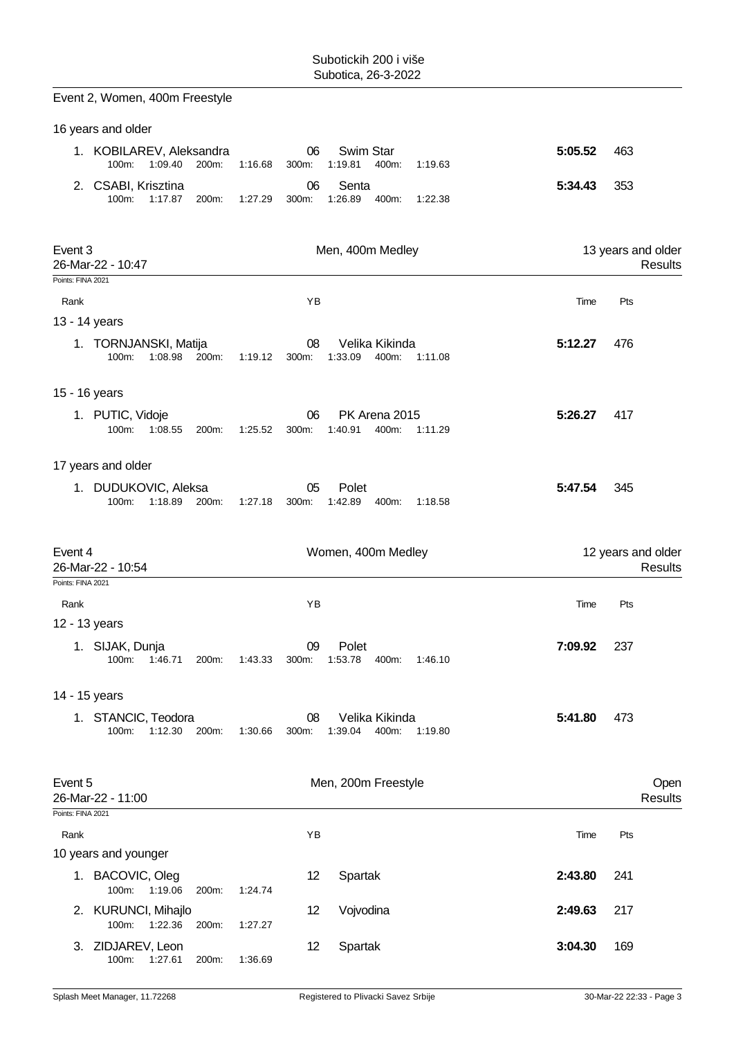## Event 2, Women, 400m Freestyle

### 16 years and older

| Rank | Name | YB | Club | Time | Pts |
|---|---|---|---|---|---|
| 1. | KOBILAREV, Aleksandra | 06 | Swim Star | **5:05.52** | 463 |
| | 100m: 1:09.40 200m: 1:16.68 300m: 1:19.81 400m: 1:19.63 | | | | |
| 2. | CSABI, Krisztina | 06 | Senta | **5:34.43** | 353 |
| | 100m: 1:17.87 200m: 1:27.29 300m: 1:26.89 400m: 1:22.38 | | | | |

## Event 3 — Men, 400m Medley — 13 years and older

26-Mar-22 - 10:47 — Results

Points: FINA 2021

| Rank | Name | YB | Club | Time | Pts |
|---|---|---|---|---|---|
| **13 - 14 years** | | | | | |
| 1. | TORNJANSKI, Matija | 08 | Velika Kikinda | **5:12.27** | 476 |
| | 100m: 1:08.98 200m: 1:19.12 300m: 1:33.09 400m: 1:11.08 | | | | |
| **15 - 16 years** | | | | | |
| 1. | PUTIC, Vidoje | 06 | PK Arena 2015 | **5:26.27** | 417 |
| | 100m: 1:08.55 200m: 1:25.52 300m: 1:40.91 400m: 1:11.29 | | | | |
| **17 years and older** | | | | | |
| 1. | DUDUKOVIC, Aleksa | 05 | Polet | **5:47.54** | 345 |
| | 100m: 1:18.89 200m: 1:27.18 300m: 1:42.89 400m: 1:18.58 | | | | |

## Event 4 — Women, 400m Medley — 12 years and older

26-Mar-22 - 10:54 — Results

Points: FINA 2021

| Rank | Name | YB | Club | Time | Pts |
|---|---|---|---|---|---|
| **12 - 13 years** | | | | | |
| 1. | SIJAK, Dunja | 09 | Polet | **7:09.92** | 237 |
| | 100m: 1:46.71 200m: 1:43.33 300m: 1:53.78 400m: 1:46.10 | | | | |
| **14 - 15 years** | | | | | |
| 1. | STANCIC, Teodora | 08 | Velika Kikinda | **5:41.80** | 473 |
| | 100m: 1:12.30 200m: 1:30.66 300m: 1:39.04 400m: 1:19.80 | | | | |

## Event 5 — Men, 200m Freestyle — Open

26-Mar-22 - 11:00 — Results

Points: FINA 2021

| Rank | Name | YB | Club | Time | Pts |
|---|---|---|---|---|---|
| **10 years and younger** | | | | | |
| 1. | BACOVIC, Oleg | 12 | Spartak | **2:43.80** | 241 |
| | 100m: 1:19.06 200m: 1:24.74 | | | | |
| 2. | KURUNCI, Mihajlo | 12 | Vojvodina | **2:49.63** | 217 |
| | 100m: 1:22.36 200m: 1:27.27 | | | | |
| 3. | ZIDJAREV, Leon | 12 | Spartak | **3:04.30** | 169 |
| | 100m: 1:27.61 200m: 1:36.69 | | | | |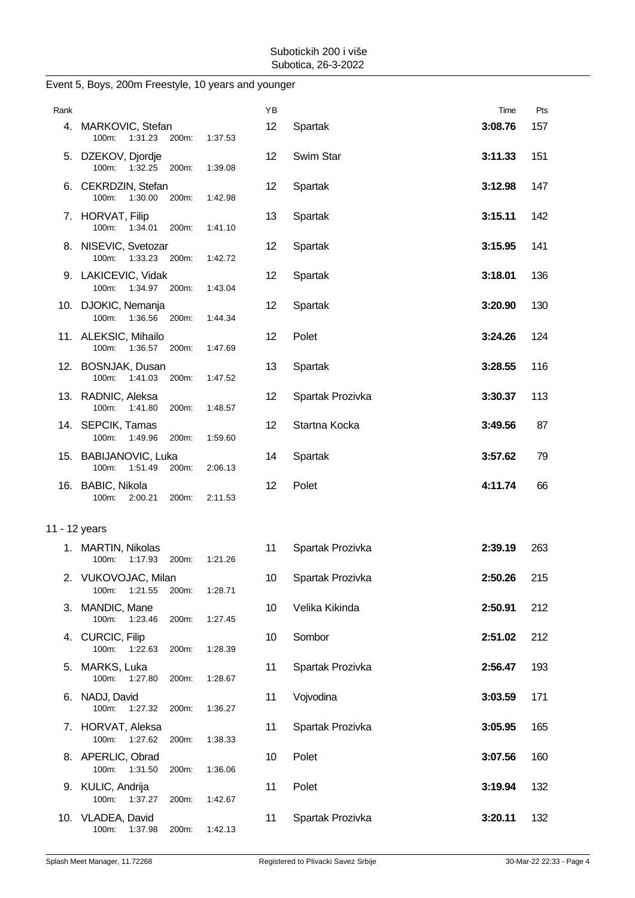Subotickih 200 i više
Subotica, 26-3-2022

## Event 5, Boys, 200m Freestyle, 10 years and younger

| Rank | Name | 100m | 200m | YB | Club | Time | Pts |
|---|---|---|---|---|---|---|---|
| 4. | MARKOVIC, Stefan | 1:31.23 | 1:37.53 | 12 | Spartak | **3:08.76** | 157 |
| 5. | DZEKOV, Djordje | 1:32.25 | 1:39.08 | 12 | Swim Star | **3:11.33** | 151 |
| 6. | CEKRDZIN, Stefan | 1:30.00 | 1:42.98 | 12 | Spartak | **3:12.98** | 147 |
| 7. | HORVAT, Filip | 1:34.01 | 1:41.10 | 13 | Spartak | **3:15.11** | 142 |
| 8. | NISEVIC, Svetozar | 1:33.23 | 1:42.72 | 12 | Spartak | **3:15.95** | 141 |
| 9. | LAKICEVIC, Vidak | 1:34.97 | 1:43.04 | 12 | Spartak | **3:18.01** | 136 |
| 10. | DJOKIC, Nemanja | 1:36.56 | 1:44.34 | 12 | Spartak | **3:20.90** | 130 |
| 11. | ALEKSIC, Mihailo | 1:36.57 | 1:47.69 | 12 | Polet | **3:24.26** | 124 |
| 12. | BOSNJAK, Dusan | 1:41.03 | 1:47.52 | 13 | Spartak | **3:28.55** | 116 |
| 13. | RADNIC, Aleksa | 1:41.80 | 1:48.57 | 12 | Spartak Prozivka | **3:30.37** | 113 |
| 14. | SEPCIK, Tamas | 1:49.96 | 1:59.60 | 12 | Startna Kocka | **3:49.56** | 87 |
| 15. | BABIJANOVIC, Luka | 1:51.49 | 2:06.13 | 14 | Spartak | **3:57.62** | 79 |
| 16. | BABIC, Nikola | 2:00.21 | 2:11.53 | 12 | Polet | **4:11.74** | 66 |

### 11 - 12 years

| Rank | Name | 100m | 200m | YB | Club | Time | Pts |
|---|---|---|---|---|---|---|---|
| 1. | MARTIN, Nikolas | 1:17.93 | 1:21.26 | 11 | Spartak Prozivka | **2:39.19** | 263 |
| 2. | VUKOVOJAC, Milan | 1:21.55 | 1:28.71 | 10 | Spartak Prozivka | **2:50.26** | 215 |
| 3. | MANDIC, Mane | 1:23.46 | 1:27.45 | 10 | Velika Kikinda | **2:50.91** | 212 |
| 4. | CURCIC, Filip | 1:22.63 | 1:28.39 | 10 | Sombor | **2:51.02** | 212 |
| 5. | MARKS, Luka | 1:27.80 | 1:28.67 | 11 | Spartak Prozivka | **2:56.47** | 193 |
| 6. | NADJ, David | 1:27.32 | 1:36.27 | 11 | Vojvodina | **3:03.59** | 171 |
| 7. | HORVAT, Aleksa | 1:27.62 | 1:38.33 | 11 | Spartak Prozivka | **3:05.95** | 165 |
| 8. | APERLIC, Obrad | 1:31.50 | 1:36.06 | 10 | Polet | **3:07.56** | 160 |
| 9. | KULIC, Andrija | 1:37.27 | 1:42.67 | 11 | Polet | **3:19.94** | 132 |
| 10. | VLADEA, David | 1:37.98 | 1:42.13 | 11 | Spartak Prozivka | **3:20.11** | 132 |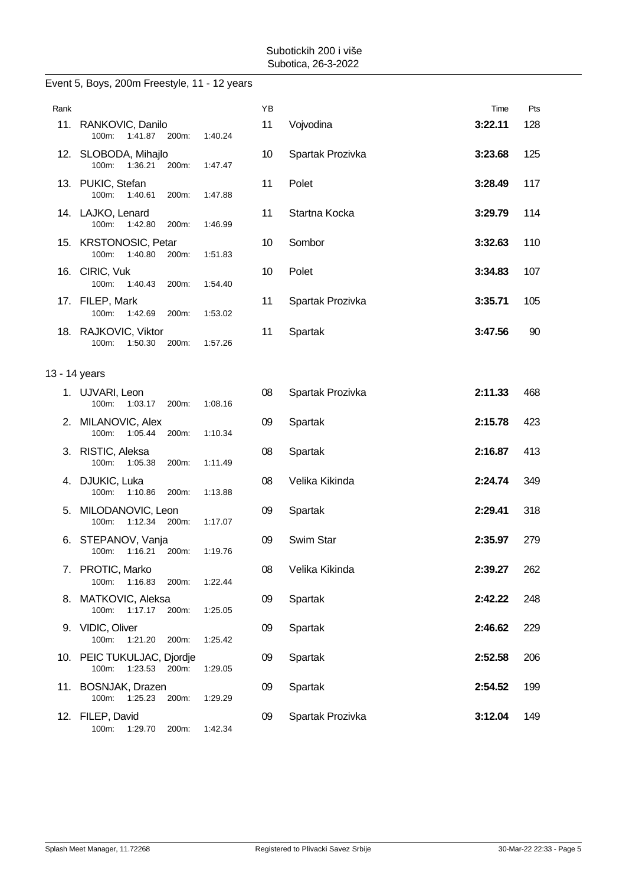Subotickih 200 i više
Subotica, 26-3-2022

## Event 5, Boys, 200m Freestyle, 11 - 12 years

| Rank | Name | YB | Club | Time | Pts |
|---|---|---|---|---|---|
| 11. | RANKOVIC, Danilo<br>100m: 1:41.87 200m: 1:40.24 | 11 | Vojvodina | **3:22.11** | 128 |
| 12. | SLOBODA, Mihajlo<br>100m: 1:36.21 200m: 1:47.47 | 10 | Spartak Prozivka | **3:23.68** | 125 |
| 13. | PUKIC, Stefan<br>100m: 1:40.61 200m: 1:47.88 | 11 | Polet | **3:28.49** | 117 |
| 14. | LAJKO, Lenard<br>100m: 1:42.80 200m: 1:46.99 | 11 | Startna Kocka | **3:29.79** | 114 |
| 15. | KRSTONOSIC, Petar<br>100m: 1:40.80 200m: 1:51.83 | 10 | Sombor | **3:32.63** | 110 |
| 16. | CIRIC, Vuk<br>100m: 1:40.43 200m: 1:54.40 | 10 | Polet | **3:34.83** | 107 |
| 17. | FILEP, Mark<br>100m: 1:42.69 200m: 1:53.02 | 11 | Spartak Prozivka | **3:35.71** | 105 |
| 18. | RAJKOVIC, Viktor<br>100m: 1:50.30 200m: 1:57.26 | 11 | Spartak | **3:47.56** | 90 |

### 13 - 14 years

| Rank | Name | YB | Club | Time | Pts |
|---|---|---|---|---|---|
| 1. | UJVARI, Leon<br>100m: 1:03.17 200m: 1:08.16 | 08 | Spartak Prozivka | **2:11.33** | 468 |
| 2. | MILANOVIC, Alex<br>100m: 1:05.44 200m: 1:10.34 | 09 | Spartak | **2:15.78** | 423 |
| 3. | RISTIC, Aleksa<br>100m: 1:05.38 200m: 1:11.49 | 08 | Spartak | **2:16.87** | 413 |
| 4. | DJUKIC, Luka<br>100m: 1:10.86 200m: 1:13.88 | 08 | Velika Kikinda | **2:24.74** | 349 |
| 5. | MILODANOVIC, Leon<br>100m: 1:12.34 200m: 1:17.07 | 09 | Spartak | **2:29.41** | 318 |
| 6. | STEPANOV, Vanja<br>100m: 1:16.21 200m: 1:19.76 | 09 | Swim Star | **2:35.97** | 279 |
| 7. | PROTIC, Marko<br>100m: 1:16.83 200m: 1:22.44 | 08 | Velika Kikinda | **2:39.27** | 262 |
| 8. | MATKOVIC, Aleksa<br>100m: 1:17.17 200m: 1:25.05 | 09 | Spartak | **2:42.22** | 248 |
| 9. | VIDIC, Oliver<br>100m: 1:21.20 200m: 1:25.42 | 09 | Spartak | **2:46.62** | 229 |
| 10. | PEIC TUKULJAC, Djordje<br>100m: 1:23.53 200m: 1:29.05 | 09 | Spartak | **2:52.58** | 206 |
| 11. | BOSNJAK, Drazen<br>100m: 1:25.23 200m: 1:29.29 | 09 | Spartak | **2:54.52** | 199 |
| 12. | FILEP, David<br>100m: 1:29.70 200m: 1:42.34 | 09 | Spartak Prozivka | **3:12.04** | 149 |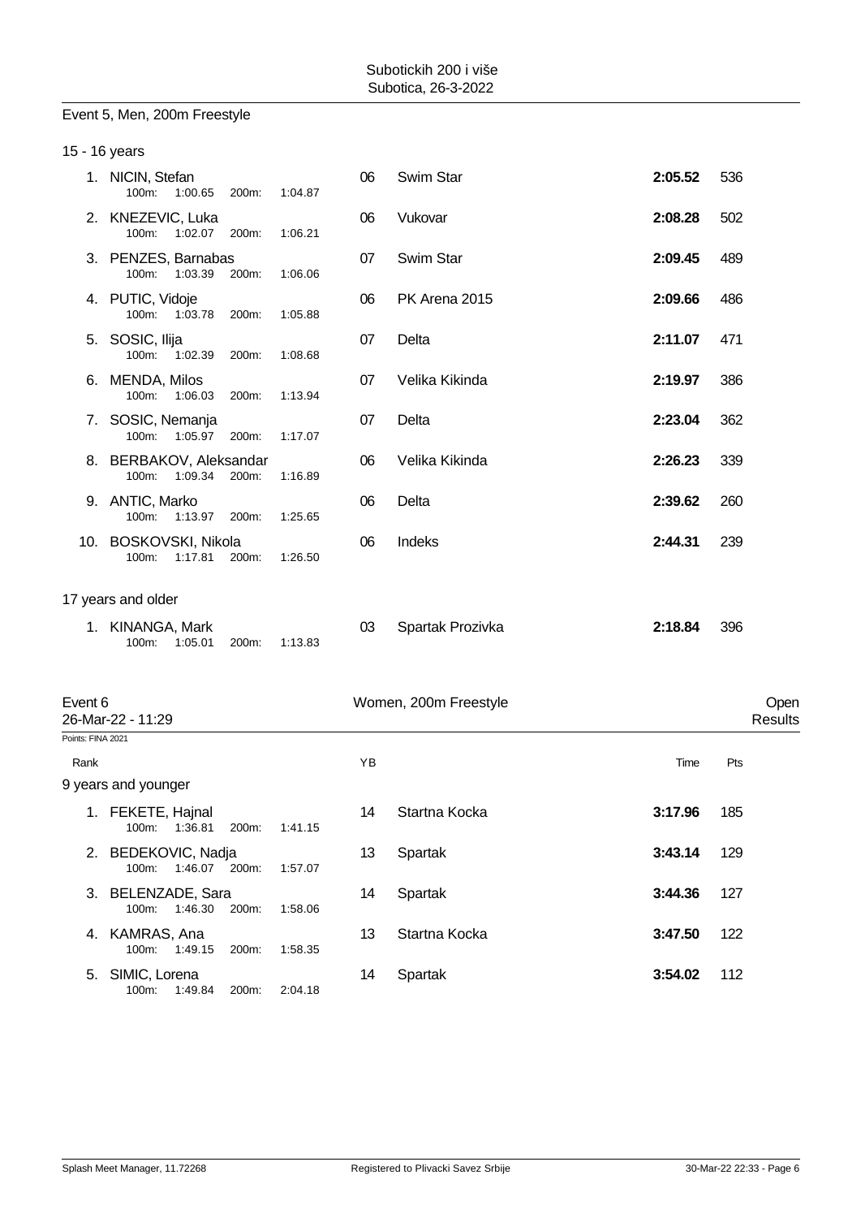Subotickih 200 i više
Subotica, 26-3-2022

## Event 5, Men, 200m Freestyle

### 15 - 16 years

| Rank | Name | 100m | 200m | YB | Club | Time | Pts |
|---|---|---|---|---|---|---|---|
| 1. | NICIN, Stefan | 1:00.65 | 1:04.87 | 06 | Swim Star | **2:05.52** | 536 |
| 2. | KNEZEVIC, Luka | 1:02.07 | 1:06.21 | 06 | Vukovar | **2:08.28** | 502 |
| 3. | PENZES, Barnabas | 1:03.39 | 1:06.06 | 07 | Swim Star | **2:09.45** | 489 |
| 4. | PUTIC, Vidoje | 1:03.78 | 1:05.88 | 06 | PK Arena 2015 | **2:09.66** | 486 |
| 5. | SOSIC, Ilija | 1:02.39 | 1:08.68 | 07 | Delta | **2:11.07** | 471 |
| 6. | MENDA, Milos | 1:06.03 | 1:13.94 | 07 | Velika Kikinda | **2:19.97** | 386 |
| 7. | SOSIC, Nemanja | 1:05.97 | 1:17.07 | 07 | Delta | **2:23.04** | 362 |
| 8. | BERBAKOV, Aleksandar | 1:09.34 | 1:16.89 | 06 | Velika Kikinda | **2:26.23** | 339 |
| 9. | ANTIC, Marko | 1:13.97 | 1:25.65 | 06 | Delta | **2:39.62** | 260 |
| 10. | BOSKOVSKI, Nikola | 1:17.81 | 1:26.50 | 06 | Indeks | **2:44.31** | 239 |

### 17 years and older

| Rank | Name | 100m | 200m | YB | Club | Time | Pts |
|---|---|---|---|---|---|---|---|
| 1. | KINANGA, Mark | 1:05.01 | 1:13.83 | 03 | Spartak Prozivka | **2:18.84** | 396 |

## Event 6 — Women, 200m Freestyle — Open

26-Mar-22 - 11:29 — Results

Points: FINA 2021

### 9 years and younger

| Rank | Name | 100m | 200m | YB | Club | Time | Pts |
|---|---|---|---|---|---|---|---|
| 1. | FEKETE, Hajnal | 1:36.81 | 1:41.15 | 14 | Startna Kocka | **3:17.96** | 185 |
| 2. | BEDEKOVIC, Nadja | 1:46.07 | 1:57.07 | 13 | Spartak | **3:43.14** | 129 |
| 3. | BELENZADE, Sara | 1:46.30 | 1:58.06 | 14 | Spartak | **3:44.36** | 127 |
| 4. | KAMRAS, Ana | 1:49.15 | 1:58.35 | 13 | Startna Kocka | **3:47.50** | 122 |
| 5. | SIMIC, Lorena | 1:49.84 | 2:04.18 | 14 | Spartak | **3:54.02** | 112 |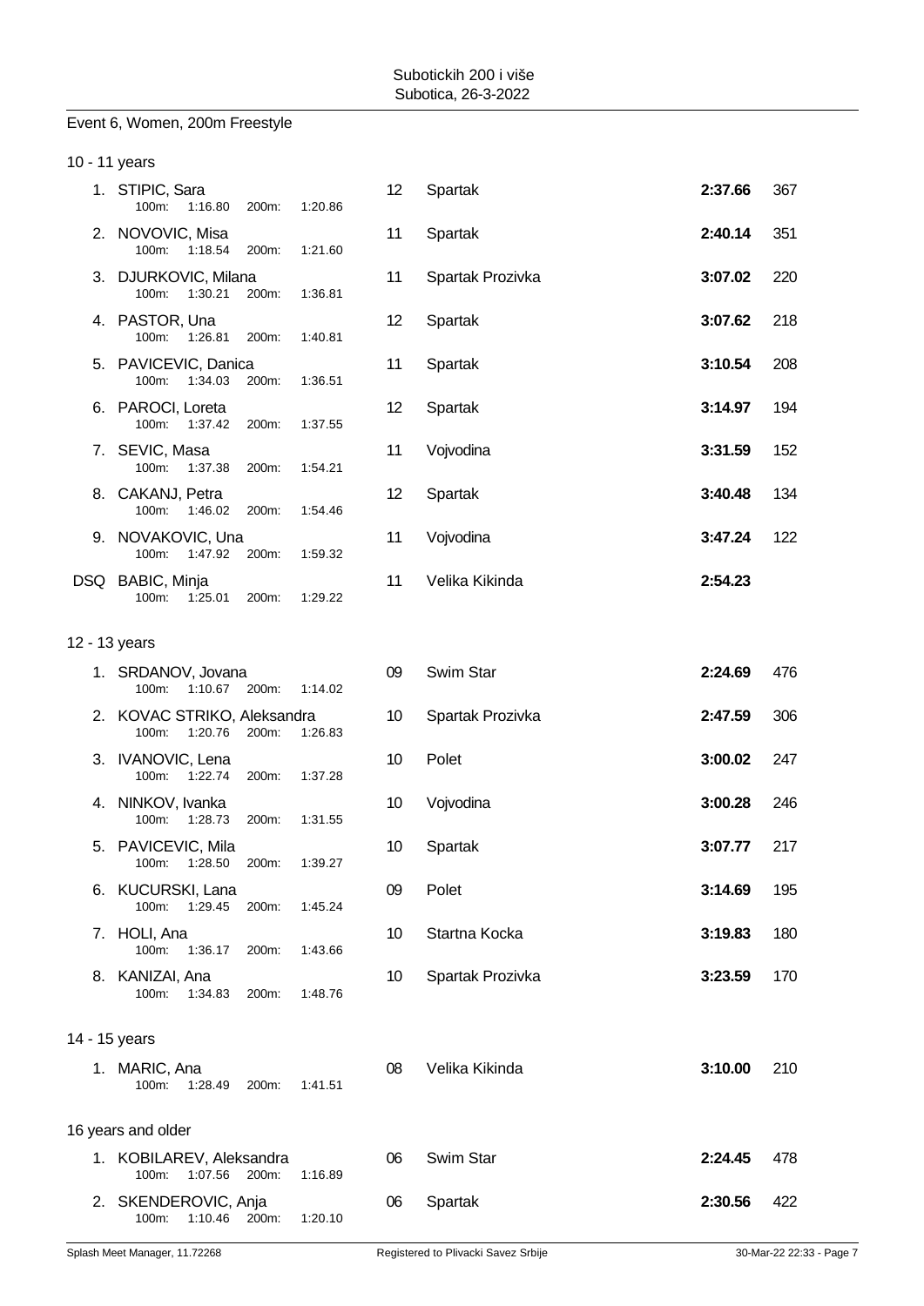Subotickih 200 i više
Subotica, 26-3-2022

## Event 6, Women, 200m Freestyle

### 10 - 11 years

| Place | Name | 100m | 200m | YoB | Club | Time | Points |
|---|---|---|---|---|---|---|---|
| 1. | STIPIC, Sara | 1:16.80 | 1:20.86 | 12 | Spartak | **2:37.66** | 367 |
| 2. | NOVOVIC, Misa | 1:18.54 | 1:21.60 | 11 | Spartak | **2:40.14** | 351 |
| 3. | DJURKOVIC, Milana | 1:30.21 | 1:36.81 | 11 | Spartak Prozivka | **3:07.02** | 220 |
| 4. | PASTOR, Una | 1:26.81 | 1:40.81 | 12 | Spartak | **3:07.62** | 218 |
| 5. | PAVICEVIC, Danica | 1:34.03 | 1:36.51 | 11 | Spartak | **3:10.54** | 208 |
| 6. | PAROCI, Loreta | 1:37.42 | 1:37.55 | 12 | Spartak | **3:14.97** | 194 |
| 7. | SEVIC, Masa | 1:37.38 | 1:54.21 | 11 | Vojvodina | **3:31.59** | 152 |
| 8. | CAKANJ, Petra | 1:46.02 | 1:54.46 | 12 | Spartak | **3:40.48** | 134 |
| 9. | NOVAKOVIC, Una | 1:47.92 | 1:59.32 | 11 | Vojvodina | **3:47.24** | 122 |
| DSQ | BABIC, Minja | 1:25.01 | 1:29.22 | 11 | Velika Kikinda | **2:54.23** | |

### 12 - 13 years

| Place | Name | 100m | 200m | YoB | Club | Time | Points |
|---|---|---|---|---|---|---|---|
| 1. | SRDANOV, Jovana | 1:10.67 | 1:14.02 | 09 | Swim Star | **2:24.69** | 476 |
| 2. | KOVAC STRIKO, Aleksandra | 1:20.76 | 1:26.83 | 10 | Spartak Prozivka | **2:47.59** | 306 |
| 3. | IVANOVIC, Lena | 1:22.74 | 1:37.28 | 10 | Polet | **3:00.02** | 247 |
| 4. | NINKOV, Ivanka | 1:28.73 | 1:31.55 | 10 | Vojvodina | **3:00.28** | 246 |
| 5. | PAVICEVIC, Mila | 1:28.50 | 1:39.27 | 10 | Spartak | **3:07.77** | 217 |
| 6. | KUCURSKI, Lana | 1:29.45 | 1:45.24 | 09 | Polet | **3:14.69** | 195 |
| 7. | HOLI, Ana | 1:36.17 | 1:43.66 | 10 | Startna Kocka | **3:19.83** | 180 |
| 8. | KANIZAI, Ana | 1:34.83 | 1:48.76 | 10 | Spartak Prozivka | **3:23.59** | 170 |

### 14 - 15 years

| Place | Name | 100m | 200m | YoB | Club | Time | Points |
|---|---|---|---|---|---|---|---|
| 1. | MARIC, Ana | 1:28.49 | 1:41.51 | 08 | Velika Kikinda | **3:10.00** | 210 |

### 16 years and older

| Place | Name | 100m | 200m | YoB | Club | Time | Points |
|---|---|---|---|---|---|---|---|
| 1. | KOBILAREV, Aleksandra | 1:07.56 | 1:16.89 | 06 | Swim Star | **2:24.45** | 478 |
| 2. | SKENDEROVIC, Anja | 1:10.46 | 1:20.10 | 06 | Spartak | **2:30.56** | 422 |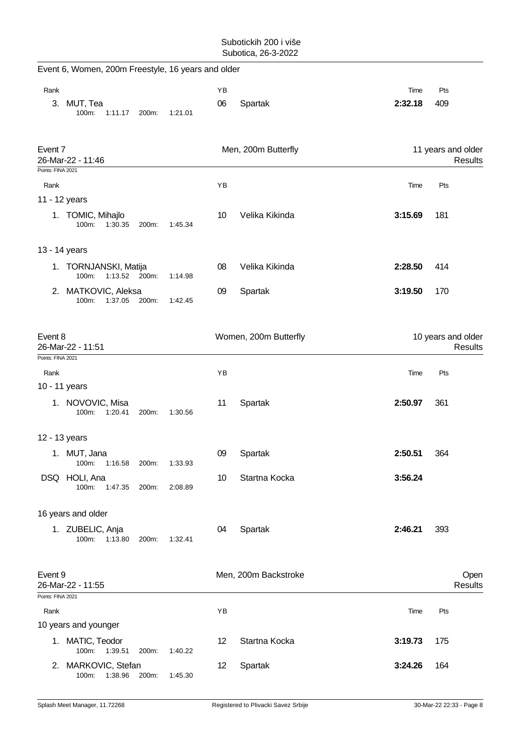## Event 6, Women, 200m Freestyle, 16 years and older

| Rank | | YB | | Time | Pts |
|---|---|---|---|---|---|
| 3. | MUT, Tea | 06 | Spartak | **2:32.18** | 409 |
| | 100m: 1:11.17 200m: 1:21.01 | | | | |

## Event 7 — Men, 200m Butterfly — 11 years and older

26-Mar-22 - 11:46 — Results

Points: FINA 2021

| Rank | | YB | | Time | Pts |
|---|---|---|---|---|---|
| **11 - 12 years** | | | | | |
| 1. | TOMIC, Mihajlo | 10 | Velika Kikinda | **3:15.69** | 181 |
| | 100m: 1:30.35 200m: 1:45.34 | | | | |
| **13 - 14 years** | | | | | |
| 1. | TORNJANSKI, Matija | 08 | Velika Kikinda | **2:28.50** | 414 |
| | 100m: 1:13.52 200m: 1:14.98 | | | | |
| 2. | MATKOVIC, Aleksa | 09 | Spartak | **3:19.50** | 170 |
| | 100m: 1:37.05 200m: 1:42.45 | | | | |

## Event 8 — Women, 200m Butterfly — 10 years and older

26-Mar-22 - 11:51 — Results

Points: FINA 2021

| Rank | | YB | | Time | Pts |
|---|---|---|---|---|---|
| **10 - 11 years** | | | | | |
| 1. | NOVOVIC, Misa | 11 | Spartak | **2:50.97** | 361 |
| | 100m: 1:20.41 200m: 1:30.56 | | | | |
| **12 - 13 years** | | | | | |
| 1. | MUT, Jana | 09 | Spartak | **2:50.51** | 364 |
| | 100m: 1:16.58 200m: 1:33.93 | | | | |
| DSQ | HOLI, Ana | 10 | Startna Kocka | **3:56.24** | |
| | 100m: 1:47.35 200m: 2:08.89 | | | | |
| **16 years and older** | | | | | |
| 1. | ZUBELIC, Anja | 04 | Spartak | **2:46.21** | 393 |
| | 100m: 1:13.80 200m: 1:32.41 | | | | |

## Event 9 — Men, 200m Backstroke — Open

26-Mar-22 - 11:55 — Results

Points: FINA 2021

| Rank | | YB | | Time | Pts |
|---|---|---|---|---|---|
| **10 years and younger** | | | | | |
| 1. | MATIC, Teodor | 12 | Startna Kocka | **3:19.73** | 175 |
| | 100m: 1:39.51 200m: 1:40.22 | | | | |
| 2. | MARKOVIC, Stefan | 12 | Spartak | **3:24.26** | 164 |
| | 100m: 1:38.96 200m: 1:45.30 | | | | |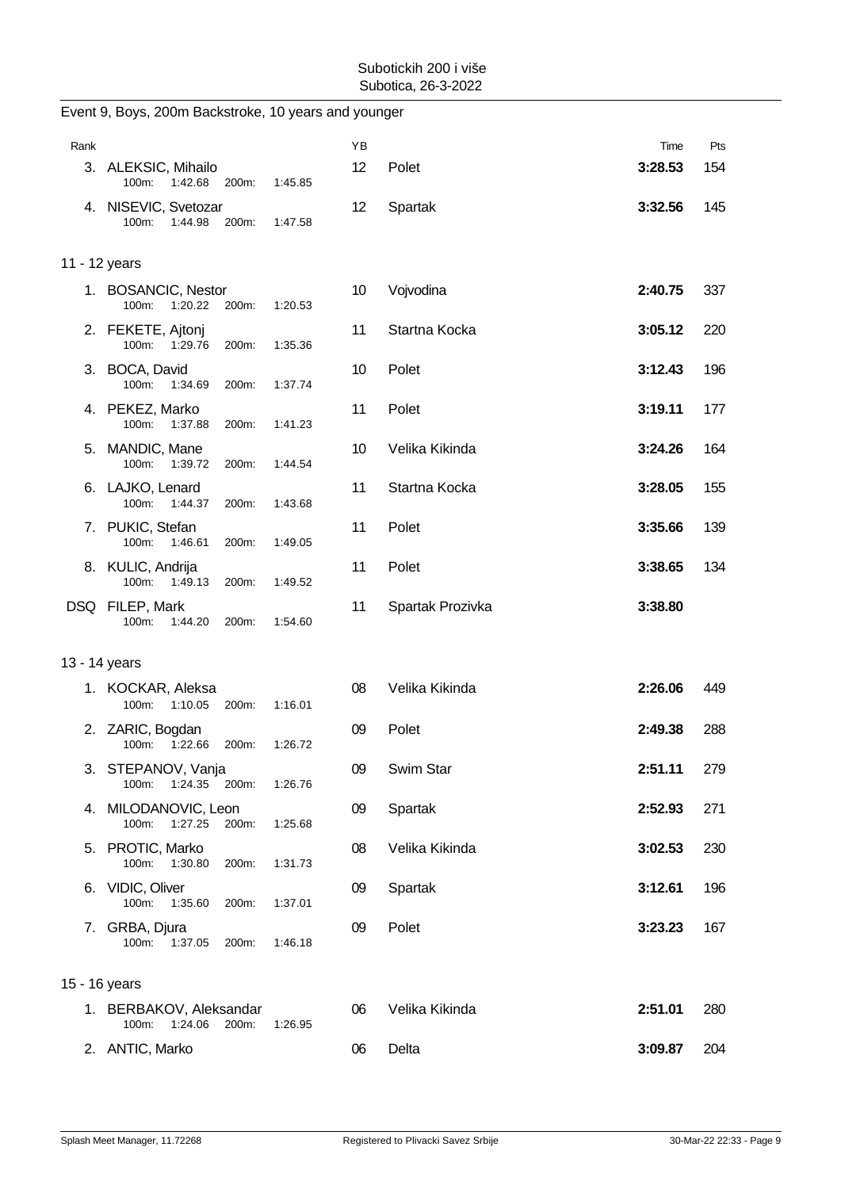## Event 9, Boys, 200m Backstroke, 10 years and younger

| Rank | Name | YB | Club | Time | Pts |
|---|---|---|---|---|---|
| 3. | ALEKSIC, Mihailo<br>100m: 1:42.68 200m: 1:45.85 | 12 | Polet | **3:28.53** | 154 |
| 4. | NISEVIC, Svetozar<br>100m: 1:44.98 200m: 1:47.58 | 12 | Spartak | **3:32.56** | 145 |

### 11 - 12 years

| Rank | Name | YB | Club | Time | Pts |
|---|---|---|---|---|---|
| 1. | BOSANCIC, Nestor<br>100m: 1:20.22 200m: 1:20.53 | 10 | Vojvodina | **2:40.75** | 337 |
| 2. | FEKETE, Ajtonj<br>100m: 1:29.76 200m: 1:35.36 | 11 | Startna Kocka | **3:05.12** | 220 |
| 3. | BOCA, David<br>100m: 1:34.69 200m: 1:37.74 | 10 | Polet | **3:12.43** | 196 |
| 4. | PEKEZ, Marko<br>100m: 1:37.88 200m: 1:41.23 | 11 | Polet | **3:19.11** | 177 |
| 5. | MANDIC, Mane<br>100m: 1:39.72 200m: 1:44.54 | 10 | Velika Kikinda | **3:24.26** | 164 |
| 6. | LAJKO, Lenard<br>100m: 1:44.37 200m: 1:43.68 | 11 | Startna Kocka | **3:28.05** | 155 |
| 7. | PUKIC, Stefan<br>100m: 1:46.61 200m: 1:49.05 | 11 | Polet | **3:35.66** | 139 |
| 8. | KULIC, Andrija<br>100m: 1:49.13 200m: 1:49.52 | 11 | Polet | **3:38.65** | 134 |
| DSQ | FILEP, Mark<br>100m: 1:44.20 200m: 1:54.60 | 11 | Spartak Prozivka | **3:38.80** | |

### 13 - 14 years

| Rank | Name | YB | Club | Time | Pts |
|---|---|---|---|---|---|
| 1. | KOCKAR, Aleksa<br>100m: 1:10.05 200m: 1:16.01 | 08 | Velika Kikinda | **2:26.06** | 449 |
| 2. | ZARIC, Bogdan<br>100m: 1:22.66 200m: 1:26.72 | 09 | Polet | **2:49.38** | 288 |
| 3. | STEPANOV, Vanja<br>100m: 1:24.35 200m: 1:26.76 | 09 | Swim Star | **2:51.11** | 279 |
| 4. | MILODANOVIC, Leon<br>100m: 1:27.25 200m: 1:25.68 | 09 | Spartak | **2:52.93** | 271 |
| 5. | PROTIC, Marko<br>100m: 1:30.80 200m: 1:31.73 | 08 | Velika Kikinda | **3:02.53** | 230 |
| 6. | VIDIC, Oliver<br>100m: 1:35.60 200m: 1:37.01 | 09 | Spartak | **3:12.61** | 196 |
| 7. | GRBA, Djura<br>100m: 1:37.05 200m: 1:46.18 | 09 | Polet | **3:23.23** | 167 |

### 15 - 16 years

| Rank | Name | YB | Club | Time | Pts |
|---|---|---|---|---|---|
| 1. | BERBAKOV, Aleksandar<br>100m: 1:24.06 200m: 1:26.95 | 06 | Velika Kikinda | **2:51.01** | 280 |
| 2. | ANTIC, Marko | 06 | Delta | **3:09.87** | 204 |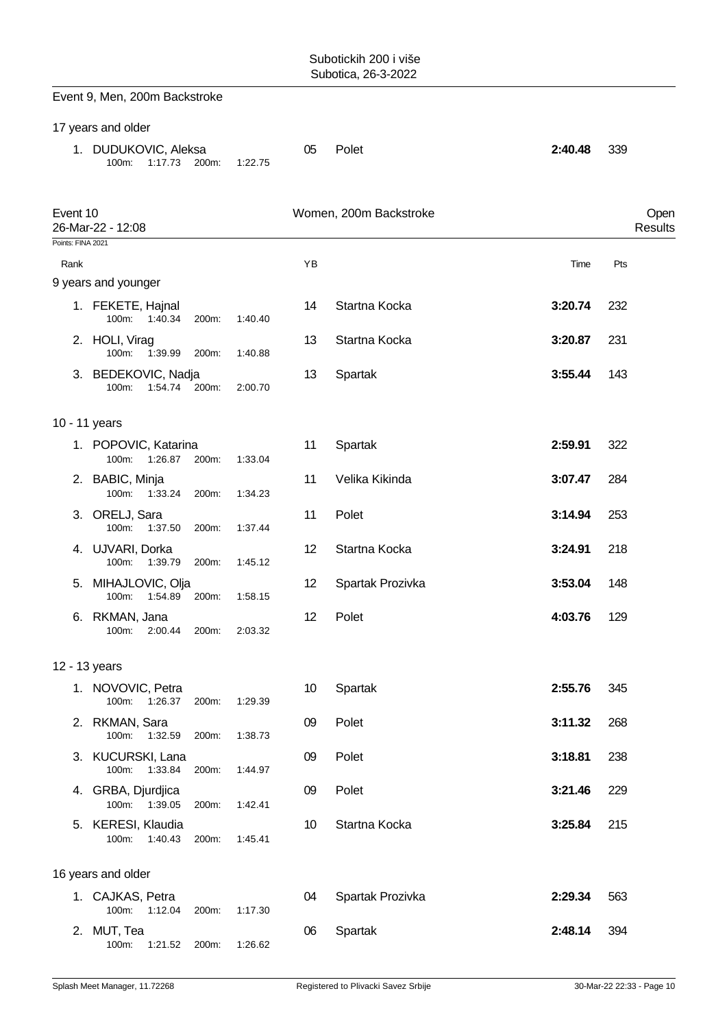Subotickih 200 i više
Subotica, 26-3-2022

## Event 9, Men, 200m Backstroke

17 years and older

| Rank | Name | YB | Club | Time | Pts |
|---|---|---|---|---|---|
| 1. | DUDUKOVIC, Aleksa<br>100m: 1:17.73 200m: 1:22.75 | 05 | Polet | **2:40.48** | 339 |

## Event 10 — Women, 200m Backstroke — Open Results

26-Mar-22 - 12:08

Points: FINA 2021

| Rank | Name | YB | Club | Time | Pts |
|---|---|---|---|---|---|
| **9 years and younger** | | | | | |
| 1. | FEKETE, Hajnal<br>100m: 1:40.34 200m: 1:40.40 | 14 | Startna Kocka | **3:20.74** | 232 |
| 2. | HOLI, Virag<br>100m: 1:39.99 200m: 1:40.88 | 13 | Startna Kocka | **3:20.87** | 231 |
| 3. | BEDEKOVIC, Nadja<br>100m: 1:54.74 200m: 2:00.70 | 13 | Spartak | **3:55.44** | 143 |
| **10 - 11 years** | | | | | |
| 1. | POPOVIC, Katarina<br>100m: 1:26.87 200m: 1:33.04 | 11 | Spartak | **2:59.91** | 322 |
| 2. | BABIC, Minja<br>100m: 1:33.24 200m: 1:34.23 | 11 | Velika Kikinda | **3:07.47** | 284 |
| 3. | ORELJ, Sara<br>100m: 1:37.50 200m: 1:37.44 | 11 | Polet | **3:14.94** | 253 |
| 4. | UJVARI, Dorka<br>100m: 1:39.79 200m: 1:45.12 | 12 | Startna Kocka | **3:24.91** | 218 |
| 5. | MIHAJLOVIC, Olja<br>100m: 1:54.89 200m: 1:58.15 | 12 | Spartak Prozivka | **3:53.04** | 148 |
| 6. | RKMAN, Jana<br>100m: 2:00.44 200m: 2:03.32 | 12 | Polet | **4:03.76** | 129 |
| **12 - 13 years** | | | | | |
| 1. | NOVOVIC, Petra<br>100m: 1:26.37 200m: 1:29.39 | 10 | Spartak | **2:55.76** | 345 |
| 2. | RKMAN, Sara<br>100m: 1:32.59 200m: 1:38.73 | 09 | Polet | **3:11.32** | 268 |
| 3. | KUCURSKI, Lana<br>100m: 1:33.84 200m: 1:44.97 | 09 | Polet | **3:18.81** | 238 |
| 4. | GRBA, Djurdjica<br>100m: 1:39.05 200m: 1:42.41 | 09 | Polet | **3:21.46** | 229 |
| 5. | KERESI, Klaudia<br>100m: 1:40.43 200m: 1:45.41 | 10 | Startna Kocka | **3:25.84** | 215 |
| **16 years and older** | | | | | |
| 1. | CAJKAS, Petra<br>100m: 1:12.04 200m: 1:17.30 | 04 | Spartak Prozivka | **2:29.34** | 563 |
| 2. | MUT, Tea<br>100m: 1:21.52 200m: 1:26.62 | 06 | Spartak | **2:48.14** | 394 |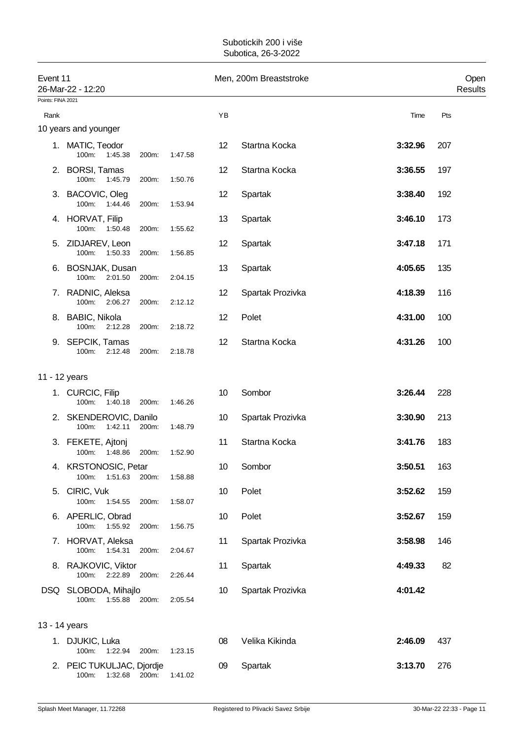Subotickih 200 i više
Subotica, 26-3-2022

## Event 11 — Men, 200m Breaststroke — Open Results

26-Mar-22 - 12:20

Points: FINA 2021

### 10 years and younger

| Rank | Name | 100m | 200m | YB | Club | Time | Pts |
|---|---|---|---|---|---|---|---|
| 1. | MATIC, Teodor | 1:45.38 | 1:47.58 | 12 | Startna Kocka | **3:32.96** | 207 |
| 2. | BORSI, Tamas | 1:45.79 | 1:50.76 | 12 | Startna Kocka | **3:36.55** | 197 |
| 3. | BACOVIC, Oleg | 1:44.46 | 1:53.94 | 12 | Spartak | **3:38.40** | 192 |
| 4. | HORVAT, Filip | 1:50.48 | 1:55.62 | 13 | Spartak | **3:46.10** | 173 |
| 5. | ZIDJAREV, Leon | 1:50.33 | 1:56.85 | 12 | Spartak | **3:47.18** | 171 |
| 6. | BOSNJAK, Dusan | 2:01.50 | 2:04.15 | 13 | Spartak | **4:05.65** | 135 |
| 7. | RADNIC, Aleksa | 2:06.27 | 2:12.12 | 12 | Spartak Prozivka | **4:18.39** | 116 |
| 8. | BABIC, Nikola | 2:12.28 | 2:18.72 | 12 | Polet | **4:31.00** | 100 |
| 9. | SEPCIK, Tamas | 2:12.48 | 2:18.78 | 12 | Startna Kocka | **4:31.26** | 100 |

### 11 - 12 years

| Rank | Name | 100m | 200m | YB | Club | Time | Pts |
|---|---|---|---|---|---|---|---|
| 1. | CURCIC, Filip | 1:40.18 | 1:46.26 | 10 | Sombor | **3:26.44** | 228 |
| 2. | SKENDEROVIC, Danilo | 1:42.11 | 1:48.79 | 10 | Spartak Prozivka | **3:30.90** | 213 |
| 3. | FEKETE, Ajtonj | 1:48.86 | 1:52.90 | 11 | Startna Kocka | **3:41.76** | 183 |
| 4. | KRSTONOSIC, Petar | 1:51.63 | 1:58.88 | 10 | Sombor | **3:50.51** | 163 |
| 5. | CIRIC, Vuk | 1:54.55 | 1:58.07 | 10 | Polet | **3:52.62** | 159 |
| 6. | APERLIC, Obrad | 1:55.92 | 1:56.75 | 10 | Polet | **3:52.67** | 159 |
| 7. | HORVAT, Aleksa | 1:54.31 | 2:04.67 | 11 | Spartak Prozivka | **3:58.98** | 146 |
| 8. | RAJKOVIC, Viktor | 2:22.89 | 2:26.44 | 11 | Spartak | **4:49.33** | 82 |
| DSQ | SLOBODA, Mihajlo | 1:55.88 | 2:05.54 | 10 | Spartak Prozivka | **4:01.42** | |

### 13 - 14 years

| Rank | Name | 100m | 200m | YB | Club | Time | Pts |
|---|---|---|---|---|---|---|---|
| 1. | DJUKIC, Luka | 1:22.94 | 1:23.15 | 08 | Velika Kikinda | **2:46.09** | 437 |
| 2. | PEIC TUKULJAC, Djordje | 1:32.68 | 1:41.02 | 09 | Spartak | **3:13.70** | 276 |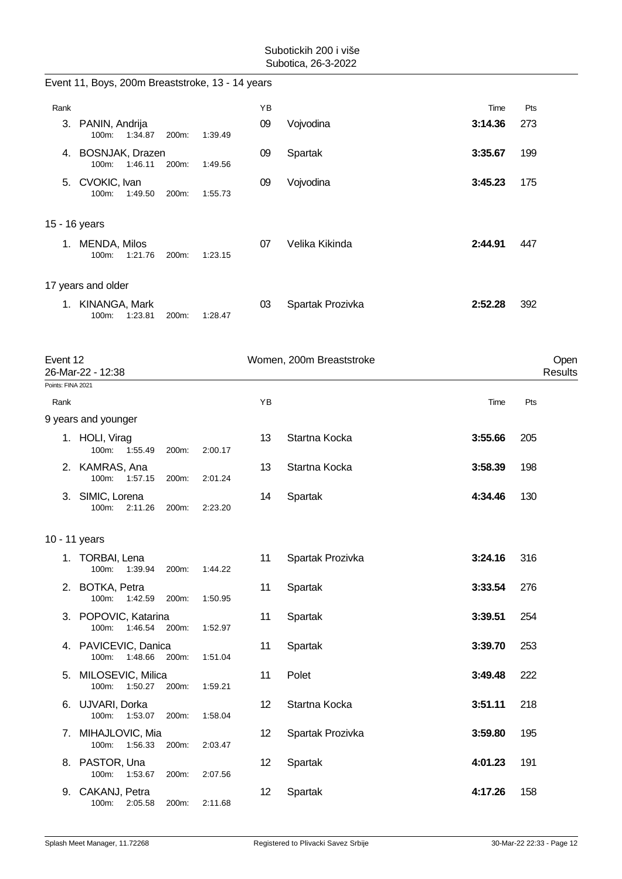Event 11, Boys, 200m Breaststroke, 13 - 14 years

| Rank | | YB | | Time | Pts |
|---|---|---|---|---|---|
| 3. | PANIN, Andrija<br>100m: 1:34.87 200m: 1:39.49 | 09 | Vojvodina | **3:14.36** | 273 |
| 4. | BOSNJAK, Drazen<br>100m: 1:46.11 200m: 1:49.56 | 09 | Spartak | **3:35.67** | 199 |
| 5. | CVOKIC, Ivan<br>100m: 1:49.50 200m: 1:55.73 | 09 | Vojvodina | **3:45.23** | 175 |

15 - 16 years

| Rank | | YB | | Time | Pts |
|---|---|---|---|---|---|
| 1. | MENDA, Milos<br>100m: 1:21.76 200m: 1:23.15 | 07 | Velika Kikinda | **2:44.91** | 447 |

17 years and older

| Rank | | YB | | Time | Pts |
|---|---|---|---|---|---|
| 1. | KINANGA, Mark<br>100m: 1:23.81 200m: 1:28.47 | 03 | Spartak Prozivka | **2:52.28** | 392 |

## Event 12 — Women, 200m Breaststroke — Open Results

26-Mar-22 - 12:38

Points: FINA 2021

9 years and younger

| Rank | | YB | | Time | Pts |
|---|---|---|---|---|---|
| 1. | HOLI, Virag<br>100m: 1:55.49 200m: 2:00.17 | 13 | Startna Kocka | **3:55.66** | 205 |
| 2. | KAMRAS, Ana<br>100m: 1:57.15 200m: 2:01.24 | 13 | Startna Kocka | **3:58.39** | 198 |
| 3. | SIMIC, Lorena<br>100m: 2:11.26 200m: 2:23.20 | 14 | Spartak | **4:34.46** | 130 |

10 - 11 years

| Rank | | YB | | Time | Pts |
|---|---|---|---|---|---|
| 1. | TORBAI, Lena<br>100m: 1:39.94 200m: 1:44.22 | 11 | Spartak Prozivka | **3:24.16** | 316 |
| 2. | BOTKA, Petra<br>100m: 1:42.59 200m: 1:50.95 | 11 | Spartak | **3:33.54** | 276 |
| 3. | POPOVIC, Katarina<br>100m: 1:46.54 200m: 1:52.97 | 11 | Spartak | **3:39.51** | 254 |
| 4. | PAVICEVIC, Danica<br>100m: 1:48.66 200m: 1:51.04 | 11 | Spartak | **3:39.70** | 253 |
| 5. | MILOSEVIC, Milica<br>100m: 1:50.27 200m: 1:59.21 | 11 | Polet | **3:49.48** | 222 |
| 6. | UJVARI, Dorka<br>100m: 1:53.07 200m: 1:58.04 | 12 | Startna Kocka | **3:51.11** | 218 |
| 7. | MIHAJLOVIC, Mia<br>100m: 1:56.33 200m: 2:03.47 | 12 | Spartak Prozivka | **3:59.80** | 195 |
| 8. | PASTOR, Una<br>100m: 1:53.67 200m: 2:07.56 | 12 | Spartak | **4:01.23** | 191 |
| 9. | CAKANJ, Petra<br>100m: 2:05.58 200m: 2:11.68 | 12 | Spartak | **4:17.26** | 158 |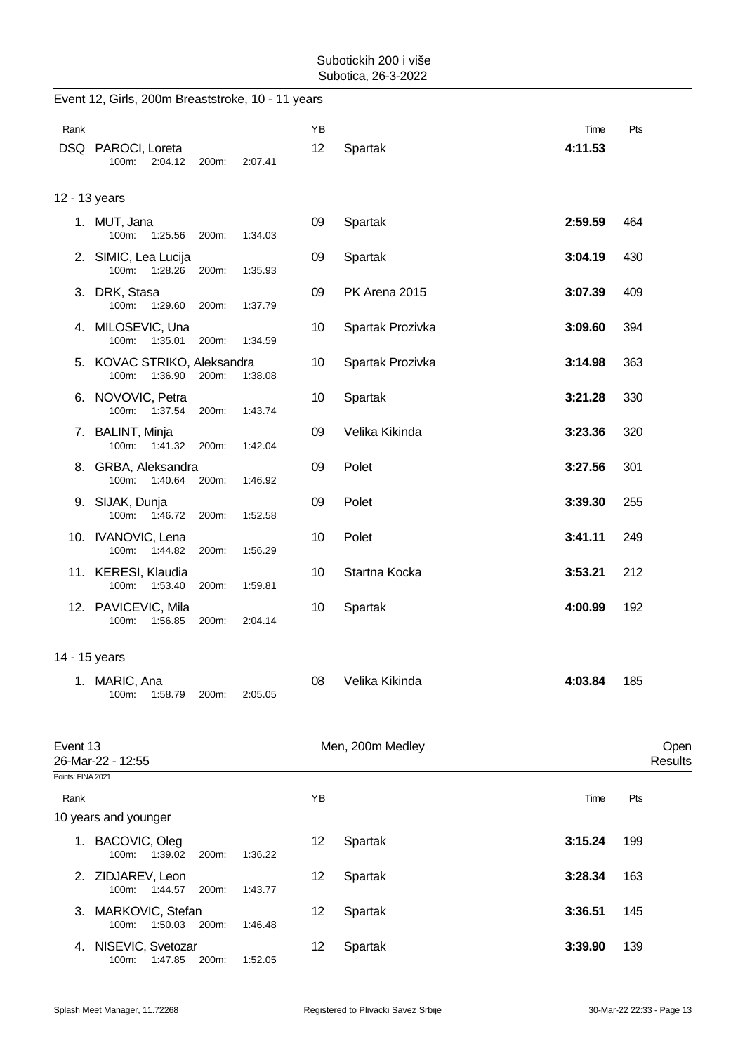Subotickih 200 i više
Subotica, 26-3-2022

## Event 12, Girls, 200m Breaststroke, 10 - 11 years

| Rank | | YB | | Time | Pts |
|---|---|---|---|---|---|
| DSQ | PAROCI, Loreta<br>100m: 2:04.12 200m: 2:07.41 | 12 | Spartak | **4:11.53** | |

### 12 - 13 years

| Rank | | YB | | Time | Pts |
|---|---|---|---|---|---|
| 1. | MUT, Jana<br>100m: 1:25.56 200m: 1:34.03 | 09 | Spartak | **2:59.59** | 464 |
| 2. | SIMIC, Lea Lucija<br>100m: 1:28.26 200m: 1:35.93 | 09 | Spartak | **3:04.19** | 430 |
| 3. | DRK, Stasa<br>100m: 1:29.60 200m: 1:37.79 | 09 | PK Arena 2015 | **3:07.39** | 409 |
| 4. | MILOSEVIC, Una<br>100m: 1:35.01 200m: 1:34.59 | 10 | Spartak Prozivka | **3:09.60** | 394 |
| 5. | KOVAC STRIKO, Aleksandra<br>100m: 1:36.90 200m: 1:38.08 | 10 | Spartak Prozivka | **3:14.98** | 363 |
| 6. | NOVOVIC, Petra<br>100m: 1:37.54 200m: 1:43.74 | 10 | Spartak | **3:21.28** | 330 |
| 7. | BALINT, Minja<br>100m: 1:41.32 200m: 1:42.04 | 09 | Velika Kikinda | **3:23.36** | 320 |
| 8. | GRBA, Aleksandra<br>100m: 1:40.64 200m: 1:46.92 | 09 | Polet | **3:27.56** | 301 |
| 9. | SIJAK, Dunja<br>100m: 1:46.72 200m: 1:52.58 | 09 | Polet | **3:39.30** | 255 |
| 10. | IVANOVIC, Lena<br>100m: 1:44.82 200m: 1:56.29 | 10 | Polet | **3:41.11** | 249 |
| 11. | KERESI, Klaudia<br>100m: 1:53.40 200m: 1:59.81 | 10 | Startna Kocka | **3:53.21** | 212 |
| 12. | PAVICEVIC, Mila<br>100m: 1:56.85 200m: 2:04.14 | 10 | Spartak | **4:00.99** | 192 |

### 14 - 15 years

| Rank | | YB | | Time | Pts |
|---|---|---|---|---|---|
| 1. | MARIC, Ana<br>100m: 1:58.79 200m: 2:05.05 | 08 | Velika Kikinda | **4:03.84** | 185 |

## Event 13 — Men, 200m Medley — Open Results

26-Mar-22 - 12:55

Points: FINA 2021

### 10 years and younger

| Rank | | YB | | Time | Pts |
|---|---|---|---|---|---|
| 1. | BACOVIC, Oleg<br>100m: 1:39.02 200m: 1:36.22 | 12 | Spartak | **3:15.24** | 199 |
| 2. | ZIDJAREV, Leon<br>100m: 1:44.57 200m: 1:43.77 | 12 | Spartak | **3:28.34** | 163 |
| 3. | MARKOVIC, Stefan<br>100m: 1:50.03 200m: 1:46.48 | 12 | Spartak | **3:36.51** | 145 |
| 4. | NISEVIC, Svetozar<br>100m: 1:47.85 200m: 1:52.05 | 12 | Spartak | **3:39.90** | 139 |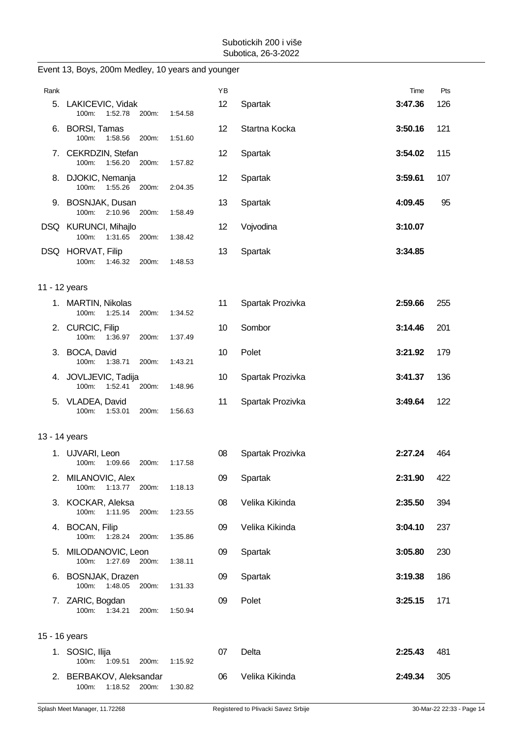## Event 13, Boys, 200m Medley, 10 years and younger

| Rank | | YB | | Time | Pts |
|---|---|---|---|---|---|
| 5. | LAKICEVIC, Vidak<br>100m: 1:52.78 200m: 1:54.58 | 12 | Spartak | **3:47.36** | 126 |
| 6. | BORSI, Tamas<br>100m: 1:58.56 200m: 1:51.60 | 12 | Startna Kocka | **3:50.16** | 121 |
| 7. | CEKRDZIN, Stefan<br>100m: 1:56.20 200m: 1:57.82 | 12 | Spartak | **3:54.02** | 115 |
| 8. | DJOKIC, Nemanja<br>100m: 1:55.26 200m: 2:04.35 | 12 | Spartak | **3:59.61** | 107 |
| 9. | BOSNJAK, Dusan<br>100m: 2:10.96 200m: 1:58.49 | 13 | Spartak | **4:09.45** | 95 |
| DSQ | KURUNCI, Mihajlo<br>100m: 1:31.65 200m: 1:38.42 | 12 | Vojvodina | **3:10.07** | |
| DSQ | HORVAT, Filip<br>100m: 1:46.32 200m: 1:48.53 | 13 | Spartak | **3:34.85** | |

### 11 - 12 years

| Rank | | YB | | Time | Pts |
|---|---|---|---|---|---|
| 1. | MARTIN, Nikolas<br>100m: 1:25.14 200m: 1:34.52 | 11 | Spartak Prozivka | **2:59.66** | 255 |
| 2. | CURCIC, Filip<br>100m: 1:36.97 200m: 1:37.49 | 10 | Sombor | **3:14.46** | 201 |
| 3. | BOCA, David<br>100m: 1:38.71 200m: 1:43.21 | 10 | Polet | **3:21.92** | 179 |
| 4. | JOVLJEVIC, Tadija<br>100m: 1:52.41 200m: 1:48.96 | 10 | Spartak Prozivka | **3:41.37** | 136 |
| 5. | VLADEA, David<br>100m: 1:53.01 200m: 1:56.63 | 11 | Spartak Prozivka | **3:49.64** | 122 |

### 13 - 14 years

| Rank | | YB | | Time | Pts |
|---|---|---|---|---|---|
| 1. | UJVARI, Leon<br>100m: 1:09.66 200m: 1:17.58 | 08 | Spartak Prozivka | **2:27.24** | 464 |
| 2. | MILANOVIC, Alex<br>100m: 1:13.77 200m: 1:18.13 | 09 | Spartak | **2:31.90** | 422 |
| 3. | KOCKAR, Aleksa<br>100m: 1:11.95 200m: 1:23.55 | 08 | Velika Kikinda | **2:35.50** | 394 |
| 4. | BOCAN, Filip<br>100m: 1:28.24 200m: 1:35.86 | 09 | Velika Kikinda | **3:04.10** | 237 |
| 5. | MILODANOVIC, Leon<br>100m: 1:27.69 200m: 1:38.11 | 09 | Spartak | **3:05.80** | 230 |
| 6. | BOSNJAK, Drazen<br>100m: 1:48.05 200m: 1:31.33 | 09 | Spartak | **3:19.38** | 186 |
| 7. | ZARIC, Bogdan<br>100m: 1:34.21 200m: 1:50.94 | 09 | Polet | **3:25.15** | 171 |

### 15 - 16 years

| Rank | | YB | | Time | Pts |
|---|---|---|---|---|---|
| 1. | SOSIC, Ilija<br>100m: 1:09.51 200m: 1:15.92 | 07 | Delta | **2:25.43** | 481 |
| 2. | BERBAKOV, Aleksandar<br>100m: 1:18.52 200m: 1:30.82 | 06 | Velika Kikinda | **2:49.34** | 305 |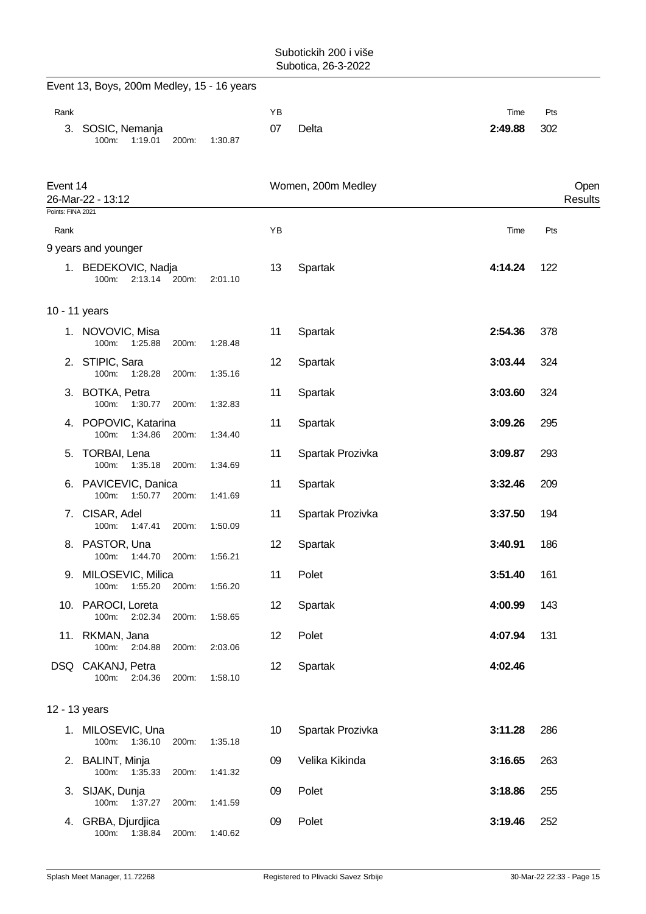Subotickih 200 i više
Subotica, 26-3-2022

## Event 13, Boys, 200m Medley, 15 - 16 years

| Rank | | YB | | Time | Pts |
|---|---|---|---|---|---|
| 3. | SOSIC, Nemanja<br>100m: 1:19.01 200m: 1:30.87 | 07 | Delta | **2:49.88** | 302 |

## Event 14 — Women, 200m Medley — Open

26-Mar-22 - 13:12 — Results

Points: FINA 2021

| Rank | | YB | | Time | Pts |
|---|---|---|---|---|---|
| **9 years and younger** | | | | | |
| 1. | BEDEKOVIC, Nadja<br>100m: 2:13.14 200m: 2:01.10 | 13 | Spartak | **4:14.24** | 122 |
| **10 - 11 years** | | | | | |
| 1. | NOVOVIC, Misa<br>100m: 1:25.88 200m: 1:28.48 | 11 | Spartak | **2:54.36** | 378 |
| 2. | STIPIC, Sara<br>100m: 1:28.28 200m: 1:35.16 | 12 | Spartak | **3:03.44** | 324 |
| 3. | BOTKA, Petra<br>100m: 1:30.77 200m: 1:32.83 | 11 | Spartak | **3:03.60** | 324 |
| 4. | POPOVIC, Katarina<br>100m: 1:34.86 200m: 1:34.40 | 11 | Spartak | **3:09.26** | 295 |
| 5. | TORBAI, Lena<br>100m: 1:35.18 200m: 1:34.69 | 11 | Spartak Prozivka | **3:09.87** | 293 |
| 6. | PAVICEVIC, Danica<br>100m: 1:50.77 200m: 1:41.69 | 11 | Spartak | **3:32.46** | 209 |
| 7. | CISAR, Adel<br>100m: 1:47.41 200m: 1:50.09 | 11 | Spartak Prozivka | **3:37.50** | 194 |
| 8. | PASTOR, Una<br>100m: 1:44.70 200m: 1:56.21 | 12 | Spartak | **3:40.91** | 186 |
| 9. | MILOSEVIC, Milica<br>100m: 1:55.20 200m: 1:56.20 | 11 | Polet | **3:51.40** | 161 |
| 10. | PAROCI, Loreta<br>100m: 2:02.34 200m: 1:58.65 | 12 | Spartak | **4:00.99** | 143 |
| 11. | RKMAN, Jana<br>100m: 2:04.88 200m: 2:03.06 | 12 | Polet | **4:07.94** | 131 |
| DSQ | CAKANJ, Petra<br>100m: 2:04.36 200m: 1:58.10 | 12 | Spartak | **4:02.46** | |
| **12 - 13 years** | | | | | |
| 1. | MILOSEVIC, Una<br>100m: 1:36.10 200m: 1:35.18 | 10 | Spartak Prozivka | **3:11.28** | 286 |
| 2. | BALINT, Minja<br>100m: 1:35.33 200m: 1:41.32 | 09 | Velika Kikinda | **3:16.65** | 263 |
| 3. | SIJAK, Dunja<br>100m: 1:37.27 200m: 1:41.59 | 09 | Polet | **3:18.86** | 255 |
| 4. | GRBA, Djurdjica<br>100m: 1:38.84 200m: 1:40.62 | 09 | Polet | **3:19.46** | 252 |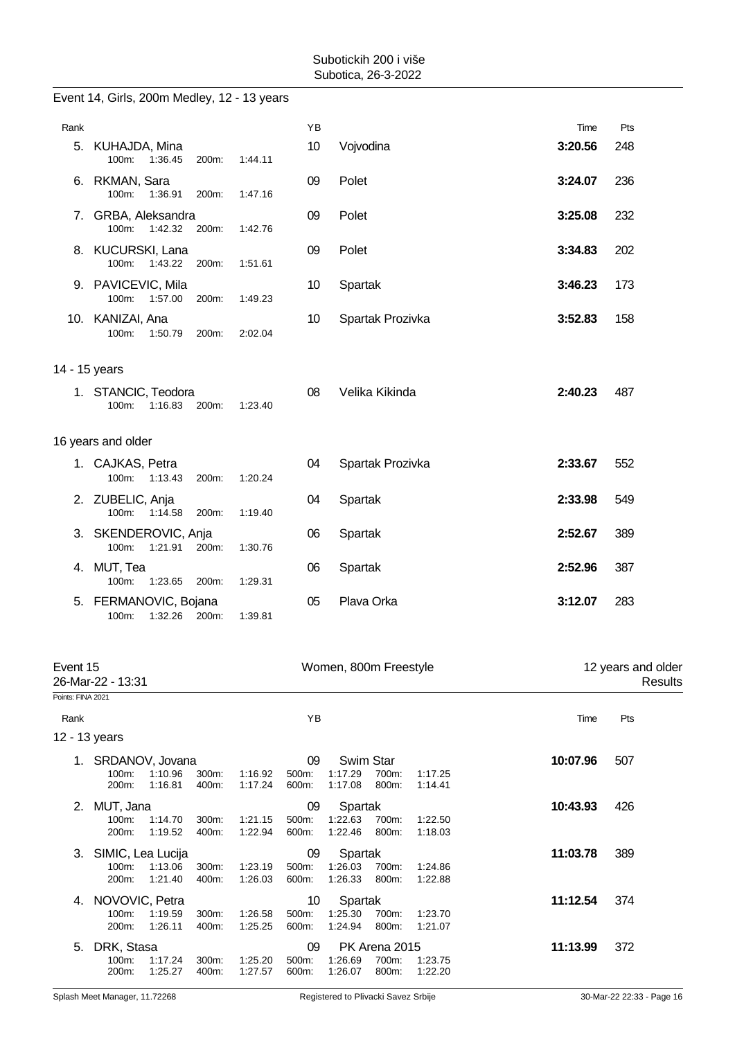Subotickih 200 i više
Subotica, 26-3-2022

## Event 14, Girls, 200m Medley, 12 - 13 years

| Rank | Name | YB | Club | Time | Pts |
|---|---|---|---|---|---|
| 5. | KUHAJDA, Mina | 10 | Vojvodina | **3:20.56** | 248 |
| | 100m: 1:36.45 200m: 1:44.11 | | | | |
| 6. | RKMAN, Sara | 09 | Polet | **3:24.07** | 236 |
| | 100m: 1:36.91 200m: 1:47.16 | | | | |
| 7. | GRBA, Aleksandra | 09 | Polet | **3:25.08** | 232 |
| | 100m: 1:42.32 200m: 1:42.76 | | | | |
| 8. | KUCURSKI, Lana | 09 | Polet | **3:34.83** | 202 |
| | 100m: 1:43.22 200m: 1:51.61 | | | | |
| 9. | PAVICEVIC, Mila | 10 | Spartak | **3:46.23** | 173 |
| | 100m: 1:57.00 200m: 1:49.23 | | | | |
| 10. | KANIZAI, Ana | 10 | Spartak Prozivka | **3:52.83** | 158 |
| | 100m: 1:50.79 200m: 2:02.04 | | | | |

### 14 - 15 years

| Rank | Name | YB | Club | Time | Pts |
|---|---|---|---|---|---|
| 1. | STANCIC, Teodora | 08 | Velika Kikinda | **2:40.23** | 487 |
| | 100m: 1:16.83 200m: 1:23.40 | | | | |

### 16 years and older

| Rank | Name | YB | Club | Time | Pts |
|---|---|---|---|---|---|
| 1. | CAJKAS, Petra | 04 | Spartak Prozivka | **2:33.67** | 552 |
| | 100m: 1:13.43 200m: 1:20.24 | | | | |
| 2. | ZUBELIC, Anja | 04 | Spartak | **2:33.98** | 549 |
| | 100m: 1:14.58 200m: 1:19.40 | | | | |
| 3. | SKENDEROVIC, Anja | 06 | Spartak | **2:52.67** | 389 |
| | 100m: 1:21.91 200m: 1:30.76 | | | | |
| 4. | MUT, Tea | 06 | Spartak | **2:52.96** | 387 |
| | 100m: 1:23.65 200m: 1:29.31 | | | | |
| 5. | FERMANOVIC, Bojana | 05 | Plava Orka | **3:12.07** | 283 |
| | 100m: 1:32.26 200m: 1:39.81 | | | | |

## Event 15 — Women, 800m Freestyle — 12 years and older

26-Mar-22 - 13:31 — Results

Points: FINA 2021

### 12 - 13 years

| Rank | Name | YB | Club | Time | Pts |
|---|---|---|---|---|---|
| 1. | SRDANOV, Jovana | 09 | Swim Star | **10:07.96** | 507 |
| | 100m: 1:10.96 200m: 1:16.81 300m: 1:16.92 400m: 1:17.24 500m: 1:17.29 600m: 1:17.08 700m: 1:17.25 800m: 1:14.41 | | | | |
| 2. | MUT, Jana | 09 | Spartak | **10:43.93** | 426 |
| | 100m: 1:14.70 200m: 1:19.52 300m: 1:21.15 400m: 1:22.94 500m: 1:22.63 600m: 1:22.46 700m: 1:22.50 800m: 1:18.03 | | | | |
| 3. | SIMIC, Lea Lucija | 09 | Spartak | **11:03.78** | 389 |
| | 100m: 1:13.06 200m: 1:21.40 300m: 1:23.19 400m: 1:26.03 500m: 1:26.03 600m: 1:26.33 700m: 1:24.86 800m: 1:22.88 | | | | |
| 4. | NOVOVIC, Petra | 10 | Spartak | **11:12.54** | 374 |
| | 100m: 1:19.59 200m: 1:26.11 300m: 1:26.58 400m: 1:25.25 500m: 1:25.30 600m: 1:24.94 700m: 1:23.70 800m: 1:21.07 | | | | |
| 5. | DRK, Stasa | 09 | PK Arena 2015 | **11:13.99** | 372 |
| | 100m: 1:17.24 200m: 1:25.27 300m: 1:25.20 400m: 1:27.57 500m: 1:26.69 600m: 1:26.07 700m: 1:23.75 800m: 1:22.20 | | | | |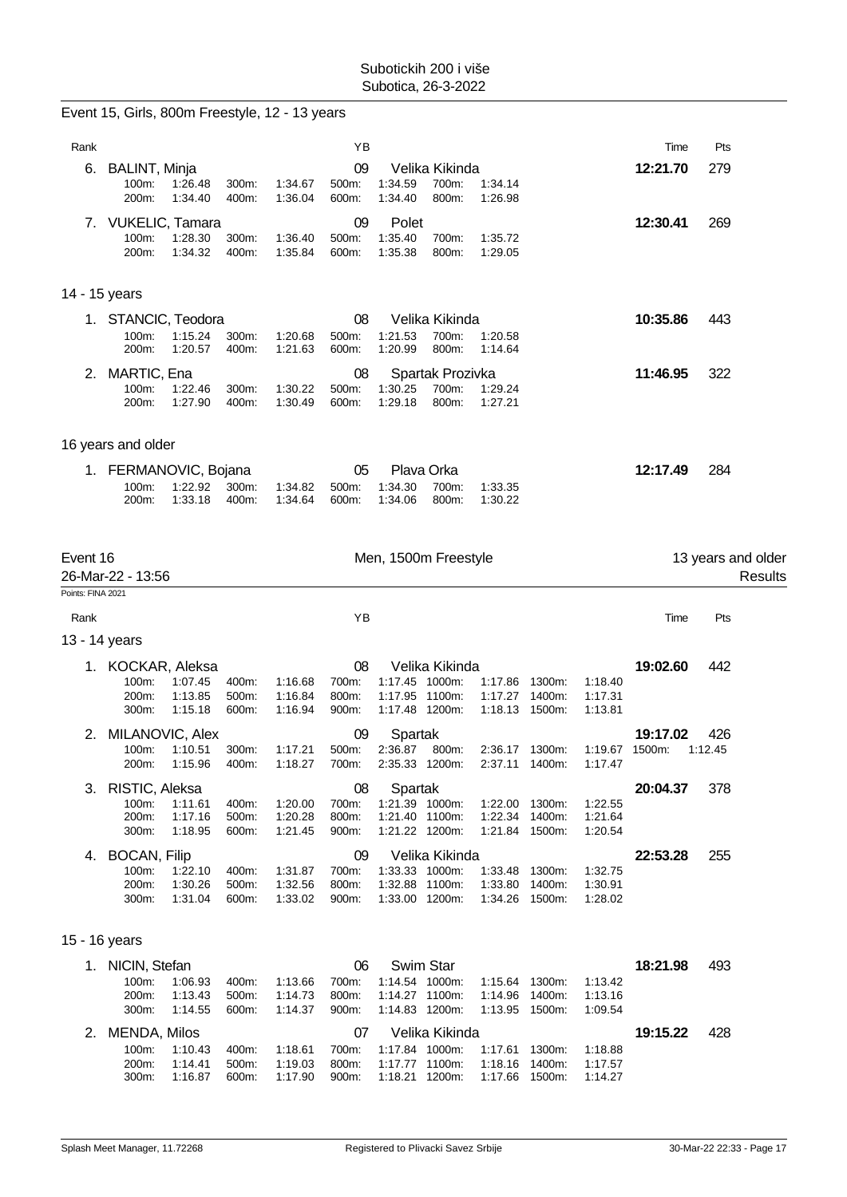Subotickih 200 i više
Subotica, 26-3-2022

## Event 15, Girls, 800m Freestyle, 12 - 13 years

| Rank | Name | YB | Club | Time | Pts |
|---|---|---|---|---|---|
| 6. | BALINT, Minja | 09 | Velika Kikinda | 12:21.70 | 279 |
| | 100m: 1:26.48, 200m: 1:34.40, 300m: 1:34.67, 400m: 1:36.04, 500m: 1:34.59, 600m: 1:34.40, 700m: 1:34.14, 800m: 1:26.98 | | | | |
| 7. | VUKELIC, Tamara | 09 | Polet | 12:30.41 | 269 |
| | 100m: 1:28.30, 200m: 1:34.32, 300m: 1:36.40, 400m: 1:35.84, 500m: 1:35.40, 600m: 1:35.38, 700m: 1:35.72, 800m: 1:29.05 | | | | |

### 14 - 15 years

| Rank | Name | YB | Club | Time | Pts |
|---|---|---|---|---|---|
| 1. | STANCIC, Teodora | 08 | Velika Kikinda | 10:35.86 | 443 |
| | 100m: 1:15.24, 200m: 1:20.57, 300m: 1:20.68, 400m: 1:21.63, 500m: 1:21.53, 600m: 1:20.99, 700m: 1:20.58, 800m: 1:14.64 | | | | |
| 2. | MARTIC, Ena | 08 | Spartak Prozivka | 11:46.95 | 322 |
| | 100m: 1:22.46, 200m: 1:27.90, 300m: 1:30.22, 400m: 1:30.49, 500m: 1:30.25, 600m: 1:29.18, 700m: 1:29.24, 800m: 1:27.21 | | | | |

### 16 years and older

| Rank | Name | YB | Club | Time | Pts |
|---|---|---|---|---|---|
| 1. | FERMANOVIC, Bojana | 05 | Plava Orka | 12:17.49 | 284 |
| | 100m: 1:22.92, 200m: 1:33.18, 300m: 1:34.82, 400m: 1:34.64, 500m: 1:34.30, 600m: 1:34.06, 700m: 1:33.35, 800m: 1:30.22 | | | | |

## Event 16 — Men, 1500m Freestyle — 13 years and older

26-Mar-22 - 13:56 — Results

Points: FINA 2021

### 13 - 14 years

| Rank | Name | YB | Club | Time | Pts |
|---|---|---|---|---|---|
| 1. | KOCKAR, Aleksa | 08 | Velika Kikinda | 19:02.60 | 442 |
| | 100m: 1:07.45, 200m: 1:13.85, 300m: 1:15.18, 400m: 1:16.68, 500m: 1:16.84, 600m: 1:16.94, 700m: 1:17.45, 800m: 1:17.95, 900m: 1:17.48, 1000m: 1:17.86, 1100m: 1:17.27, 1200m: 1:18.13, 1300m: 1:18.40, 1400m: 1:17.31, 1500m: 1:13.81 | | | | |
| 2. | MILANOVIC, Alex | 09 | Spartak | 19:17.02 | 426 |
| | 100m: 1:10.51, 200m: 1:15.96, 300m: 1:17.21, 400m: 1:18.27, 500m: 2:36.87, 700m: 2:35.33, 800m: 2:36.17, 1200m: 2:37.11, 1300m: 1:19.67, 1400m: 1:17.47, 1500m: 1:12.45 | | | | |
| 3. | RISTIC, Aleksa | 08 | Spartak | 20:04.37 | 378 |
| | 100m: 1:11.61, 200m: 1:17.16, 300m: 1:18.95, 400m: 1:20.00, 500m: 1:20.28, 600m: 1:21.45, 700m: 1:21.39, 800m: 1:21.40, 900m: 1:21.22, 1000m: 1:22.00, 1100m: 1:22.34, 1200m: 1:21.84, 1300m: 1:22.55, 1400m: 1:21.64, 1500m: 1:20.54 | | | | |
| 4. | BOCAN, Filip | 09 | Velika Kikinda | 22:53.28 | 255 |
| | 100m: 1:22.10, 200m: 1:30.26, 300m: 1:31.04, 400m: 1:31.87, 500m: 1:32.56, 600m: 1:33.02, 700m: 1:33.33, 800m: 1:32.88, 900m: 1:33.00, 1000m: 1:33.48, 1100m: 1:33.80, 1200m: 1:34.26, 1300m: 1:32.75, 1400m: 1:30.91, 1500m: 1:28.02 | | | | |

### 15 - 16 years

| Rank | Name | YB | Club | Time | Pts |
|---|---|---|---|---|---|
| 1. | NICIN, Stefan | 06 | Swim Star | 18:21.98 | 493 |
| | 100m: 1:06.93, 200m: 1:13.43, 300m: 1:14.55, 400m: 1:13.66, 500m: 1:14.73, 600m: 1:14.37, 700m: 1:14.54, 800m: 1:14.27, 900m: 1:14.83, 1000m: 1:15.64, 1100m: 1:14.96, 1200m: 1:13.95, 1300m: 1:13.42, 1400m: 1:13.16, 1500m: 1:09.54 | | | | |
| 2. | MENDA, Milos | 07 | Velika Kikinda | 19:15.22 | 428 |
| | 100m: 1:10.43, 200m: 1:14.41, 300m: 1:16.87, 400m: 1:18.61, 500m: 1:19.03, 600m: 1:17.90, 700m: 1:17.84, 800m: 1:17.77, 900m: 1:18.21, 1000m: 1:17.61, 1100m: 1:18.16, 1200m: 1:17.66, 1300m: 1:18.88, 1400m: 1:17.57, 1500m: 1:14.27 | | | | |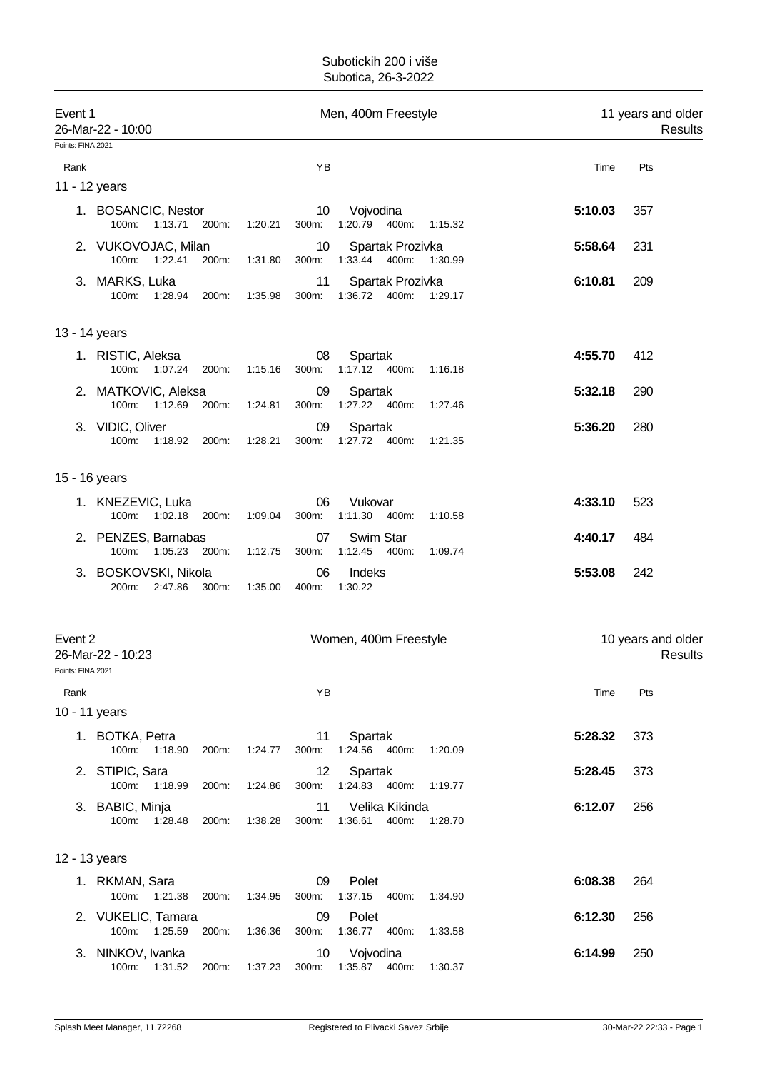Subotickih 200 i više
Subotica, 26-3-2022

## Event 1 — Men, 400m Freestyle — 11 years and older

26-Mar-22 - 10:00 — Results

Points: FINA 2021

| Rank | Name | YB | Club | Time | Pts |
|---|---|---|---|---|---|
| **11 - 12 years** | | | | | |
| 1. | BOSANCIC, Nestor | 10 | Vojvodina | **5:10.03** | 357 |
| | 100m: 1:13.71 200m: 1:20.21 300m: 1:20.79 400m: 1:15.32 | | | | |
| 2. | VUKOVOJAC, Milan | 10 | Spartak Prozivka | **5:58.64** | 231 |
| | 100m: 1:22.41 200m: 1:31.80 300m: 1:33.44 400m: 1:30.99 | | | | |
| 3. | MARKS, Luka | 11 | Spartak Prozivka | **6:10.81** | 209 |
| | 100m: 1:28.94 200m: 1:35.98 300m: 1:36.72 400m: 1:29.17 | | | | |
| **13 - 14 years** | | | | | |
| 1. | RISTIC, Aleksa | 08 | Spartak | **4:55.70** | 412 |
| | 100m: 1:07.24 200m: 1:15.16 300m: 1:17.12 400m: 1:16.18 | | | | |
| 2. | MATKOVIC, Aleksa | 09 | Spartak | **5:32.18** | 290 |
| | 100m: 1:12.69 200m: 1:24.81 300m: 1:27.22 400m: 1:27.46 | | | | |
| 3. | VIDIC, Oliver | 09 | Spartak | **5:36.20** | 280 |
| | 100m: 1:18.92 200m: 1:28.21 300m: 1:27.72 400m: 1:21.35 | | | | |
| **15 - 16 years** | | | | | |
| 1. | KNEZEVIC, Luka | 06 | Vukovar | **4:33.10** | 523 |
| | 100m: 1:02.18 200m: 1:09.04 300m: 1:11.30 400m: 1:10.58 | | | | |
| 2. | PENZES, Barnabas | 07 | Swim Star | **4:40.17** | 484 |
| | 100m: 1:05.23 200m: 1:12.75 300m: 1:12.45 400m: 1:09.74 | | | | |
| 3. | BOSKOVSKI, Nikola | 06 | Indeks | **5:53.08** | 242 |
| | 200m: 2:47.86 300m: 1:35.00 400m: 1:30.22 | | | | |

## Event 2 — Women, 400m Freestyle — 10 years and older

26-Mar-22 - 10:23 — Results

Points: FINA 2021

| Rank | Name | YB | Club | Time | Pts |
|---|---|---|---|---|---|
| **10 - 11 years** | | | | | |
| 1. | BOTKA, Petra | 11 | Spartak | **5:28.32** | 373 |
| | 100m: 1:18.90 200m: 1:24.77 300m: 1:24.56 400m: 1:20.09 | | | | |
| 2. | STIPIC, Sara | 12 | Spartak | **5:28.45** | 373 |
| | 100m: 1:18.99 200m: 1:24.86 300m: 1:24.83 400m: 1:19.77 | | | | |
| 3. | BABIC, Minja | 11 | Velika Kikinda | **6:12.07** | 256 |
| | 100m: 1:28.48 200m: 1:38.28 300m: 1:36.61 400m: 1:28.70 | | | | |
| **12 - 13 years** | | | | | |
| 1. | RKMAN, Sara | 09 | Polet | **6:08.38** | 264 |
| | 100m: 1:21.38 200m: 1:34.95 300m: 1:37.15 400m: 1:34.90 | | | | |
| 2. | VUKELIC, Tamara | 09 | Polet | **6:12.30** | 256 |
| | 100m: 1:25.59 200m: 1:36.36 300m: 1:36.77 400m: 1:33.58 | | | | |
| 3. | NINKOV, Ivanka | 10 | Vojvodina | **6:14.99** | 250 |
| | 100m: 1:31.52 200m: 1:37.23 300m: 1:35.87 400m: 1:30.37 | | | | |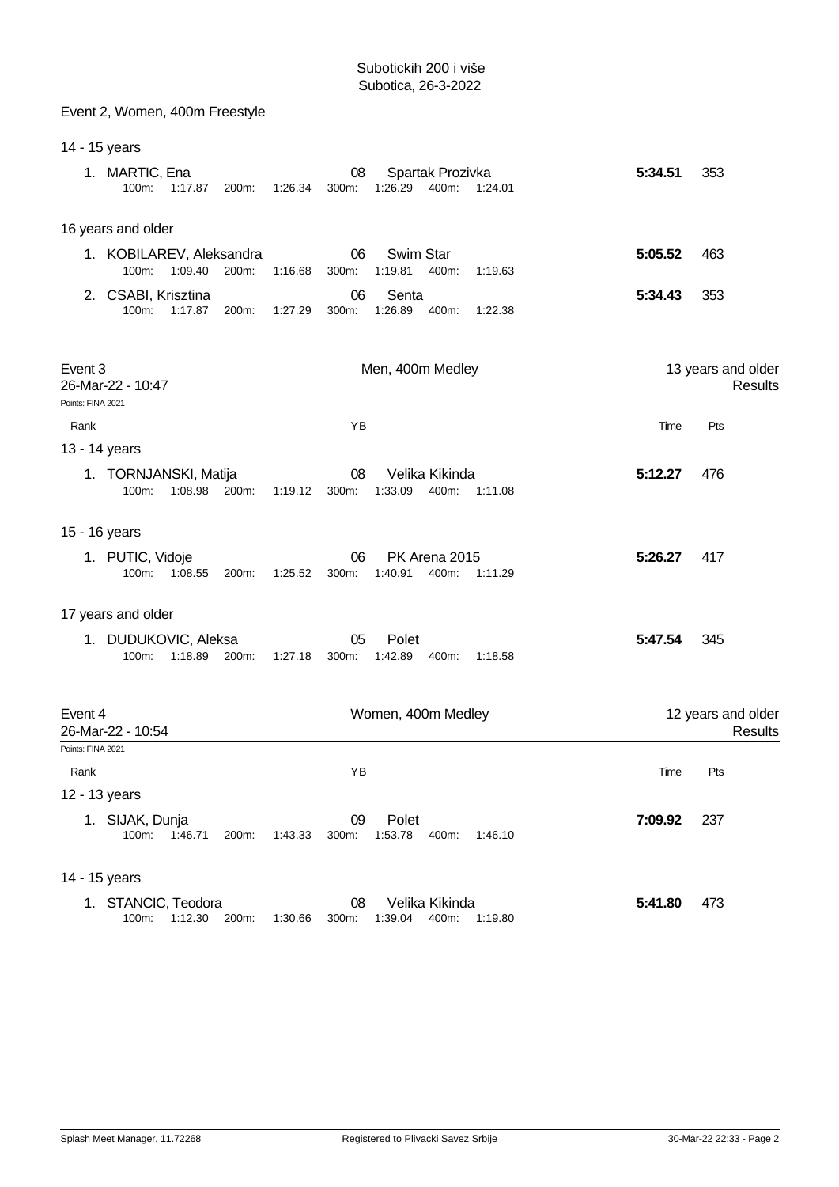Event 2, Women, 400m Freestyle

14 - 15 years

| Rank | Name | YB | Club | Time | Pts |
|---|---|---|---|---|---|
| 1. | MARTIC, Ena | 08 | Spartak Prozivka | **5:34.51** | 353 |
| | 100m: 1:17.87 200m: 1:26.34 300m: 1:26.29 400m: 1:24.01 | | | | |

16 years and older

| Rank | Name | YB | Club | Time | Pts |
|---|---|---|---|---|---|
| 1. | KOBILAREV, Aleksandra | 06 | Swim Star | **5:05.52** | 463 |
| | 100m: 1:09.40 200m: 1:16.68 300m: 1:19.81 400m: 1:19.63 | | | | |
| 2. | CSABI, Krisztina | 06 | Senta | **5:34.43** | 353 |
| | 100m: 1:17.87 200m: 1:27.29 300m: 1:26.89 400m: 1:22.38 | | | | |

## Event 3 — Men, 400m Medley — 13 years and older

26-Mar-22 - 10:47 — Results

Points: FINA 2021

13 - 14 years

| Rank | Name | YB | Club | Time | Pts |
|---|---|---|---|---|---|
| 1. | TORNJANSKI, Matija | 08 | Velika Kikinda | **5:12.27** | 476 |
| | 100m: 1:08.98 200m: 1:19.12 300m: 1:33.09 400m: 1:11.08 | | | | |

15 - 16 years

| Rank | Name | YB | Club | Time | Pts |
|---|---|---|---|---|---|
| 1. | PUTIC, Vidoje | 06 | PK Arena 2015 | **5:26.27** | 417 |
| | 100m: 1:08.55 200m: 1:25.52 300m: 1:40.91 400m: 1:11.29 | | | | |

17 years and older

| Rank | Name | YB | Club | Time | Pts |
|---|---|---|---|---|---|
| 1. | DUDUKOVIC, Aleksa | 05 | Polet | **5:47.54** | 345 |
| | 100m: 1:18.89 200m: 1:27.18 300m: 1:42.89 400m: 1:18.58 | | | | |

## Event 4 — Women, 400m Medley — 12 years and older

26-Mar-22 - 10:54 — Results

Points: FINA 2021

12 - 13 years

| Rank | Name | YB | Club | Time | Pts |
|---|---|---|---|---|---|
| 1. | SIJAK, Dunja | 09 | Polet | **7:09.92** | 237 |
| | 100m: 1:46.71 200m: 1:43.33 300m: 1:53.78 400m: 1:46.10 | | | | |

14 - 15 years

| Rank | Name | YB | Club | Time | Pts |
|---|---|---|---|---|---|
| 1. | STANCIC, Teodora | 08 | Velika Kikinda | **5:41.80** | 473 |
| | 100m: 1:12.30 200m: 1:30.66 300m: 1:39.04 400m: 1:19.80 | | | | |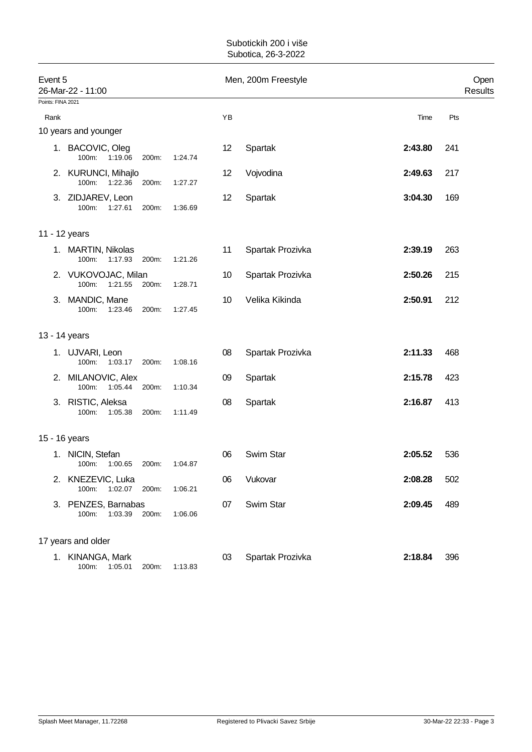Subotickih 200 i više
Subotica, 26-3-2022

## Event 5 — Men, 200m Freestyle — Open Results

26-Mar-22 - 11:00

Points: FINA 2021

| Rank | Name | 100m | 200m | YB | Club | Time | Pts |
|---|---|---|---|---|---|---|---|
| **10 years and younger** | | | | | | | |
| 1. | BACOVIC, Oleg | 1:19.06 | 1:24.74 | 12 | Spartak | **2:43.80** | 241 |
| 2. | KURUNCI, Mihajlo | 1:22.36 | 1:27.27 | 12 | Vojvodina | **2:49.63** | 217 |
| 3. | ZIDJAREV, Leon | 1:27.61 | 1:36.69 | 12 | Spartak | **3:04.30** | 169 |
| **11 - 12 years** | | | | | | | |
| 1. | MARTIN, Nikolas | 1:17.93 | 1:21.26 | 11 | Spartak Prozivka | **2:39.19** | 263 |
| 2. | VUKOVOJAC, Milan | 1:21.55 | 1:28.71 | 10 | Spartak Prozivka | **2:50.26** | 215 |
| 3. | MANDIC, Mane | 1:23.46 | 1:27.45 | 10 | Velika Kikinda | **2:50.91** | 212 |
| **13 - 14 years** | | | | | | | |
| 1. | UJVARI, Leon | 1:03.17 | 1:08.16 | 08 | Spartak Prozivka | **2:11.33** | 468 |
| 2. | MILANOVIC, Alex | 1:05.44 | 1:10.34 | 09 | Spartak | **2:15.78** | 423 |
| 3. | RISTIC, Aleksa | 1:05.38 | 1:11.49 | 08 | Spartak | **2:16.87** | 413 |
| **15 - 16 years** | | | | | | | |
| 1. | NICIN, Stefan | 1:00.65 | 1:04.87 | 06 | Swim Star | **2:05.52** | 536 |
| 2. | KNEZEVIC, Luka | 1:02.07 | 1:06.21 | 06 | Vukovar | **2:08.28** | 502 |
| 3. | PENZES, Barnabas | 1:03.39 | 1:06.06 | 07 | Swim Star | **2:09.45** | 489 |
| **17 years and older** | | | | | | | |
| 1. | KINANGA, Mark | 1:05.01 | 1:13.83 | 03 | Spartak Prozivka | **2:18.84** | 396 |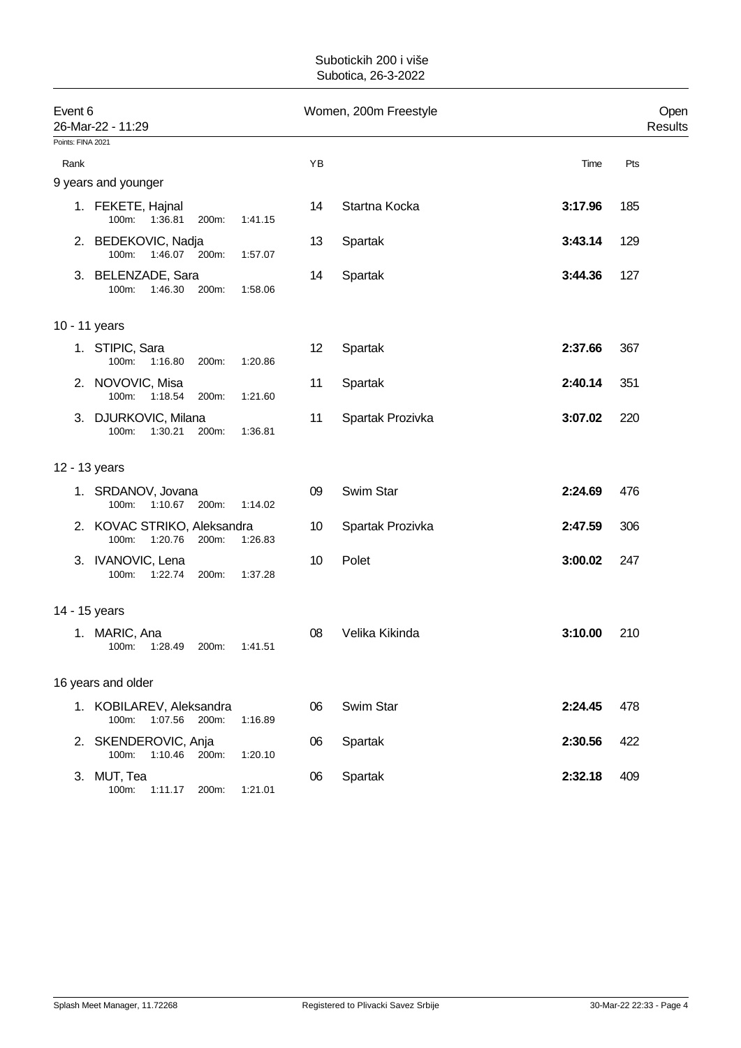Subotickih 200 i više
Subotica, 26-3-2022

| Event 6 | Women, 200m Freestyle | Open |
|---|---|---|
| 26-Mar-22 - 11:29 | | Results |

Points: FINA 2021

| Rank | | YB | | Time | Pts |
|---|---|---|---|---|---|
| **9 years and younger** | | | | | |
| 1. FEKETE, Hajnal | 100m: 1:36.81 200m: 1:41.15 | 14 | Startna Kocka | **3:17.96** | 185 |
| 2. BEDEKOVIC, Nadja | 100m: 1:46.07 200m: 1:57.07 | 13 | Spartak | **3:43.14** | 129 |
| 3. BELENZADE, Sara | 100m: 1:46.30 200m: 1:58.06 | 14 | Spartak | **3:44.36** | 127 |
| **10 - 11 years** | | | | | |
| 1. STIPIC, Sara | 100m: 1:16.80 200m: 1:20.86 | 12 | Spartak | **2:37.66** | 367 |
| 2. NOVOVIC, Misa | 100m: 1:18.54 200m: 1:21.60 | 11 | Spartak | **2:40.14** | 351 |
| 3. DJURKOVIC, Milana | 100m: 1:30.21 200m: 1:36.81 | 11 | Spartak Prozivka | **3:07.02** | 220 |
| **12 - 13 years** | | | | | |
| 1. SRDANOV, Jovana | 100m: 1:10.67 200m: 1:14.02 | 09 | Swim Star | **2:24.69** | 476 |
| 2. KOVAC STRIKO, Aleksandra | 100m: 1:20.76 200m: 1:26.83 | 10 | Spartak Prozivka | **2:47.59** | 306 |
| 3. IVANOVIC, Lena | 100m: 1:22.74 200m: 1:37.28 | 10 | Polet | **3:00.02** | 247 |
| **14 - 15 years** | | | | | |
| 1. MARIC, Ana | 100m: 1:28.49 200m: 1:41.51 | 08 | Velika Kikinda | **3:10.00** | 210 |
| **16 years and older** | | | | | |
| 1. KOBILAREV, Aleksandra | 100m: 1:07.56 200m: 1:16.89 | 06 | Swim Star | **2:24.45** | 478 |
| 2. SKENDEROVIC, Anja | 100m: 1:10.46 200m: 1:20.10 | 06 | Spartak | **2:30.56** | 422 |
| 3. MUT, Tea | 100m: 1:11.17 200m: 1:21.01 | 06 | Spartak | **2:32.18** | 409 |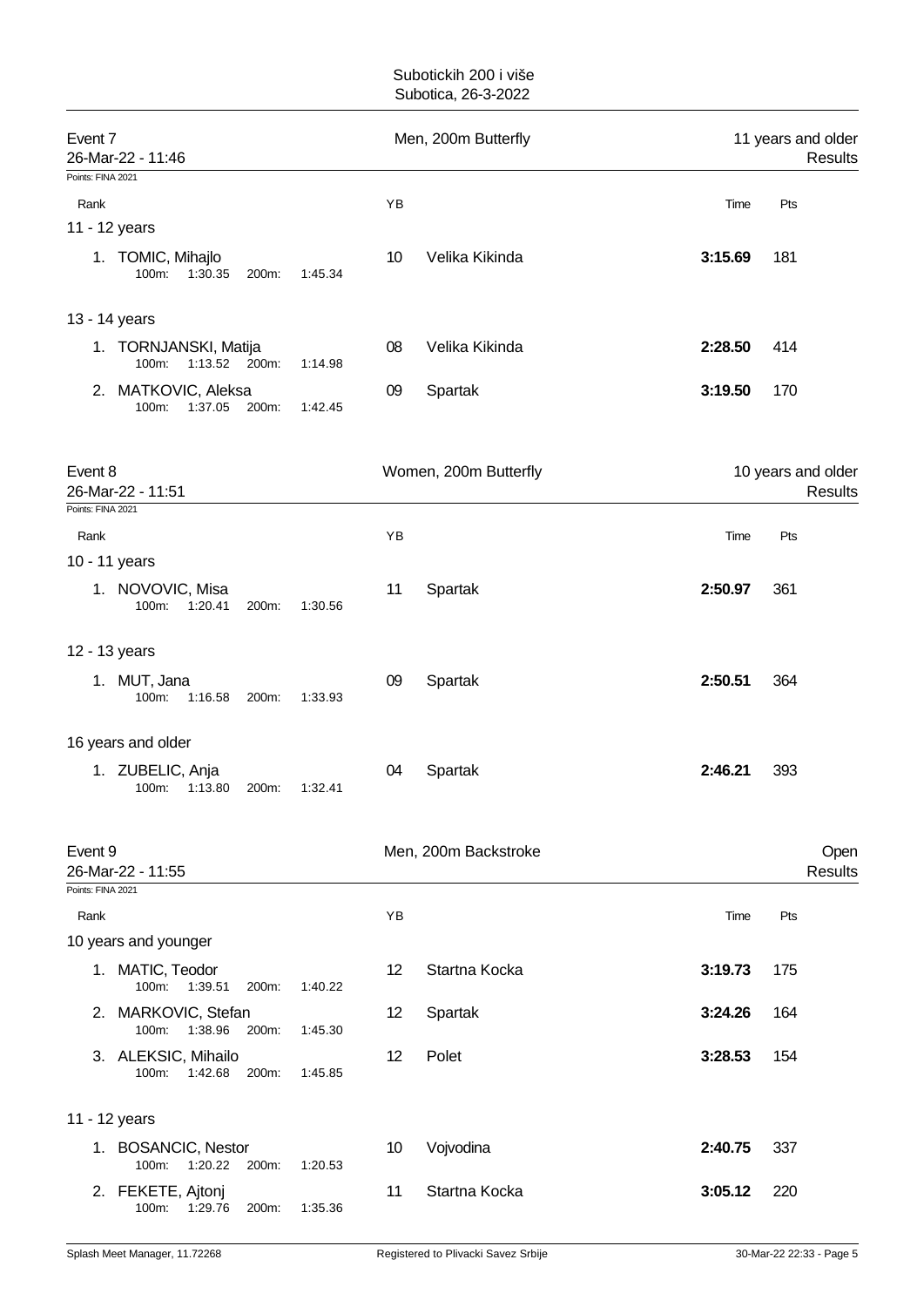Subotickih 200 i više
Subotica, 26-3-2022

## Event 7 — Men, 200m Butterfly — 11 years and older

26-Mar-22 - 11:46 — Results

Points: FINA 2021

| Rank | | YB | | Time | Pts |
|---|---|---|---|---|---|
| **11 - 12 years** | | | | | |
| 1. | TOMIC, Mihajlo | 10 | Velika Kikinda | **3:15.69** | 181 |
| | 100m: 1:30.35 200m: 1:45.34 | | | | |
| **13 - 14 years** | | | | | |
| 1. | TORNJANSKI, Matija | 08 | Velika Kikinda | **2:28.50** | 414 |
| | 100m: 1:13.52 200m: 1:14.98 | | | | |
| 2. | MATKOVIC, Aleksa | 09 | Spartak | **3:19.50** | 170 |
| | 100m: 1:37.05 200m: 1:42.45 | | | | |

## Event 8 — Women, 200m Butterfly — 10 years and older

26-Mar-22 - 11:51 — Results

Points: FINA 2021

| Rank | | YB | | Time | Pts |
|---|---|---|---|---|---|
| **10 - 11 years** | | | | | |
| 1. | NOVOVIC, Misa | 11 | Spartak | **2:50.97** | 361 |
| | 100m: 1:20.41 200m: 1:30.56 | | | | |
| **12 - 13 years** | | | | | |
| 1. | MUT, Jana | 09 | Spartak | **2:50.51** | 364 |
| | 100m: 1:16.58 200m: 1:33.93 | | | | |
| **16 years and older** | | | | | |
| 1. | ZUBELIC, Anja | 04 | Spartak | **2:46.21** | 393 |
| | 100m: 1:13.80 200m: 1:32.41 | | | | |

## Event 9 — Men, 200m Backstroke — Open

26-Mar-22 - 11:55 — Results

Points: FINA 2021

| Rank | | YB | | Time | Pts |
|---|---|---|---|---|---|
| **10 years and younger** | | | | | |
| 1. | MATIC, Teodor | 12 | Startna Kocka | **3:19.73** | 175 |
| | 100m: 1:39.51 200m: 1:40.22 | | | | |
| 2. | MARKOVIC, Stefan | 12 | Spartak | **3:24.26** | 164 |
| | 100m: 1:38.96 200m: 1:45.30 | | | | |
| 3. | ALEKSIC, Mihailo | 12 | Polet | **3:28.53** | 154 |
| | 100m: 1:42.68 200m: 1:45.85 | | | | |
| **11 - 12 years** | | | | | |
| 1. | BOSANCIC, Nestor | 10 | Vojvodina | **2:40.75** | 337 |
| | 100m: 1:20.22 200m: 1:20.53 | | | | |
| 2. | FEKETE, Ajtonj | 11 | Startna Kocka | **3:05.12** | 220 |
| | 100m: 1:29.76 200m: 1:35.36 | | | | |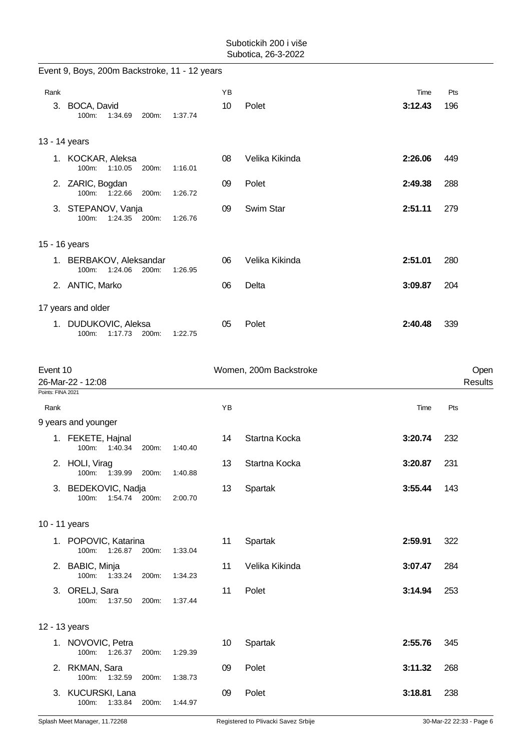Subotickih 200 i više
Subotica, 26-3-2022

## Event 9, Boys, 200m Backstroke, 11 - 12 years

| Rank | Name | YB | Club | Time | Pts |
|---|---|---|---|---|---|
| 3. | BOCA, David<br>100m: 1:34.69 200m: 1:37.74 | 10 | Polet | **3:12.43** | 196 |

### 13 - 14 years

| Rank | Name | YB | Club | Time | Pts |
|---|---|---|---|---|---|
| 1. | KOCKAR, Aleksa<br>100m: 1:10.05 200m: 1:16.01 | 08 | Velika Kikinda | **2:26.06** | 449 |
| 2. | ZARIC, Bogdan<br>100m: 1:22.66 200m: 1:26.72 | 09 | Polet | **2:49.38** | 288 |
| 3. | STEPANOV, Vanja<br>100m: 1:24.35 200m: 1:26.76 | 09 | Swim Star | **2:51.11** | 279 |

### 15 - 16 years

| Rank | Name | YB | Club | Time | Pts |
|---|---|---|---|---|---|
| 1. | BERBAKOV, Aleksandar<br>100m: 1:24.06 200m: 1:26.95 | 06 | Velika Kikinda | **2:51.01** | 280 |
| 2. | ANTIC, Marko | 06 | Delta | **3:09.87** | 204 |

### 17 years and older

| Rank | Name | YB | Club | Time | Pts |
|---|---|---|---|---|---|
| 1. | DUDUKOVIC, Aleksa<br>100m: 1:17.73 200m: 1:22.75 | 05 | Polet | **2:40.48** | 339 |

## Event 10 — Women, 200m Backstroke — Open

26-Mar-22 - 12:08 — Results

Points: FINA 2021

### 9 years and younger

| Rank | Name | YB | Club | Time | Pts |
|---|---|---|---|---|---|
| 1. | FEKETE, Hajnal<br>100m: 1:40.34 200m: 1:40.40 | 14 | Startna Kocka | **3:20.74** | 232 |
| 2. | HOLI, Virag<br>100m: 1:39.99 200m: 1:40.88 | 13 | Startna Kocka | **3:20.87** | 231 |
| 3. | BEDEKOVIC, Nadja<br>100m: 1:54.74 200m: 2:00.70 | 13 | Spartak | **3:55.44** | 143 |

### 10 - 11 years

| Rank | Name | YB | Club | Time | Pts |
|---|---|---|---|---|---|
| 1. | POPOVIC, Katarina<br>100m: 1:26.87 200m: 1:33.04 | 11 | Spartak | **2:59.91** | 322 |
| 2. | BABIC, Minja<br>100m: 1:33.24 200m: 1:34.23 | 11 | Velika Kikinda | **3:07.47** | 284 |
| 3. | ORELJ, Sara<br>100m: 1:37.50 200m: 1:37.44 | 11 | Polet | **3:14.94** | 253 |

### 12 - 13 years

| Rank | Name | YB | Club | Time | Pts |
|---|---|---|---|---|---|
| 1. | NOVOVIC, Petra<br>100m: 1:26.37 200m: 1:29.39 | 10 | Spartak | **2:55.76** | 345 |
| 2. | RKMAN, Sara<br>100m: 1:32.59 200m: 1:38.73 | 09 | Polet | **3:11.32** | 268 |
| 3. | KUCURSKI, Lana<br>100m: 1:33.84 200m: 1:44.97 | 09 | Polet | **3:18.81** | 238 |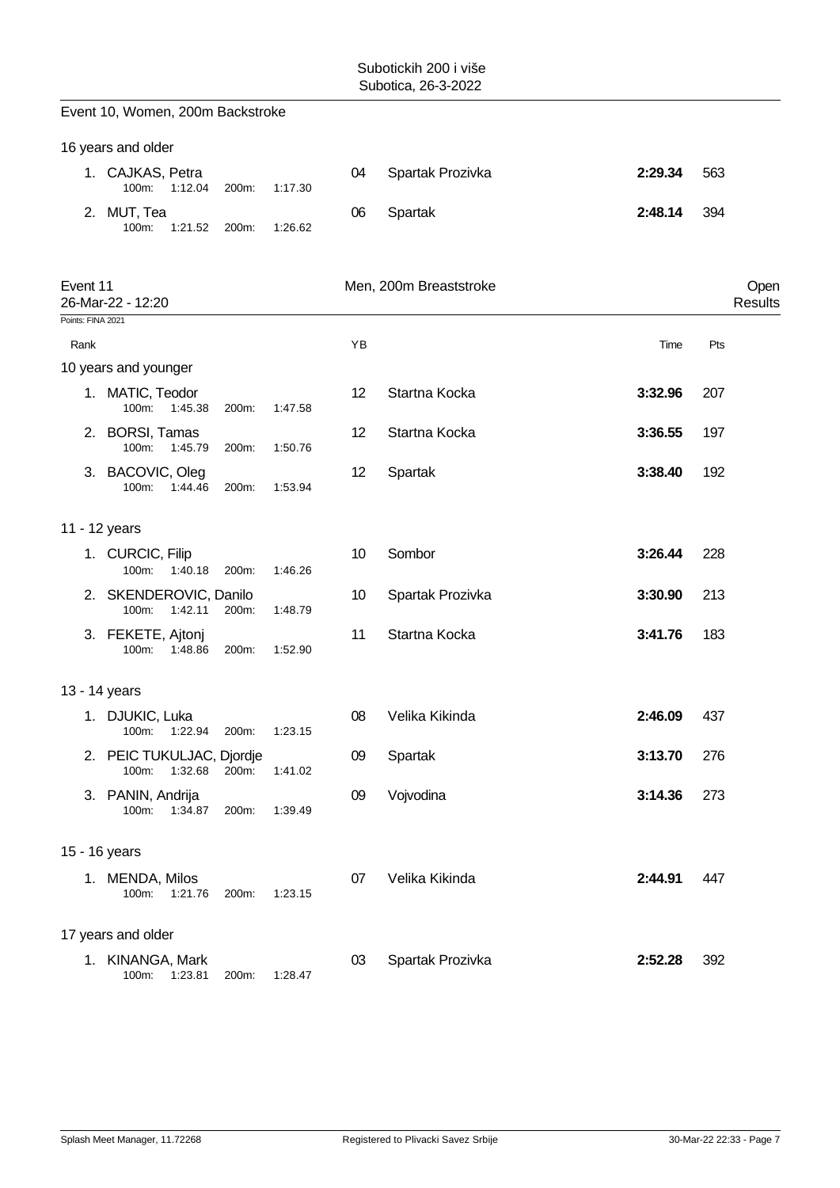## Event 10, Women, 200m Backstroke

### 16 years and older

| Rank | Name | YB | Club | Time | Pts |
|---|---|---|---|---|---|
| 1. | CAJKAS, Petra (100m: 1:12.04, 200m: 1:17.30) | 04 | Spartak Prozivka | **2:29.34** | 563 |
| 2. | MUT, Tea (100m: 1:21.52, 200m: 1:26.62) | 06 | Spartak | **2:48.14** | 394 |

## Event 11 — Men, 200m Breaststroke — Open Results

26-Mar-22 - 12:20

Points: FINA 2021

### 10 years and younger

| Rank | Name | YB | Club | Time | Pts |
|---|---|---|---|---|---|
| 1. | MATIC, Teodor (100m: 1:45.38, 200m: 1:47.58) | 12 | Startna Kocka | **3:32.96** | 207 |
| 2. | BORSI, Tamas (100m: 1:45.79, 200m: 1:50.76) | 12 | Startna Kocka | **3:36.55** | 197 |
| 3. | BACOVIC, Oleg (100m: 1:44.46, 200m: 1:53.94) | 12 | Spartak | **3:38.40** | 192 |

### 11 - 12 years

| Rank | Name | YB | Club | Time | Pts |
|---|---|---|---|---|---|
| 1. | CURCIC, Filip (100m: 1:40.18, 200m: 1:46.26) | 10 | Sombor | **3:26.44** | 228 |
| 2. | SKENDEROVIC, Danilo (100m: 1:42.11, 200m: 1:48.79) | 10 | Spartak Prozivka | **3:30.90** | 213 |
| 3. | FEKETE, Ajtonj (100m: 1:48.86, 200m: 1:52.90) | 11 | Startna Kocka | **3:41.76** | 183 |

### 13 - 14 years

| Rank | Name | YB | Club | Time | Pts |
|---|---|---|---|---|---|
| 1. | DJUKIC, Luka (100m: 1:22.94, 200m: 1:23.15) | 08 | Velika Kikinda | **2:46.09** | 437 |
| 2. | PEIC TUKULJAC, Djordje (100m: 1:32.68, 200m: 1:41.02) | 09 | Spartak | **3:13.70** | 276 |
| 3. | PANIN, Andrija (100m: 1:34.87, 200m: 1:39.49) | 09 | Vojvodina | **3:14.36** | 273 |

### 15 - 16 years

| Rank | Name | YB | Club | Time | Pts |
|---|---|---|---|---|---|
| 1. | MENDA, Milos (100m: 1:21.76, 200m: 1:23.15) | 07 | Velika Kikinda | **2:44.91** | 447 |

### 17 years and older

| Rank | Name | YB | Club | Time | Pts |
|---|---|---|---|---|---|
| 1. | KINANGA, Mark (100m: 1:23.81, 200m: 1:28.47) | 03 | Spartak Prozivka | **2:52.28** | 392 |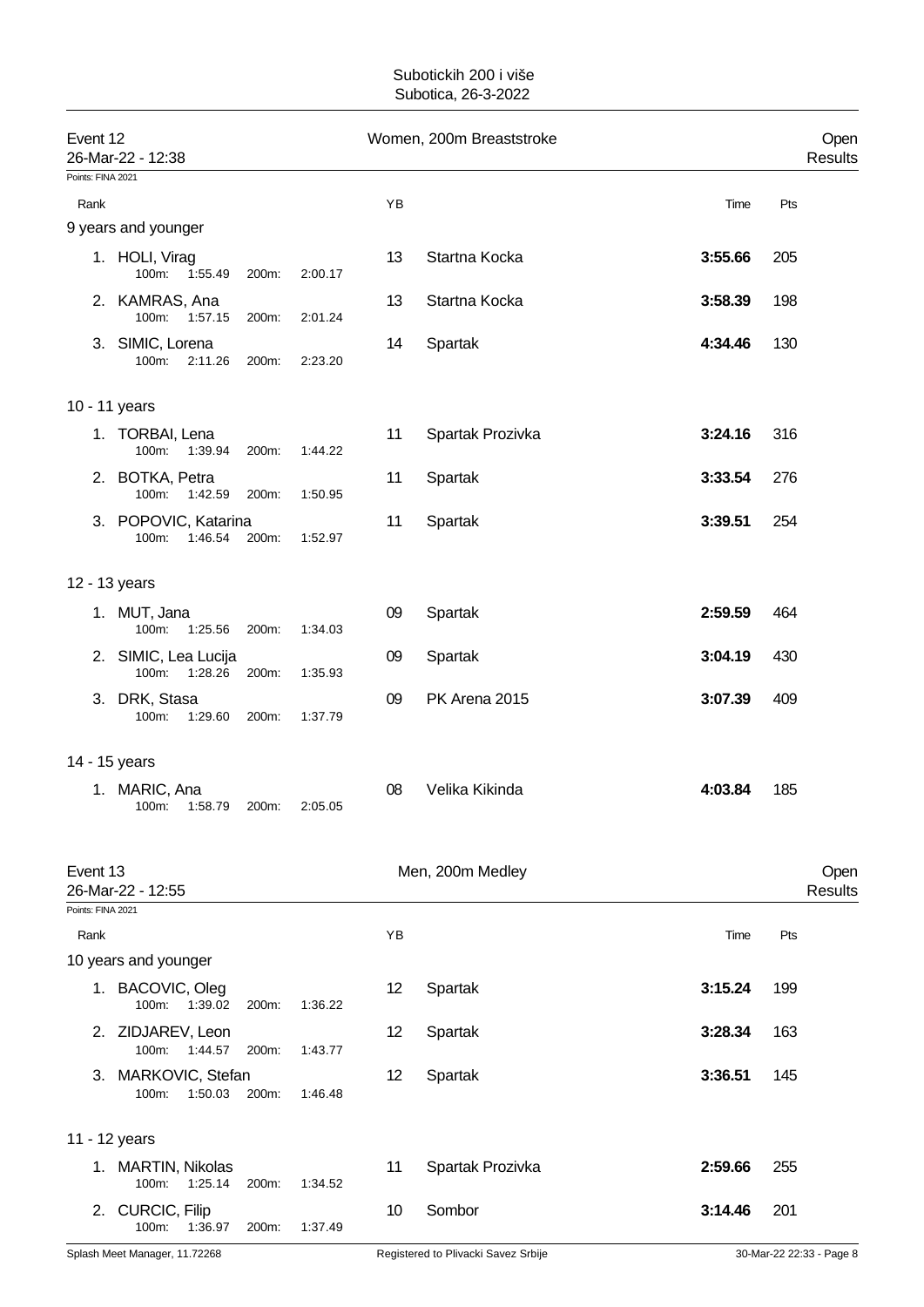# Event 12 — Women, 200m Breaststroke

26-Mar-22 - 12:38 — Open Results

Points: FINA 2021

| Rank | Name | YB | Club | Time | Pts |
|---|---|---|---|---|---|
| **9 years and younger** | | | | | |
| 1. | HOLI, Virag<br>100m: 1:55.49 200m: 2:00.17 | 13 | Startna Kocka | **3:55.66** | 205 |
| 2. | KAMRAS, Ana<br>100m: 1:57.15 200m: 2:01.24 | 13 | Startna Kocka | **3:58.39** | 198 |
| 3. | SIMIC, Lorena<br>100m: 2:11.26 200m: 2:23.20 | 14 | Spartak | **4:34.46** | 130 |
| **10 - 11 years** | | | | | |
| 1. | TORBAI, Lena<br>100m: 1:39.94 200m: 1:44.22 | 11 | Spartak Prozivka | **3:24.16** | 316 |
| 2. | BOTKA, Petra<br>100m: 1:42.59 200m: 1:50.95 | 11 | Spartak | **3:33.54** | 276 |
| 3. | POPOVIC, Katarina<br>100m: 1:46.54 200m: 1:52.97 | 11 | Spartak | **3:39.51** | 254 |
| **12 - 13 years** | | | | | |
| 1. | MUT, Jana<br>100m: 1:25.56 200m: 1:34.03 | 09 | Spartak | **2:59.59** | 464 |
| 2. | SIMIC, Lea Lucija<br>100m: 1:28.26 200m: 1:35.93 | 09 | Spartak | **3:04.19** | 430 |
| 3. | DRK, Stasa<br>100m: 1:29.60 200m: 1:37.79 | 09 | PK Arena 2015 | **3:07.39** | 409 |
| **14 - 15 years** | | | | | |
| 1. | MARIC, Ana<br>100m: 1:58.79 200m: 2:05.05 | 08 | Velika Kikinda | **4:03.84** | 185 |

# Event 13 — Men, 200m Medley

26-Mar-22 - 12:55 — Open Results

Points: FINA 2021

| Rank | Name | YB | Club | Time | Pts |
|---|---|---|---|---|---|
| **10 years and younger** | | | | | |
| 1. | BACOVIC, Oleg<br>100m: 1:39.02 200m: 1:36.22 | 12 | Spartak | **3:15.24** | 199 |
| 2. | ZIDJAREV, Leon<br>100m: 1:44.57 200m: 1:43.77 | 12 | Spartak | **3:28.34** | 163 |
| 3. | MARKOVIC, Stefan<br>100m: 1:50.03 200m: 1:46.48 | 12 | Spartak | **3:36.51** | 145 |
| **11 - 12 years** | | | | | |
| 1. | MARTIN, Nikolas<br>100m: 1:25.14 200m: 1:34.52 | 11 | Spartak Prozivka | **2:59.66** | 255 |
| 2. | CURCIC, Filip<br>100m: 1:36.97 200m: 1:37.49 | 10 | Sombor | **3:14.46** | 201 |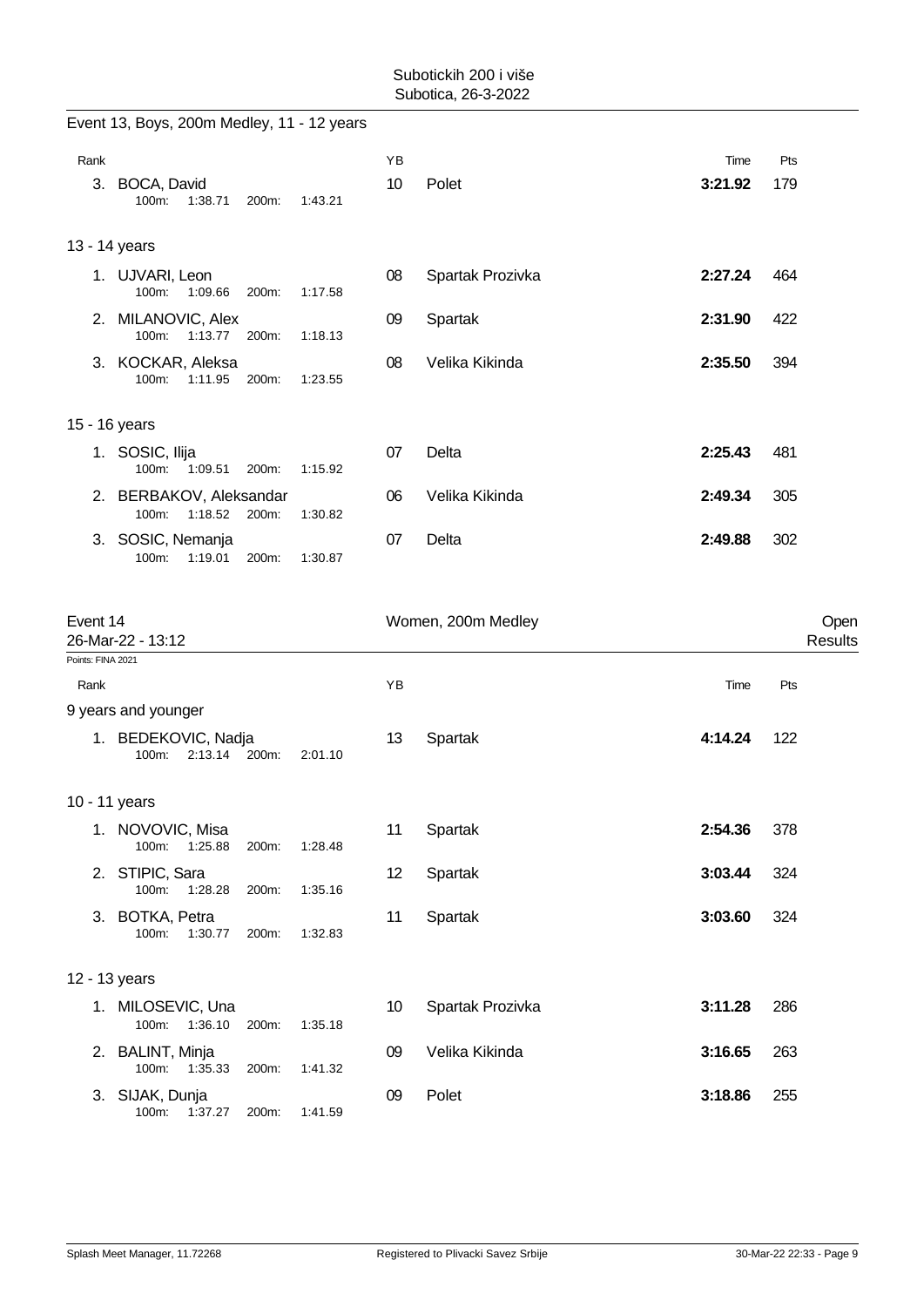Event 13, Boys, 200m Medley, 11 - 12 years

| Rank | | YB | | Time | Pts |
|---|---|---|---|---|---|
| 3. | BOCA, David<br>100m: 1:38.71 200m: 1:43.21 | 10 | Polet | **3:21.92** | 179 |

13 - 14 years

| Rank | | YB | | Time | Pts |
|---|---|---|---|---|---|
| 1. | UJVARI, Leon<br>100m: 1:09.66 200m: 1:17.58 | 08 | Spartak Prozivka | **2:27.24** | 464 |
| 2. | MILANOVIC, Alex<br>100m: 1:13.77 200m: 1:18.13 | 09 | Spartak | **2:31.90** | 422 |
| 3. | KOCKAR, Aleksa<br>100m: 1:11.95 200m: 1:23.55 | 08 | Velika Kikinda | **2:35.50** | 394 |

15 - 16 years

| Rank | | YB | | Time | Pts |
|---|---|---|---|---|---|
| 1. | SOSIC, Ilija<br>100m: 1:09.51 200m: 1:15.92 | 07 | Delta | **2:25.43** | 481 |
| 2. | BERBAKOV, Aleksandar<br>100m: 1:18.52 200m: 1:30.82 | 06 | Velika Kikinda | **2:49.34** | 305 |
| 3. | SOSIC, Nemanja<br>100m: 1:19.01 200m: 1:30.87 | 07 | Delta | **2:49.88** | 302 |

## Event 14 — Women, 200m Medley — Open Results

26-Mar-22 - 13:12

Points: FINA 2021

9 years and younger

| Rank | | YB | | Time | Pts |
|---|---|---|---|---|---|
| 1. | BEDEKOVIC, Nadja<br>100m: 2:13.14 200m: 2:01.10 | 13 | Spartak | **4:14.24** | 122 |

10 - 11 years

| Rank | | YB | | Time | Pts |
|---|---|---|---|---|---|
| 1. | NOVOVIC, Misa<br>100m: 1:25.88 200m: 1:28.48 | 11 | Spartak | **2:54.36** | 378 |
| 2. | STIPIC, Sara<br>100m: 1:28.28 200m: 1:35.16 | 12 | Spartak | **3:03.44** | 324 |
| 3. | BOTKA, Petra<br>100m: 1:30.77 200m: 1:32.83 | 11 | Spartak | **3:03.60** | 324 |

12 - 13 years

| Rank | | YB | | Time | Pts |
|---|---|---|---|---|---|
| 1. | MILOSEVIC, Una<br>100m: 1:36.10 200m: 1:35.18 | 10 | Spartak Prozivka | **3:11.28** | 286 |
| 2. | BALINT, Minja<br>100m: 1:35.33 200m: 1:41.32 | 09 | Velika Kikinda | **3:16.65** | 263 |
| 3. | SIJAK, Dunja<br>100m: 1:37.27 200m: 1:41.59 | 09 | Polet | **3:18.86** | 255 |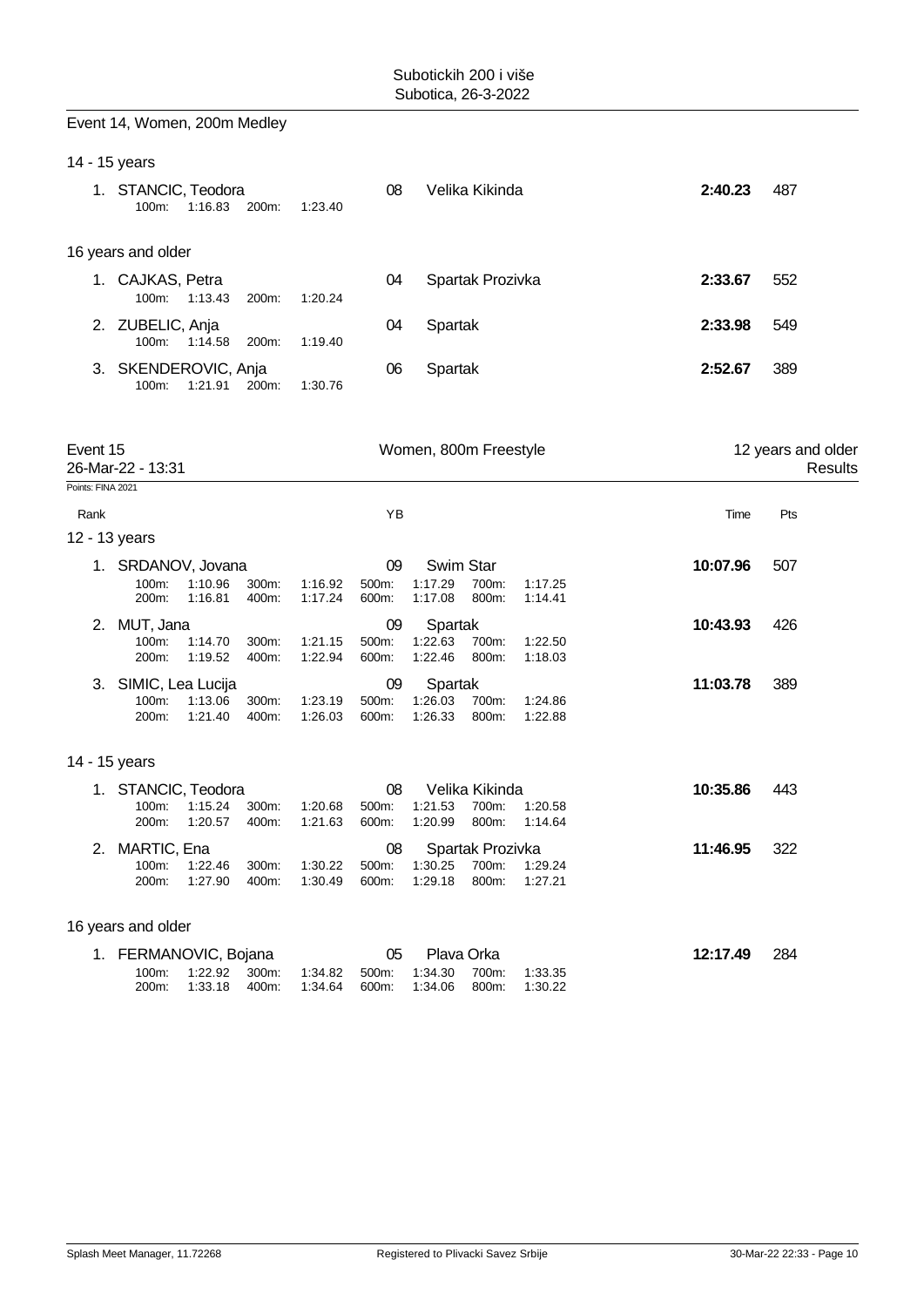## Event 14, Women, 200m Medley

### 14 - 15 years

| Rank | Name | 100m | 200m | YB | Club | Time | Pts |
|---|---|---|---|---|---|---|---|
| 1. | STANCIC, Teodora | 1:16.83 | 1:23.40 | 08 | Velika Kikinda | **2:40.23** | 487 |

### 16 years and older

| Rank | Name | 100m | 200m | YB | Club | Time | Pts |
|---|---|---|---|---|---|---|---|
| 1. | CAJKAS, Petra | 1:13.43 | 1:20.24 | 04 | Spartak Prozivka | **2:33.67** | 552 |
| 2. | ZUBELIC, Anja | 1:14.58 | 1:19.40 | 04 | Spartak | **2:33.98** | 549 |
| 3. | SKENDEROVIC, Anja | 1:21.91 | 1:30.76 | 06 | Spartak | **2:52.67** | 389 |

## Event 15 — Women, 800m Freestyle — 12 years and older

26-Mar-22 - 13:31 — Results

Points: FINA 2021

### 12 - 13 years

| Rank | Name | YB | Club | 100m | 200m | 300m | 400m | 500m | 600m | 700m | 800m | Time | Pts |
|---|---|---|---|---|---|---|---|---|---|---|---|---|---|
| 1. | SRDANOV, Jovana | 09 | Swim Star | 1:10.96 | 1:16.81 | 1:16.92 | 1:17.24 | 1:17.29 | 1:17.08 | 1:17.25 | 1:14.41 | **10:07.96** | 507 |
| 2. | MUT, Jana | 09 | Spartak | 1:14.70 | 1:19.52 | 1:21.15 | 1:22.94 | 1:22.63 | 1:22.46 | 1:22.50 | 1:18.03 | **10:43.93** | 426 |
| 3. | SIMIC, Lea Lucija | 09 | Spartak | 1:13.06 | 1:21.40 | 1:23.19 | 1:26.03 | 1:26.03 | 1:26.33 | 1:24.86 | 1:22.88 | **11:03.78** | 389 |

### 14 - 15 years

| Rank | Name | YB | Club | 100m | 200m | 300m | 400m | 500m | 600m | 700m | 800m | Time | Pts |
|---|---|---|---|---|---|---|---|---|---|---|---|---|---|
| 1. | STANCIC, Teodora | 08 | Velika Kikinda | 1:15.24 | 1:20.57 | 1:20.68 | 1:21.63 | 1:21.53 | 1:20.99 | 1:20.58 | 1:14.64 | **10:35.86** | 443 |
| 2. | MARTIC, Ena | 08 | Spartak Prozivka | 1:22.46 | 1:27.90 | 1:30.22 | 1:30.49 | 1:30.25 | 1:29.18 | 1:29.24 | 1:27.21 | **11:46.95** | 322 |

### 16 years and older

| Rank | Name | YB | Club | 100m | 200m | 300m | 400m | 500m | 600m | 700m | 800m | Time | Pts |
|---|---|---|---|---|---|---|---|---|---|---|---|---|---|
| 1. | FERMANOVIC, Bojana | 05 | Plava Orka | 1:22.92 | 1:33.18 | 1:34.82 | 1:34.64 | 1:34.30 | 1:34.06 | 1:33.35 | 1:30.22 | **12:17.49** | 284 |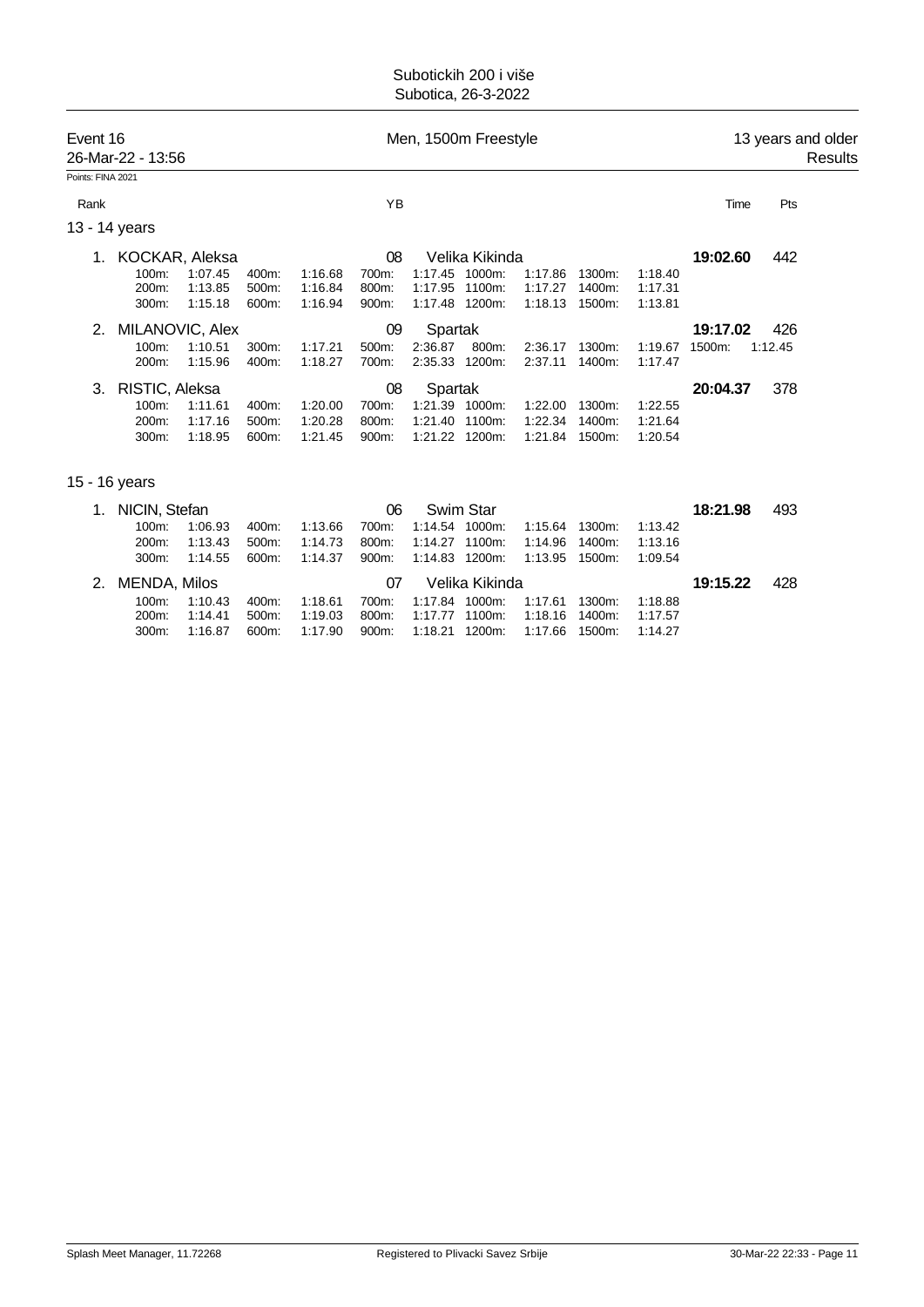Subotickih 200 i više
Subotica, 26-3-2022

**Event 16** — Men, 1500m Freestyle — 13 years and older
26-Mar-22 - 13:56 — Results

Points: FINA 2021

| Rank | | YB | | Time | Pts |
|---|---|---|---|---|---|

### 13 - 14 years

1. **KOCKAR, Aleksa** — 08 — Velika Kikinda — **19:02.60** — 442

| 100m: | 1:07.45 | 400m: | 1:16.68 | 700m: | 1:17.45 | 1000m: | 1:17.86 | 1300m: | 1:18.40 |
|---|---|---|---|---|---|---|---|---|---|
| 200m: | 1:13.85 | 500m: | 1:16.84 | 800m: | 1:17.95 | 1100m: | 1:17.27 | 1400m: | 1:17.31 |
| 300m: | 1:15.18 | 600m: | 1:16.94 | 900m: | 1:17.48 | 1200m: | 1:18.13 | 1500m: | 1:13.81 |

2. **MILANOVIC, Alex** — 09 — Spartak — **19:17.02** — 426

| 100m: | 1:10.51 | 300m: | 1:17.21 | 500m: | 2:36.87 | 800m: | 2:36.17 | 1300m: | 1:19.67 | 1500m: | 1:12.45 |
|---|---|---|---|---|---|---|---|---|---|---|---|
| 200m: | 1:15.96 | 400m: | 1:18.27 | 700m: | 2:35.33 | 1200m: | 2:37.11 | 1400m: | 1:17.47 | | |

3. **RISTIC, Aleksa** — 08 — Spartak — **20:04.37** — 378

| 100m: | 1:11.61 | 400m: | 1:20.00 | 700m: | 1:21.39 | 1000m: | 1:22.00 | 1300m: | 1:22.55 |
|---|---|---|---|---|---|---|---|---|---|
| 200m: | 1:17.16 | 500m: | 1:20.28 | 800m: | 1:21.40 | 1100m: | 1:22.34 | 1400m: | 1:21.64 |
| 300m: | 1:18.95 | 600m: | 1:21.45 | 900m: | 1:21.22 | 1200m: | 1:21.84 | 1500m: | 1:20.54 |

### 15 - 16 years

1. **NICIN, Stefan** — 06 — Swim Star — **18:21.98** — 493

| 100m: | 1:06.93 | 400m: | 1:13.66 | 700m: | 1:14.54 | 1000m: | 1:15.64 | 1300m: | 1:13.42 |
|---|---|---|---|---|---|---|---|---|---|
| 200m: | 1:13.43 | 500m: | 1:14.73 | 800m: | 1:14.27 | 1100m: | 1:14.96 | 1400m: | 1:13.16 |
| 300m: | 1:14.55 | 600m: | 1:14.37 | 900m: | 1:14.83 | 1200m: | 1:13.95 | 1500m: | 1:09.54 |

2. **MENDA, Milos** — 07 — Velika Kikinda — **19:15.22** — 428

| 100m: | 1:10.43 | 400m: | 1:18.61 | 700m: | 1:17.84 | 1000m: | 1:17.61 | 1300m: | 1:18.88 |
|---|---|---|---|---|---|---|---|---|---|
| 200m: | 1:14.41 | 500m: | 1:19.03 | 800m: | 1:17.77 | 1100m: | 1:18.16 | 1400m: | 1:17.57 |
| 300m: | 1:16.87 | 600m: | 1:17.90 | 900m: | 1:18.21 | 1200m: | 1:17.66 | 1500m: | 1:14.27 |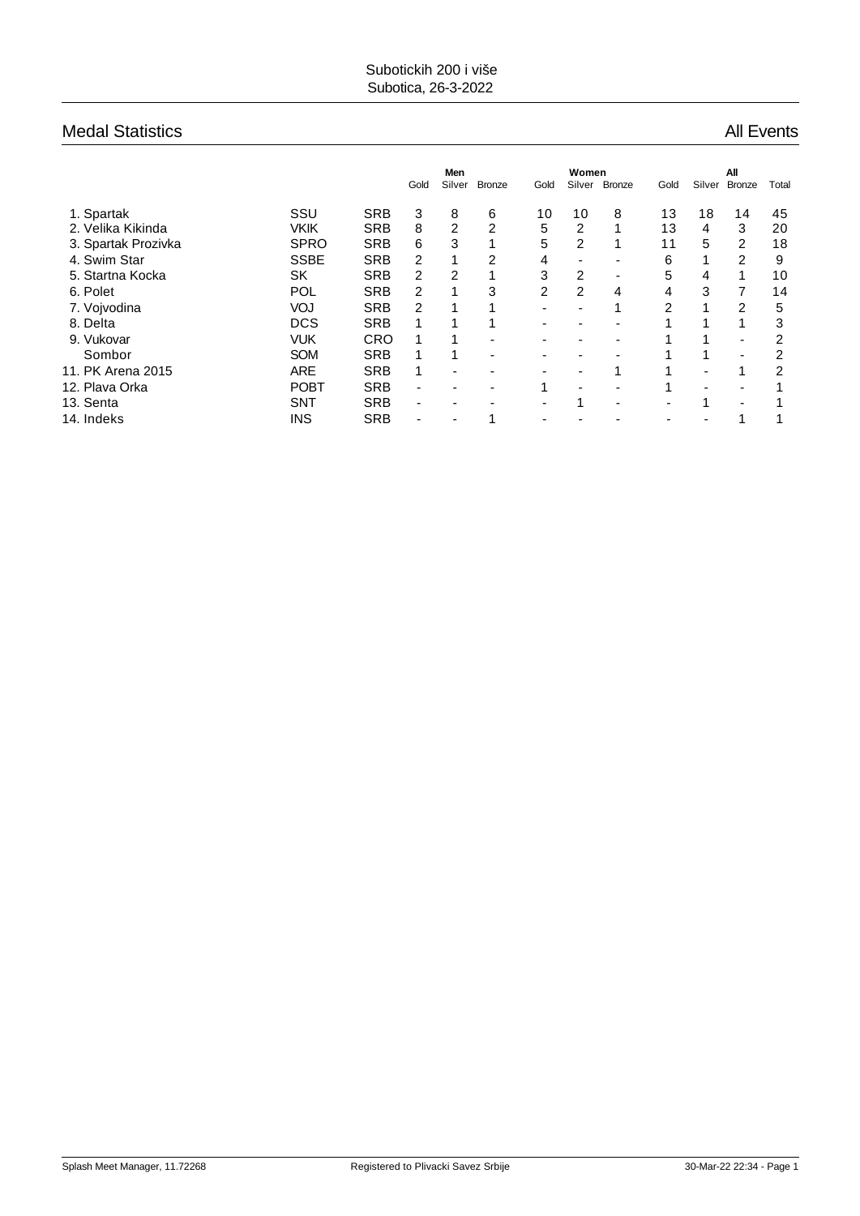Subotickih 200 i više
Subotica, 26-3-2022

## Medal Statistics

All Events

| | | | Men | | | Women | | | All | | | |
|---|---|---|---|---|---|---|---|---|---|---|---|---|
| | | | Gold | Silver | Bronze | Gold | Silver | Bronze | Gold | Silver | Bronze | Total |
| 1. Spartak | SSU | SRB | 3 | 8 | 6 | 10 | 10 | 8 | 13 | 18 | 14 | 45 |
| 2. Velika Kikinda | VKIK | SRB | 8 | 2 | 2 | 5 | 2 | 1 | 13 | 4 | 3 | 20 |
| 3. Spartak Prozivka | SPRO | SRB | 6 | 3 | 1 | 5 | 2 | 1 | 11 | 5 | 2 | 18 |
| 4. Swim Star | SSBE | SRB | 2 | 1 | 2 | 4 | - | - | 6 | 1 | 2 | 9 |
| 5. Startna Kocka | SK | SRB | 2 | 2 | 1 | 3 | 2 | - | 5 | 4 | 1 | 10 |
| 6. Polet | POL | SRB | 2 | 1 | 3 | 2 | 2 | 4 | 4 | 3 | 7 | 14 |
| 7. Vojvodina | VOJ | SRB | 2 | 1 | 1 | - | - | 1 | 2 | 1 | 2 | 5 |
| 8. Delta | DCS | SRB | 1 | 1 | 1 | - | - | - | 1 | 1 | 1 | 3 |
| 9. Vukovar | VUK | CRO | 1 | 1 | - | - | - | - | 1 | 1 | - | 2 |
| Sombor | SOM | SRB | 1 | 1 | - | - | - | - | 1 | 1 | - | 2 |
| 11. PK Arena 2015 | ARE | SRB | 1 | - | - | - | - | 1 | 1 | - | 1 | 2 |
| 12. Plava Orka | POBT | SRB | - | - | - | 1 | - | - | 1 | - | - | 1 |
| 13. Senta | SNT | SRB | - | - | - | - | 1 | - | - | 1 | - | 1 |
| 14. Indeks | INS | SRB | - | - | 1 | - | - | - | - | - | 1 | 1 |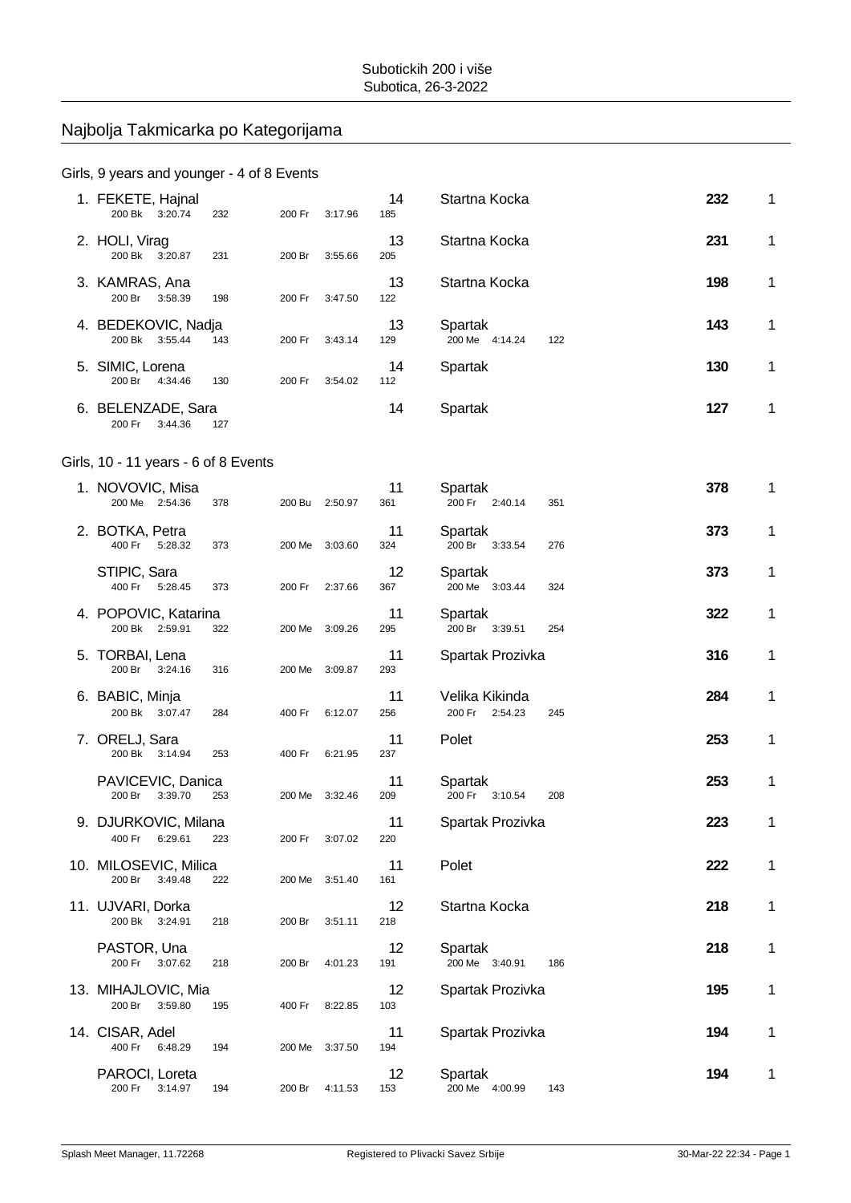Subotickih 200 i više
Subotica, 26-3-2022

## Najbolja Takmicarka po Kategorijama

### Girls, 9 years and younger - 4 of 8 Events

| Place | Name | Event 1 | Event 2 | Age | Club / Event 3 | Points | |
|---|---|---|---|---|---|---|---|
| 1. | FEKETE, Hajnal | 200 Bk 3:20.74 232 | 200 Fr 3:17.96 185 | 14 | Startna Kocka | 232 | 1 |
| 2. | HOLI, Virag | 200 Bk 3:20.87 231 | 200 Br 3:55.66 205 | 13 | Startna Kocka | 231 | 1 |
| 3. | KAMRAS, Ana | 200 Br 3:58.39 198 | 200 Fr 3:47.50 122 | 13 | Startna Kocka | 198 | 1 |
| 4. | BEDEKOVIC, Nadja | 200 Bk 3:55.44 143 | 200 Fr 3:43.14 129 | 13 | Spartak<br>200 Me 4:14.24 122 | 143 | 1 |
| 5. | SIMIC, Lorena | 200 Br 4:34.46 130 | 200 Fr 3:54.02 112 | 14 | Spartak | 130 | 1 |
| 6. | BELENZADE, Sara | 200 Fr 3:44.36 127 | | 14 | Spartak | 127 | 1 |

### Girls, 10 - 11 years - 6 of 8 Events

| Place | Name | Event 1 | Event 2 | Age | Club / Event 3 | Points | |
|---|---|---|---|---|---|---|---|
| 1. | NOVOVIC, Misa | 200 Me 2:54.36 378 | 200 Bu 2:50.97 361 | 11 | Spartak<br>200 Fr 2:40.14 351 | 378 | 1 |
| 2. | BOTKA, Petra | 400 Fr 5:28.32 373 | 200 Me 3:03.60 324 | 11 | Spartak<br>200 Br 3:33.54 276 | 373 | 1 |
| | STIPIC, Sara | 400 Fr 5:28.45 373 | 200 Fr 2:37.66 367 | 12 | Spartak<br>200 Me 3:03.44 324 | 373 | 1 |
| 4. | POPOVIC, Katarina | 200 Bk 2:59.91 322 | 200 Me 3:09.26 295 | 11 | Spartak<br>200 Br 3:39.51 254 | 322 | 1 |
| 5. | TORBAI, Lena | 200 Br 3:24.16 316 | 200 Me 3:09.87 293 | 11 | Spartak Prozivka | 316 | 1 |
| 6. | BABIC, Minja | 200 Bk 3:07.47 284 | 400 Fr 6:12.07 256 | 11 | Velika Kikinda<br>200 Fr 2:54.23 245 | 284 | 1 |
| 7. | ORELJ, Sara | 200 Bk 3:14.94 253 | 400 Fr 6:21.95 237 | 11 | Polet | 253 | 1 |
| | PAVICEVIC, Danica | 200 Br 3:39.70 253 | 200 Me 3:32.46 209 | 11 | Spartak<br>200 Fr 3:10.54 208 | 253 | 1 |
| 9. | DJURKOVIC, Milana | 400 Fr 6:29.61 223 | 200 Fr 3:07.02 220 | 11 | Spartak Prozivka | 223 | 1 |
| 10. | MILOSEVIC, Milica | 200 Br 3:49.48 222 | 200 Me 3:51.40 161 | 11 | Polet | 222 | 1 |
| 11. | UJVARI, Dorka | 200 Bk 3:24.91 218 | 200 Br 3:51.11 218 | 12 | Startna Kocka | 218 | 1 |
| | PASTOR, Una | 200 Fr 3:07.62 218 | 200 Br 4:01.23 191 | 12 | Spartak<br>200 Me 3:40.91 186 | 218 | 1 |
| 13. | MIHAJLOVIC, Mia | 200 Br 3:59.80 195 | 400 Fr 8:22.85 103 | 12 | Spartak Prozivka | 195 | 1 |
| 14. | CISAR, Adel | 400 Fr 6:48.29 194 | 200 Me 3:37.50 194 | 11 | Spartak Prozivka | 194 | 1 |
| | PAROCI, Loreta | 200 Fr 3:14.97 194 | 200 Br 4:11.53 153 | 12 | Spartak<br>200 Me 4:00.99 143 | 194 | 1 |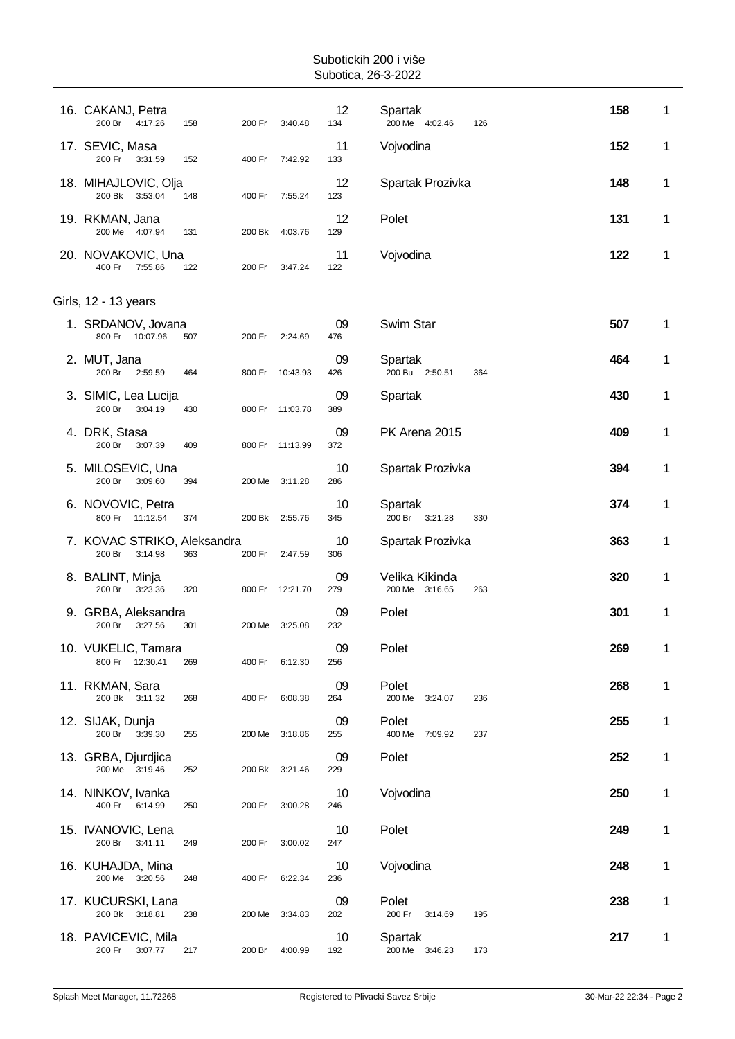| Place | Name | Event 1 | Time 1 | Pts 1 | Event 2 | Time 2 | Pts 2 | YoB | Club | Event 3 | Time 3 | Pts 3 | Points | |
|---|---|---|---|---|---|---|---|---|---|---|---|---|---|---|
| 16. | CAKANJ, Petra | 200 Br | 4:17.26 | 158 | 200 Fr | 3:40.48 | 134 | 12 | Spartak | 200 Me | 4:02.46 | 126 | 158 | 1 |
| 17. | SEVIC, Masa | 200 Fr | 3:31.59 | 152 | 400 Fr | 7:42.92 | 133 | 11 | Vojvodina | | | | 152 | 1 |
| 18. | MIHAJLOVIC, Olja | 200 Bk | 3:53.04 | 148 | 400 Fr | 7:55.24 | 123 | 12 | Spartak Prozivka | | | | 148 | 1 |
| 19. | RKMAN, Jana | 200 Me | 4:07.94 | 131 | 200 Bk | 4:03.76 | 129 | 12 | Polet | | | | 131 | 1 |
| 20. | NOVAKOVIC, Una | 400 Fr | 7:55.86 | 122 | 200 Fr | 3:47.24 | 122 | 11 | Vojvodina | | | | 122 | 1 |

Girls, 12 - 13 years

| Place | Name | Event 1 | Time 1 | Pts 1 | Event 2 | Time 2 | Pts 2 | YoB | Club | Event 3 | Time 3 | Pts 3 | Points | |
|---|---|---|---|---|---|---|---|---|---|---|---|---|---|---|
| 1. | SRDANOV, Jovana | 800 Fr | 10:07.96 | 507 | 200 Fr | 2:24.69 | 476 | 09 | Swim Star | | | | 507 | 1 |
| 2. | MUT, Jana | 200 Br | 2:59.59 | 464 | 800 Fr | 10:43.93 | 426 | 09 | Spartak | 200 Bu | 2:50.51 | 364 | 464 | 1 |
| 3. | SIMIC, Lea Lucija | 200 Br | 3:04.19 | 430 | 800 Fr | 11:03.78 | 389 | 09 | Spartak | | | | 430 | 1 |
| 4. | DRK, Stasa | 200 Br | 3:07.39 | 409 | 800 Fr | 11:13.99 | 372 | 09 | PK Arena 2015 | | | | 409 | 1 |
| 5. | MILOSEVIC, Una | 200 Br | 3:09.60 | 394 | 200 Me | 3:11.28 | 286 | 10 | Spartak Prozivka | | | | 394 | 1 |
| 6. | NOVOVIC, Petra | 800 Fr | 11:12.54 | 374 | 200 Bk | 2:55.76 | 345 | 10 | Spartak | 200 Br | 3:21.28 | 330 | 374 | 1 |
| 7. | KOVAC STRIKO, Aleksandra | 200 Br | 3:14.98 | 363 | 200 Fr | 2:47.59 | 306 | 10 | Spartak Prozivka | | | | 363 | 1 |
| 8. | BALINT, Minja | 200 Br | 3:23.36 | 320 | 800 Fr | 12:21.70 | 279 | 09 | Velika Kikinda | 200 Me | 3:16.65 | 263 | 320 | 1 |
| 9. | GRBA, Aleksandra | 200 Br | 3:27.56 | 301 | 200 Me | 3:25.08 | 232 | 09 | Polet | | | | 301 | 1 |
| 10. | VUKELIC, Tamara | 800 Fr | 12:30.41 | 269 | 400 Fr | 6:12.30 | 256 | 09 | Polet | | | | 269 | 1 |
| 11. | RKMAN, Sara | 200 Bk | 3:11.32 | 268 | 400 Fr | 6:08.38 | 264 | 09 | Polet | 200 Me | 3:24.07 | 236 | 268 | 1 |
| 12. | SIJAK, Dunja | 200 Br | 3:39.30 | 255 | 200 Me | 3:18.86 | 255 | 09 | Polet | 400 Me | 7:09.92 | 237 | 255 | 1 |
| 13. | GRBA, Djurdjica | 200 Me | 3:19.46 | 252 | 200 Bk | 3:21.46 | 229 | 09 | Polet | | | | 252 | 1 |
| 14. | NINKOV, Ivanka | 400 Fr | 6:14.99 | 250 | 200 Fr | 3:00.28 | 246 | 10 | Vojvodina | | | | 250 | 1 |
| 15. | IVANOVIC, Lena | 200 Br | 3:41.11 | 249 | 200 Fr | 3:00.02 | 247 | 10 | Polet | | | | 249 | 1 |
| 16. | KUHAJDA, Mina | 200 Me | 3:20.56 | 248 | 400 Fr | 6:22.34 | 236 | 10 | Vojvodina | | | | 248 | 1 |
| 17. | KUCURSKI, Lana | 200 Bk | 3:18.81 | 238 | 200 Me | 3:34.83 | 202 | 09 | Polet | 200 Fr | 3:14.69 | 195 | 238 | 1 |
| 18. | PAVICEVIC, Mila | 200 Fr | 3:07.77 | 217 | 200 Br | 4:00.99 | 192 | 10 | Spartak | 200 Me | 3:46.23 | 173 | 217 | 1 |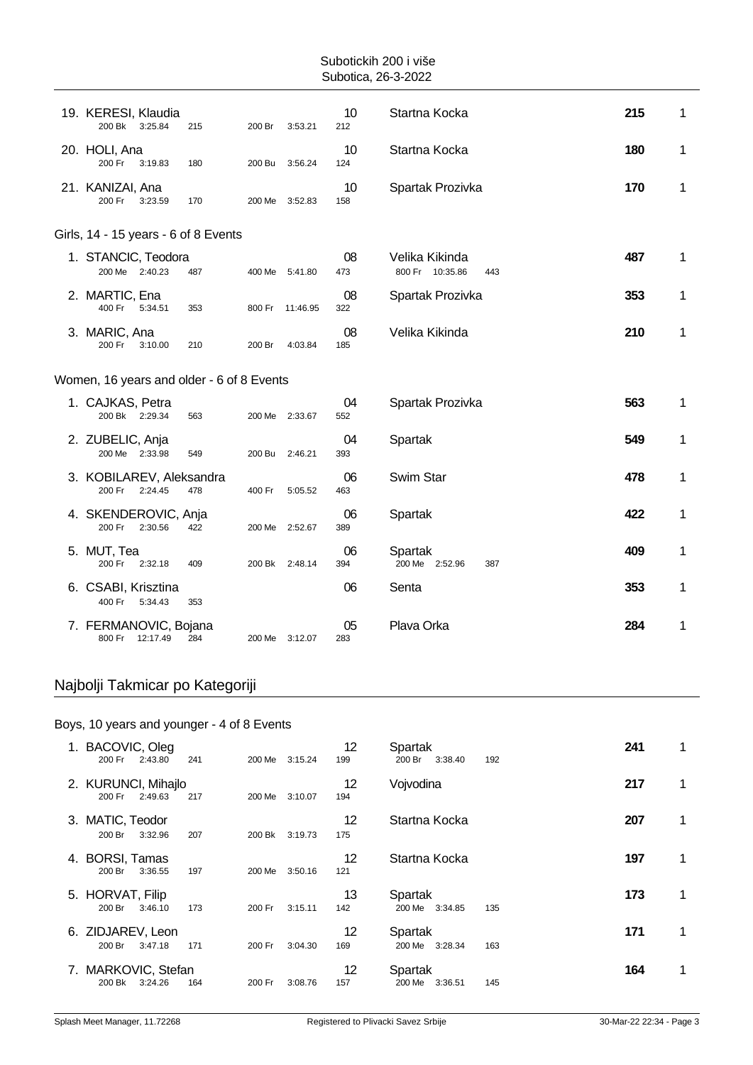| Place | Name | Event 1 | Time 1 | Pts 1 | Event 2 | Time 2 | Pts 2 | YB | Club | Event 3 | Time 3 | Pts 3 | Points | |
|---|---|---|---|---|---|---|---|---|---|---|---|---|---|---|
| 19. | KERESI, Klaudia | 200 Bk | 3:25.84 | 215 | 200 Br | 3:53.21 | 212 | 10 | Startna Kocka | | | | **215** | 1 |
| 20. | HOLI, Ana | 200 Fr | 3:19.83 | 180 | 200 Bu | 3:56.24 | 124 | 10 | Startna Kocka | | | | **180** | 1 |
| 21. | KANIZAI, Ana | 200 Fr | 3:23.59 | 170 | 200 Me | 3:52.83 | 158 | 10 | Spartak Prozivka | | | | **170** | 1 |

Girls, 14 - 15 years - 6 of 8 Events

| Place | Name | Event 1 | Time 1 | Pts 1 | Event 2 | Time 2 | Pts 2 | YB | Club | Event 3 | Time 3 | Pts 3 | Points | |
|---|---|---|---|---|---|---|---|---|---|---|---|---|---|---|
| 1. | STANCIC, Teodora | 200 Me | 2:40.23 | 487 | 400 Me | 5:41.80 | 473 | 08 | Velika Kikinda | 800 Fr | 10:35.86 | 443 | **487** | 1 |
| 2. | MARTIC, Ena | 400 Fr | 5:34.51 | 353 | 800 Fr | 11:46.95 | 322 | 08 | Spartak Prozivka | | | | **353** | 1 |
| 3. | MARIC, Ana | 200 Fr | 3:10.00 | 210 | 200 Br | 4:03.84 | 185 | 08 | Velika Kikinda | | | | **210** | 1 |

Women, 16 years and older - 6 of 8 Events

| Place | Name | Event 1 | Time 1 | Pts 1 | Event 2 | Time 2 | Pts 2 | YB | Club | Event 3 | Time 3 | Pts 3 | Points | |
|---|---|---|---|---|---|---|---|---|---|---|---|---|---|---|
| 1. | CAJKAS, Petra | 200 Bk | 2:29.34 | 563 | 200 Me | 2:33.67 | 552 | 04 | Spartak Prozivka | | | | **563** | 1 |
| 2. | ZUBELIC, Anja | 200 Me | 2:33.98 | 549 | 200 Bu | 2:46.21 | 393 | 04 | Spartak | | | | **549** | 1 |
| 3. | KOBILAREV, Aleksandra | 200 Fr | 2:24.45 | 478 | 400 Fr | 5:05.52 | 463 | 06 | Swim Star | | | | **478** | 1 |
| 4. | SKENDEROVIC, Anja | 200 Fr | 2:30.56 | 422 | 200 Me | 2:52.67 | 389 | 06 | Spartak | | | | **422** | 1 |
| 5. | MUT, Tea | 200 Fr | 2:32.18 | 409 | 200 Bk | 2:48.14 | 394 | 06 | Spartak | 200 Me | 2:52.96 | 387 | **409** | 1 |
| 6. | CSABI, Krisztina | 400 Fr | 5:34.43 | 353 | | | | 06 | Senta | | | | **353** | 1 |
| 7. | FERMANOVIC, Bojana | 800 Fr | 12:17.49 | 284 | 200 Me | 3:12.07 | 283 | 05 | Plava Orka | | | | **284** | 1 |

## Najbolji Takmicar po Kategoriji

Boys, 10 years and younger - 4 of 8 Events

| Place | Name | Event 1 | Time 1 | Pts 1 | Event 2 | Time 2 | Pts 2 | YB | Club | Event 3 | Time 3 | Pts 3 | Points | |
|---|---|---|---|---|---|---|---|---|---|---|---|---|---|---|
| 1. | BACOVIC, Oleg | 200 Fr | 2:43.80 | 241 | 200 Me | 3:15.24 | 199 | 12 | Spartak | 200 Br | 3:38.40 | 192 | **241** | 1 |
| 2. | KURUNCI, Mihajlo | 200 Fr | 2:49.63 | 217 | 200 Me | 3:10.07 | 194 | 12 | Vojvodina | | | | **217** | 1 |
| 3. | MATIC, Teodor | 200 Br | 3:32.96 | 207 | 200 Bk | 3:19.73 | 175 | 12 | Startna Kocka | | | | **207** | 1 |
| 4. | BORSI, Tamas | 200 Br | 3:36.55 | 197 | 200 Me | 3:50.16 | 121 | 12 | Startna Kocka | | | | **197** | 1 |
| 5. | HORVAT, Filip | 200 Br | 3:46.10 | 173 | 200 Fr | 3:15.11 | 142 | 13 | Spartak | 200 Me | 3:34.85 | 135 | **173** | 1 |
| 6. | ZIDJAREV, Leon | 200 Br | 3:47.18 | 171 | 200 Fr | 3:04.30 | 169 | 12 | Spartak | 200 Me | 3:28.34 | 163 | **171** | 1 |
| 7. | MARKOVIC, Stefan | 200 Bk | 3:24.26 | 164 | 200 Fr | 3:08.76 | 157 | 12 | Spartak | 200 Me | 3:36.51 | 145 | **164** | 1 |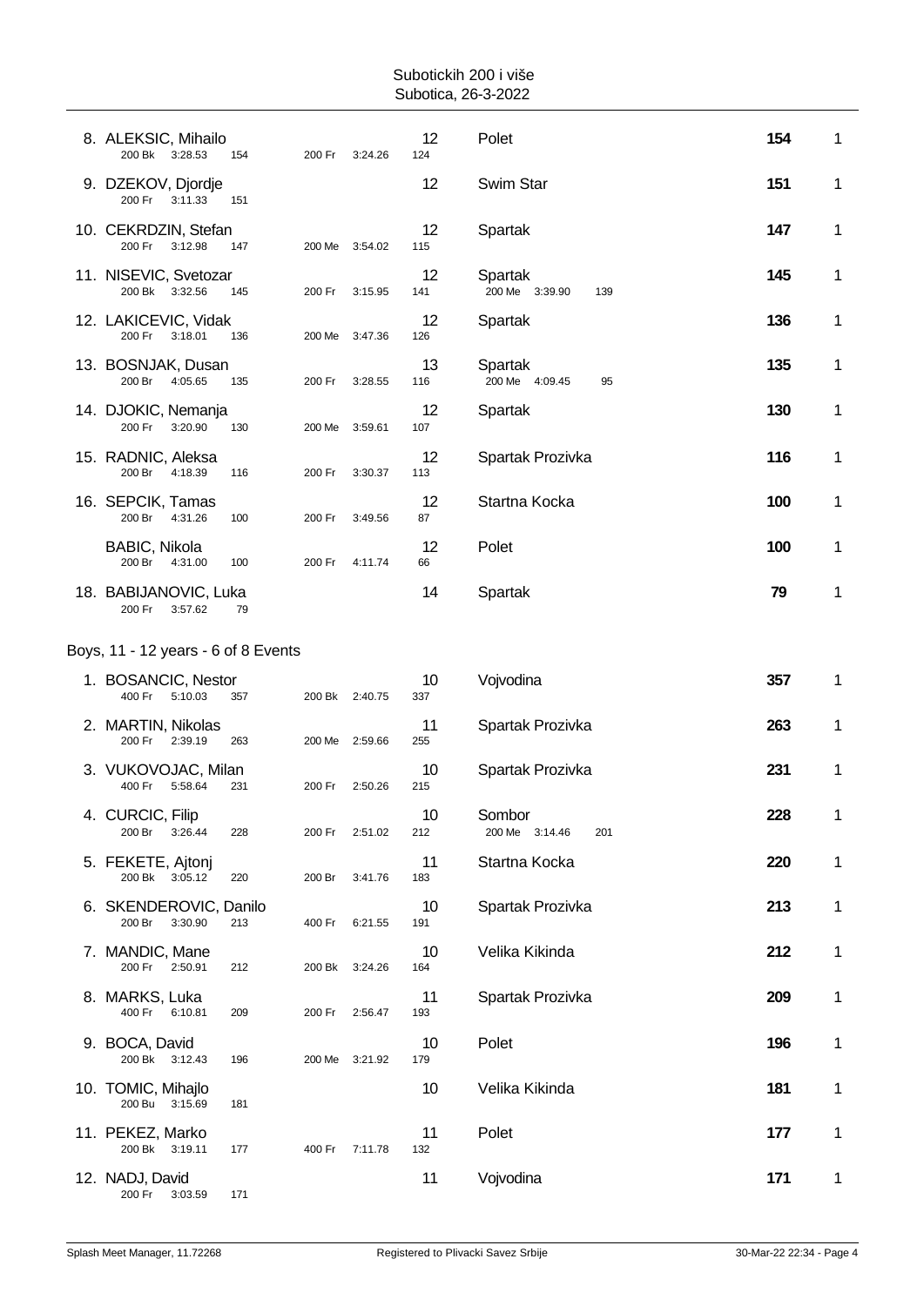| Place | Name | Event 1 | Event 2 | Age | Club / Event 3 | Points | |
|---|---|---|---|---|---|---|---|
| 8. | ALEKSIC, Mihailo | 200 Bk 3:28.53 154 | 200 Fr 3:24.26 124 | 12 | Polet | **154** | 1 |
| 9. | DZEKOV, Djordje | 200 Fr 3:11.33 151 | | 12 | Swim Star | **151** | 1 |
| 10. | CEKRDZIN, Stefan | 200 Fr 3:12.98 147 | 200 Me 3:54.02 115 | 12 | Spartak | **147** | 1 |
| 11. | NISEVIC, Svetozar | 200 Bk 3:32.56 145 | 200 Fr 3:15.95 141 | 12 | Spartak<br>200 Me 3:39.90 139 | **145** | 1 |
| 12. | LAKICEVIC, Vidak | 200 Fr 3:18.01 136 | 200 Me 3:47.36 126 | 12 | Spartak | **136** | 1 |
| 13. | BOSNJAK, Dusan | 200 Br 4:05.65 135 | 200 Fr 3:28.55 116 | 13 | Spartak<br>200 Me 4:09.45 95 | **135** | 1 |
| 14. | DJOKIC, Nemanja | 200 Fr 3:20.90 130 | 200 Me 3:59.61 107 | 12 | Spartak | **130** | 1 |
| 15. | RADNIC, Aleksa | 200 Br 4:18.39 116 | 200 Fr 3:30.37 113 | 12 | Spartak Prozivka | **116** | 1 |
| 16. | SEPCIK, Tamas | 200 Br 4:31.26 100 | 200 Fr 3:49.56 87 | 12 | Startna Kocka | **100** | 1 |
| | BABIC, Nikola | 200 Br 4:31.00 100 | 200 Fr 4:11.74 66 | 12 | Polet | **100** | 1 |
| 18. | BABIJANOVIC, Luka | 200 Fr 3:57.62 79 | | 14 | Spartak | **79** | 1 |

Boys, 11 - 12 years - 6 of 8 Events

| Place | Name | Event 1 | Event 2 | Age | Club / Event 3 | Points | |
|---|---|---|---|---|---|---|---|
| 1. | BOSANCIC, Nestor | 400 Fr 5:10.03 357 | 200 Bk 2:40.75 337 | 10 | Vojvodina | **357** | 1 |
| 2. | MARTIN, Nikolas | 200 Fr 2:39.19 263 | 200 Me 2:59.66 255 | 11 | Spartak Prozivka | **263** | 1 |
| 3. | VUKOVOJAC, Milan | 400 Fr 5:58.64 231 | 200 Fr 2:50.26 215 | 10 | Spartak Prozivka | **231** | 1 |
| 4. | CURCIC, Filip | 200 Br 3:26.44 228 | 200 Fr 2:51.02 212 | 10 | Sombor<br>200 Me 3:14.46 201 | **228** | 1 |
| 5. | FEKETE, Ajtonj | 200 Bk 3:05.12 220 | 200 Br 3:41.76 183 | 11 | Startna Kocka | **220** | 1 |
| 6. | SKENDEROVIC, Danilo | 200 Br 3:30.90 213 | 400 Fr 6:21.55 191 | 10 | Spartak Prozivka | **213** | 1 |
| 7. | MANDIC, Mane | 200 Fr 2:50.91 212 | 200 Bk 3:24.26 164 | 10 | Velika Kikinda | **212** | 1 |
| 8. | MARKS, Luka | 400 Fr 6:10.81 209 | 200 Fr 2:56.47 193 | 11 | Spartak Prozivka | **209** | 1 |
| 9. | BOCA, David | 200 Bk 3:12.43 196 | 200 Me 3:21.92 179 | 10 | Polet | **196** | 1 |
| 10. | TOMIC, Mihajlo | 200 Bu 3:15.69 181 | | 10 | Velika Kikinda | **181** | 1 |
| 11. | PEKEZ, Marko | 200 Bk 3:19.11 177 | 400 Fr 7:11.78 132 | 11 | Polet | **177** | 1 |
| 12. | NADJ, David | 200 Fr 3:03.59 171 | | 11 | Vojvodina | **171** | 1 |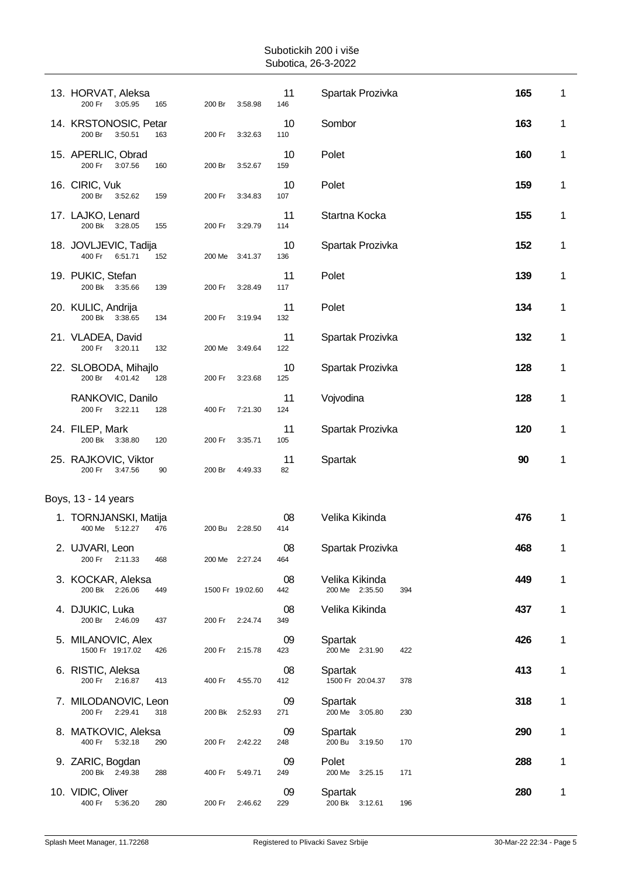| Place | Name | Event 1 | Time 1 | Pts 1 | Event 2 | Time 2 | Pts 2 | YoB | Club | Event 3 | Time 3 | Pts 3 | Points | |
|---|---|---|---|---|---|---|---|---|---|---|---|---|---|---|
| 13. | HORVAT, Aleksa | 200 Fr | 3:05.95 | 165 | 200 Br | 3:58.98 | 146 | 11 | Spartak Prozivka | | | | **165** | 1 |
| 14. | KRSTONOSIC, Petar | 200 Br | 3:50.51 | 163 | 200 Fr | 3:32.63 | 110 | 10 | Sombor | | | | **163** | 1 |
| 15. | APERLIC, Obrad | 200 Fr | 3:07.56 | 160 | 200 Br | 3:52.67 | 159 | 10 | Polet | | | | **160** | 1 |
| 16. | CIRIC, Vuk | 200 Br | 3:52.62 | 159 | 200 Fr | 3:34.83 | 107 | 10 | Polet | | | | **159** | 1 |
| 17. | LAJKO, Lenard | 200 Bk | 3:28.05 | 155 | 200 Fr | 3:29.79 | 114 | 11 | Startna Kocka | | | | **155** | 1 |
| 18. | JOVLJEVIC, Tadija | 400 Fr | 6:51.71 | 152 | 200 Me | 3:41.37 | 136 | 10 | Spartak Prozivka | | | | **152** | 1 |
| 19. | PUKIC, Stefan | 200 Bk | 3:35.66 | 139 | 200 Fr | 3:28.49 | 117 | 11 | Polet | | | | **139** | 1 |
| 20. | KULIC, Andrija | 200 Bk | 3:38.65 | 134 | 200 Fr | 3:19.94 | 132 | 11 | Polet | | | | **134** | 1 |
| 21. | VLADEA, David | 200 Fr | 3:20.11 | 132 | 200 Me | 3:49.64 | 122 | 11 | Spartak Prozivka | | | | **132** | 1 |
| 22. | SLOBODA, Mihajlo | 200 Br | 4:01.42 | 128 | 200 Fr | 3:23.68 | 125 | 10 | Spartak Prozivka | | | | **128** | 1 |
| | RANKOVIC, Danilo | 200 Fr | 3:22.11 | 128 | 400 Fr | 7:21.30 | 124 | 11 | Vojvodina | | | | **128** | 1 |
| 24. | FILEP, Mark | 200 Bk | 3:38.80 | 120 | 200 Fr | 3:35.71 | 105 | 11 | Spartak Prozivka | | | | **120** | 1 |
| 25. | RAJKOVIC, Viktor | 200 Fr | 3:47.56 | 90 | 200 Br | 4:49.33 | 82 | 11 | Spartak | | | | **90** | 1 |

Boys, 13 - 14 years

| Place | Name | Event 1 | Time 1 | Pts 1 | Event 2 | Time 2 | Pts 2 | YoB | Club | Event 3 | Time 3 | Pts 3 | Points | |
|---|---|---|---|---|---|---|---|---|---|---|---|---|---|---|
| 1. | TORNJANSKI, Matija | 400 Me | 5:12.27 | 476 | 200 Bu | 2:28.50 | 414 | 08 | Velika Kikinda | | | | **476** | 1 |
| 2. | UJVARI, Leon | 200 Fr | 2:11.33 | 468 | 200 Me | 2:27.24 | 464 | 08 | Spartak Prozivka | | | | **468** | 1 |
| 3. | KOCKAR, Aleksa | 200 Bk | 2:26.06 | 449 | 1500 Fr | 19:02.60 | 442 | 08 | Velika Kikinda | 200 Me | 2:35.50 | 394 | **449** | 1 |
| 4. | DJUKIC, Luka | 200 Br | 2:46.09 | 437 | 200 Fr | 2:24.74 | 349 | 08 | Velika Kikinda | | | | **437** | 1 |
| 5. | MILANOVIC, Alex | 1500 Fr | 19:17.02 | 426 | 200 Fr | 2:15.78 | 423 | 09 | Spartak | 200 Me | 2:31.90 | 422 | **426** | 1 |
| 6. | RISTIC, Aleksa | 200 Fr | 2:16.87 | 413 | 400 Fr | 4:55.70 | 412 | 08 | Spartak | 1500 Fr | 20:04.37 | 378 | **413** | 1 |
| 7. | MILODANOVIC, Leon | 200 Fr | 2:29.41 | 318 | 200 Bk | 2:52.93 | 271 | 09 | Spartak | 200 Me | 3:05.80 | 230 | **318** | 1 |
| 8. | MATKOVIC, Aleksa | 400 Fr | 5:32.18 | 290 | 200 Fr | 2:42.22 | 248 | 09 | Spartak | 200 Bu | 3:19.50 | 170 | **290** | 1 |
| 9. | ZARIC, Bogdan | 200 Bk | 2:49.38 | 288 | 400 Fr | 5:49.71 | 249 | 09 | Polet | 200 Me | 3:25.15 | 171 | **288** | 1 |
| 10. | VIDIC, Oliver | 400 Fr | 5:36.20 | 280 | 200 Fr | 2:46.62 | 229 | 09 | Spartak | 200 Bk | 3:12.61 | 196 | **280** | 1 |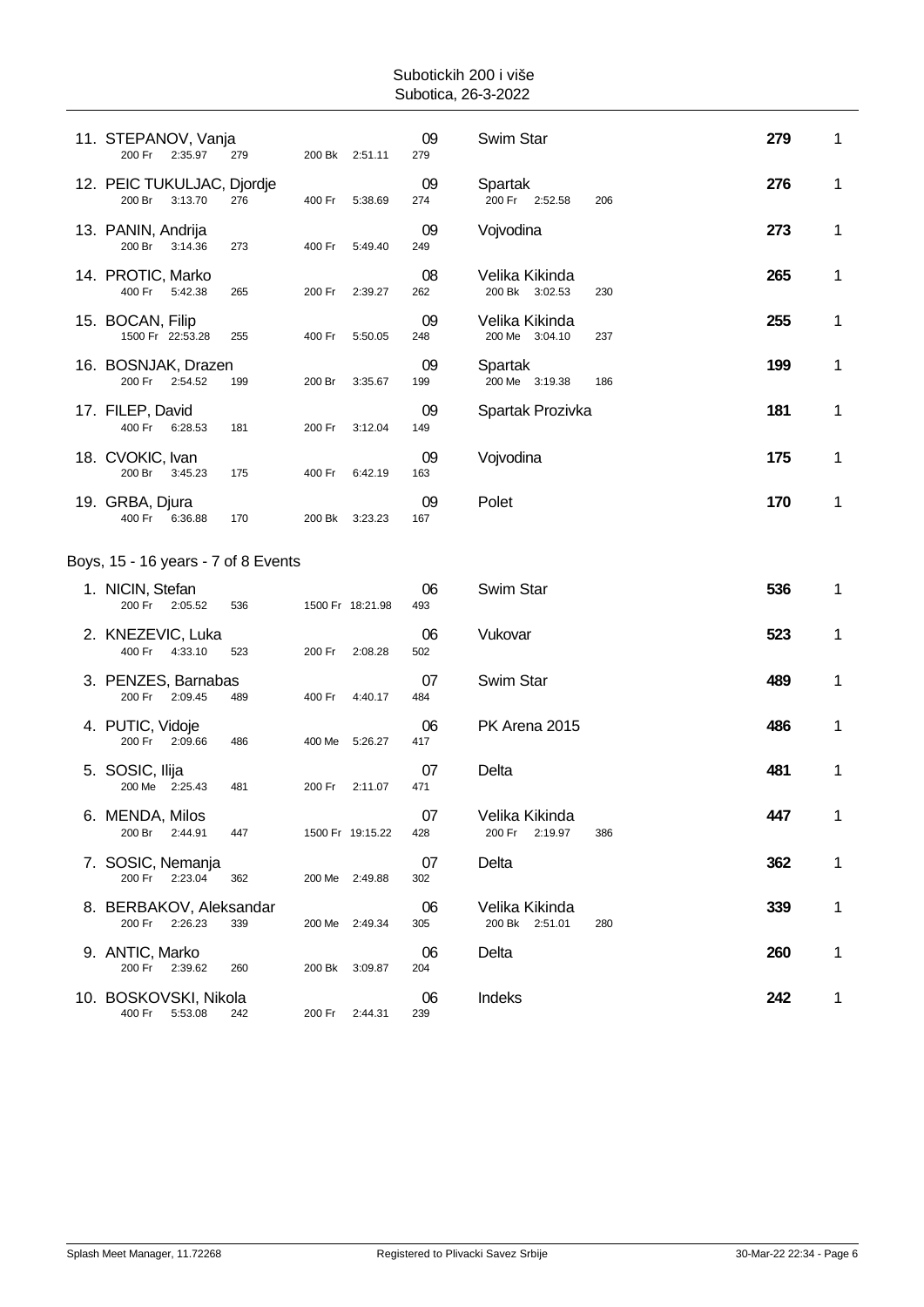| Place | Name | YoB | Club | Points | |
|---|---|---|---|---|---|
| 11. | STEPANOV, Vanja<br>200 Fr 2:35.97 279 · 200 Bk 2:51.11 279 | 09 | Swim Star | **279** | 1 |
| 12. | PEIC TUKULJAC, Djordje<br>200 Br 3:13.70 276 · 400 Fr 5:38.69 274 | 09 | Spartak<br>200 Fr 2:52.58 206 | **276** | 1 |
| 13. | PANIN, Andrija<br>200 Br 3:14.36 273 · 400 Fr 5:49.40 249 | 09 | Vojvodina | **273** | 1 |
| 14. | PROTIC, Marko<br>400 Fr 5:42.38 265 · 200 Fr 2:39.27 262 | 08 | Velika Kikinda<br>200 Bk 3:02.53 230 | **265** | 1 |
| 15. | BOCAN, Filip<br>1500 Fr 22:53.28 255 · 400 Fr 5:50.05 248 | 09 | Velika Kikinda<br>200 Me 3:04.10 237 | **255** | 1 |
| 16. | BOSNJAK, Drazen<br>200 Fr 2:54.52 199 · 200 Br 3:35.67 199 | 09 | Spartak<br>200 Me 3:19.38 186 | **199** | 1 |
| 17. | FILEP, David<br>400 Fr 6:28.53 181 · 200 Fr 3:12.04 149 | 09 | Spartak Prozivka | **181** | 1 |
| 18. | CVOKIC, Ivan<br>200 Br 3:45.23 175 · 400 Fr 6:42.19 163 | 09 | Vojvodina | **175** | 1 |
| 19. | GRBA, Djura<br>400 Fr 6:36.88 170 · 200 Bk 3:23.23 167 | 09 | Polet | **170** | 1 |

Boys, 15 - 16 years - 7 of 8 Events

| Place | Name | YoB | Club | Points | |
|---|---|---|---|---|---|
| 1. | NICIN, Stefan<br>200 Fr 2:05.52 536 · 1500 Fr 18:21.98 493 | 06 | Swim Star | **536** | 1 |
| 2. | KNEZEVIC, Luka<br>400 Fr 4:33.10 523 · 200 Fr 2:08.28 502 | 06 | Vukovar | **523** | 1 |
| 3. | PENZES, Barnabas<br>200 Fr 2:09.45 489 · 400 Fr 4:40.17 484 | 07 | Swim Star | **489** | 1 |
| 4. | PUTIC, Vidoje<br>200 Fr 2:09.66 486 · 400 Me 5:26.27 417 | 06 | PK Arena 2015 | **486** | 1 |
| 5. | SOSIC, Ilija<br>200 Me 2:25.43 481 · 200 Fr 2:11.07 471 | 07 | Delta | **481** | 1 |
| 6. | MENDA, Milos<br>200 Br 2:44.91 447 · 1500 Fr 19:15.22 428 | 07 | Velika Kikinda<br>200 Fr 2:19.97 386 | **447** | 1 |
| 7. | SOSIC, Nemanja<br>200 Fr 2:23.04 362 · 200 Me 2:49.88 302 | 07 | Delta | **362** | 1 |
| 8. | BERBAKOV, Aleksandar<br>200 Fr 2:26.23 339 · 200 Me 2:49.34 305 | 06 | Velika Kikinda<br>200 Bk 2:51.01 280 | **339** | 1 |
| 9. | ANTIC, Marko<br>200 Fr 2:39.62 260 · 200 Bk 3:09.87 204 | 06 | Delta | **260** | 1 |
| 10. | BOSKOVSKI, Nikola<br>400 Fr 5:53.08 242 · 200 Fr 2:44.31 239 | 06 | Indeks | **242** | 1 |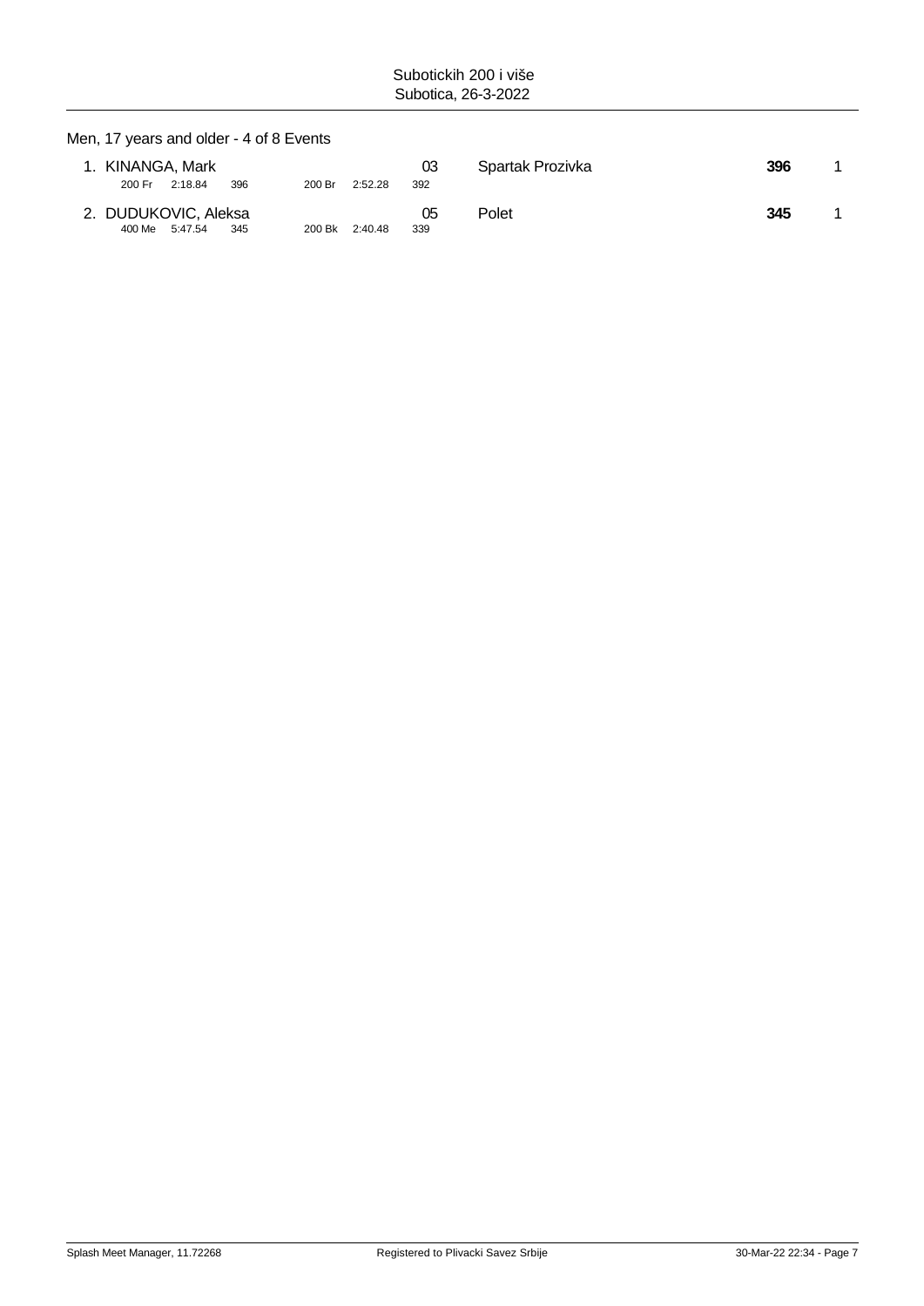## Men, 17 years and older - 4 of 8 Events

| | | | | | | | | | |
|---|---|---|---|---|---|---|---|---|---|
| 1. KINANGA, Mark | | | | | 03 | Spartak Prozivka | **396** | 1 |
| 200 Fr | 2:18.84 | 396 | 200 Br | 2:52.28 | 392 | | | |
| 2. DUDUKOVIC, Aleksa | | | | | 05 | Polet | **345** | 1 |
| 400 Me | 5:47.54 | 345 | 200 Bk | 2:40.48 | 339 | | | |